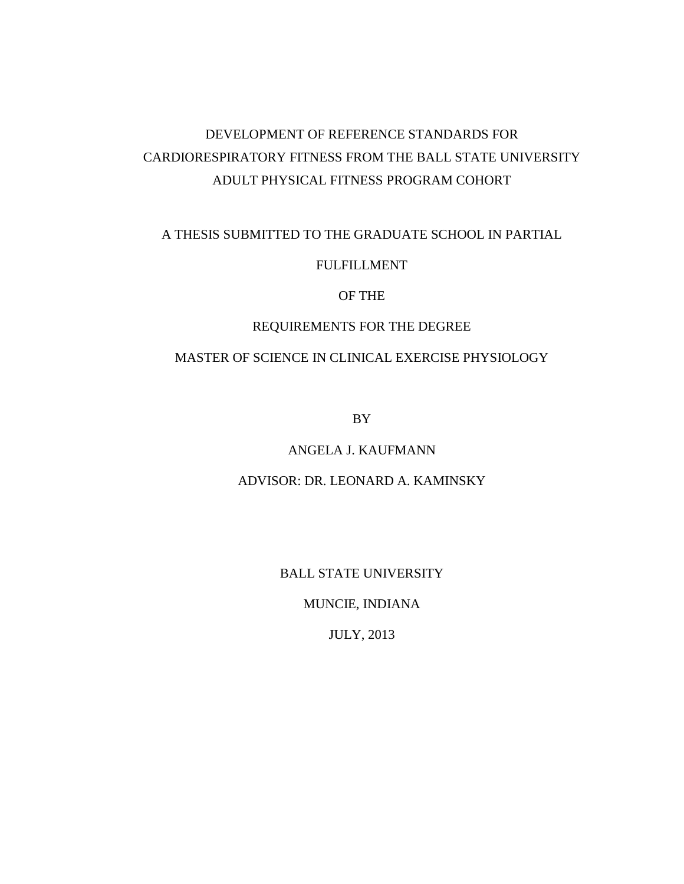# DEVELOPMENT OF REFERENCE STANDARDS FOR CARDIORESPIRATORY FITNESS FROM THE BALL STATE UNIVERSITY ADULT PHYSICAL FITNESS PROGRAM COHORT

A THESIS SUBMITTED TO THE GRADUATE SCHOOL IN PARTIAL

FULFILLMENT

OF THE

REQUIREMENTS FOR THE DEGREE

MASTER OF SCIENCE IN CLINICAL EXERCISE PHYSIOLOGY

BY

ANGELA J. KAUFMANN

ADVISOR: DR. LEONARD A. KAMINSKY

BALL STATE UNIVERSITY

MUNCIE, INDIANA

JULY, 2013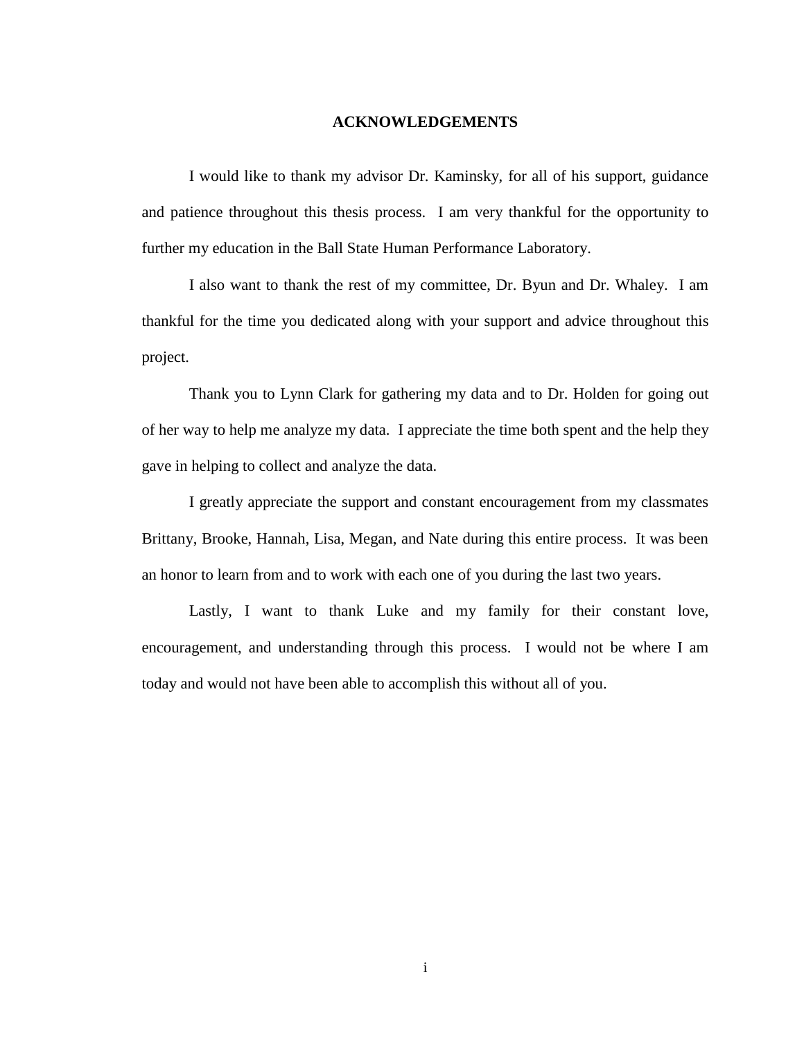# ACKNOWLEDGEMENTS

I would like to thank my advisor Dr. Kaminsky, for all of his support, guidance and patience throughout this thesis process. I am very thankful for the opportunity to further my education in the Ball State Human Performance Laboratory.

I also want to thank the rest of my committee, Dr. Byun and Dr. Whaley. I am thankful for the time you dedicated along with your support and advice throughout this project.

Thank you to Lynn Clark for gathering my data and to Dr. Holden for going out of her way to help me analyze my data. I appreciate the time both spent and the help they gave in helping to collect and analyze the data.

I greatly appreciate the support and constant encouragement from my classmates Brittany, Brooke, Hannah, Lisa, Megan, and Nate during this entire process. It was been an honor to learn from and to work with each one of you during the last two years.

Lastly, I want to thank Luke and my family for their constant love, encouragement, and understanding through this process. I would not be where I am today and would not have been able to accomplish this without all of you.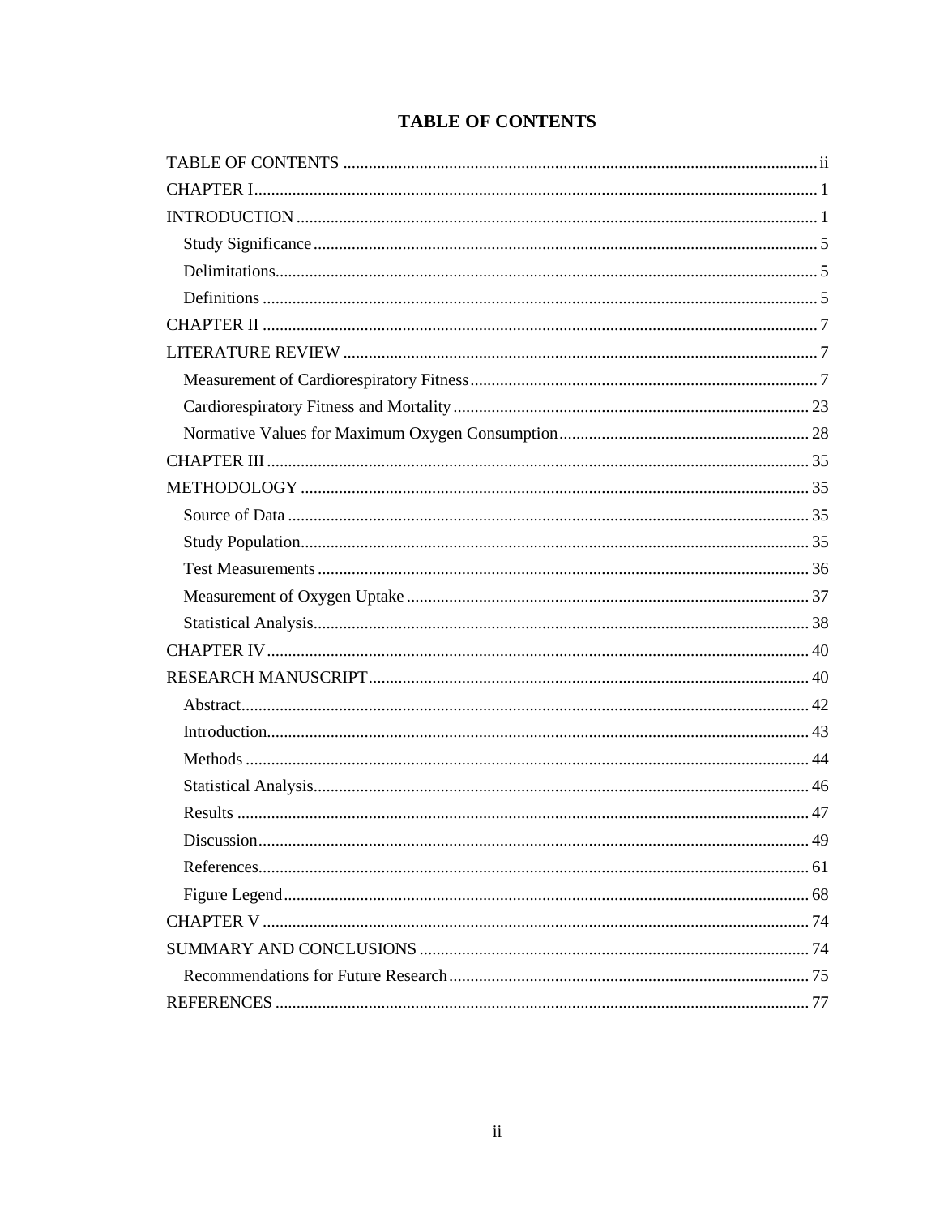# TABLE OF CONTENTS

| | |
|---|---|
| TABLE OF CONTENTS | ii |
| CHAPTER I | 1 |
| INTRODUCTION | 1 |
| Study Significance | 5 |
| Delimitations | 5 |
| Definitions | 5 |
| CHAPTER II | 7 |
| LITERATURE REVIEW | 7 |
| Measurement of Cardiorespiratory Fitness | 7 |
| Cardiorespiratory Fitness and Mortality | 23 |
| Normative Values for Maximum Oxygen Consumption | 28 |
| CHAPTER III | 35 |
| METHODOLOGY | 35 |
| Source of Data | 35 |
| Study Population | 35 |
| Test Measurements | 36 |
| Measurement of Oxygen Uptake | 37 |
| Statistical Analysis | 38 |
| CHAPTER IV | 40 |
| RESEARCH MANUSCRIPT | 40 |
| Abstract | 42 |
| Introduction | 43 |
| Methods | 44 |
| Statistical Analysis | 46 |
| Results | 47 |
| Discussion | 49 |
| References | 61 |
| Figure Legend | 68 |
| CHAPTER V | 74 |
| SUMMARY AND CONCLUSIONS | 74 |
| Recommendations for Future Research | 75 |
| REFERENCES | 77 |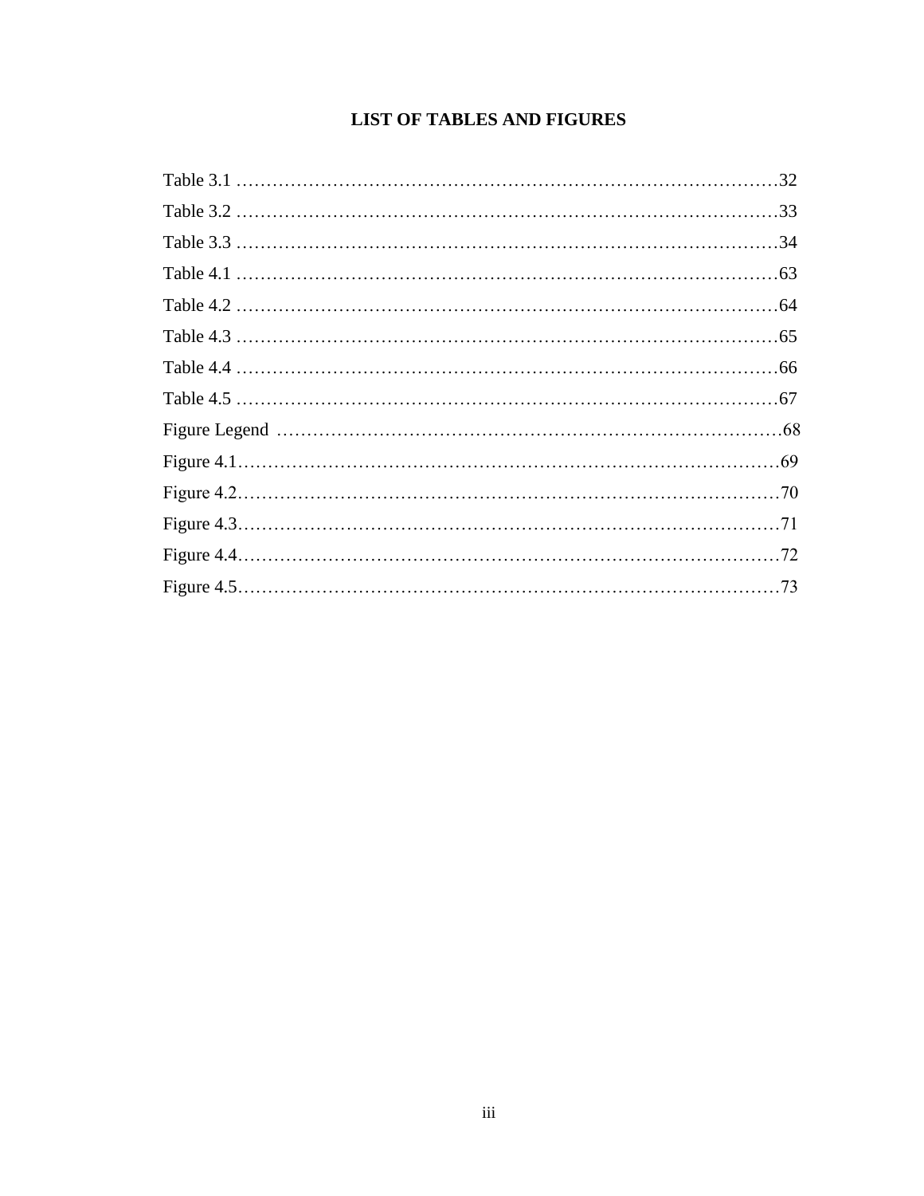# LIST OF TABLES AND FIGURES

Table 3.1 ……………………………………………………………………………32

Table 3.2 ……………………………………………………………………………33

Table 3.3 ……………………………………………………………………………34

Table 4.1 ……………………………………………………………………………63

Table 4.2 ……………………………………………………………………………64

Table 4.3 ……………………………………………………………………………65

Table 4.4 ……………………………………………………………………………66

Table 4.5 ……………………………………………………………………………67

Figure Legend ………………………………………………………………………68

Figure 4.1……………………………………………………………………………69

Figure 4.2……………………………………………………………………………70

Figure 4.3……………………………………………………………………………71

Figure 4.4……………………………………………………………………………72

Figure 4.5……………………………………………………………………………73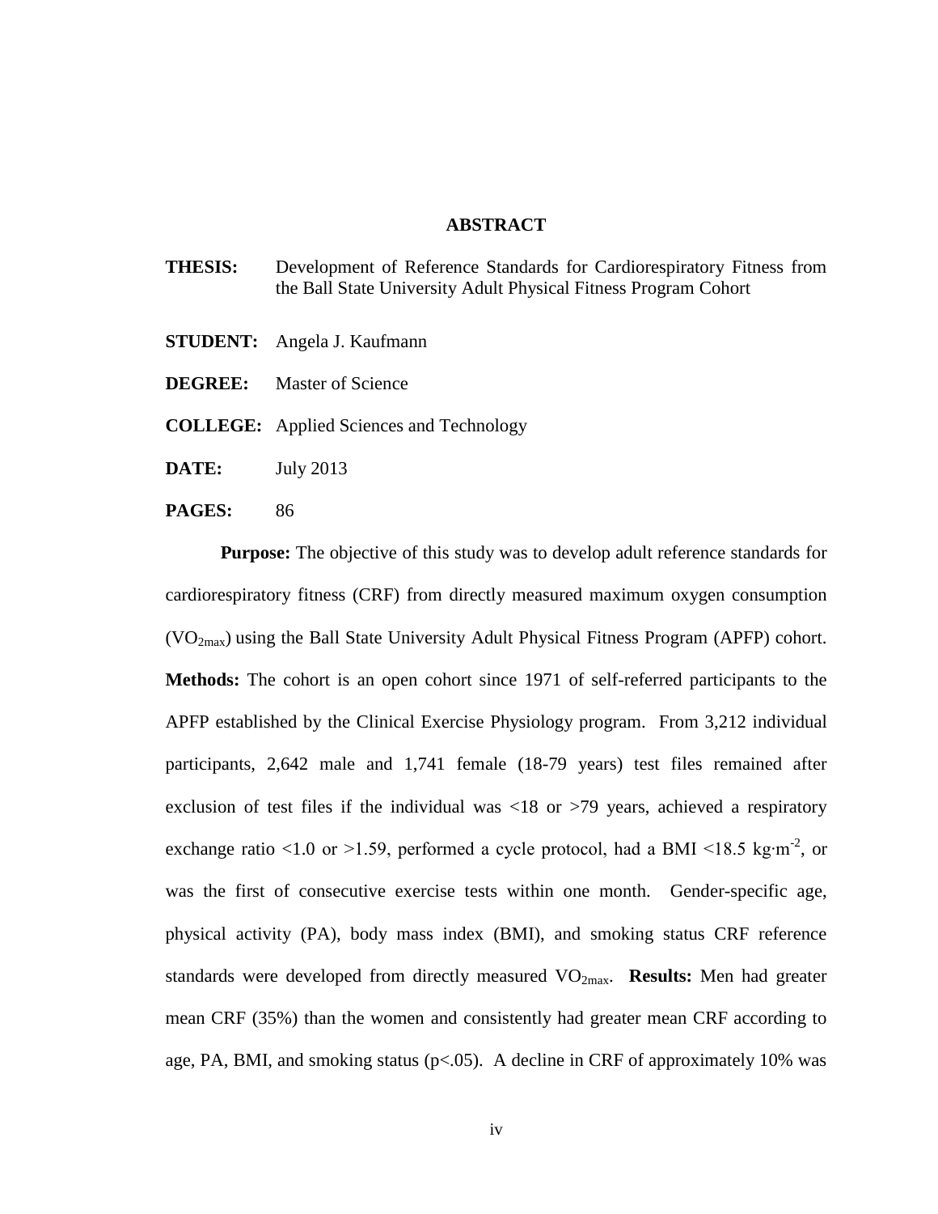## ABSTRACT

**THESIS:** Development of Reference Standards for Cardiorespiratory Fitness from the Ball State University Adult Physical Fitness Program Cohort

**STUDENT:** Angela J. Kaufmann

**DEGREE:** Master of Science

**COLLEGE:** Applied Sciences and Technology

**DATE:** July 2013

**PAGES:** 86

**Purpose:** The objective of this study was to develop adult reference standards for cardiorespiratory fitness (CRF) from directly measured maximum oxygen consumption ($VO_{2max}$) using the Ball State University Adult Physical Fitness Program (APFP) cohort. **Methods:** The cohort is an open cohort since 1971 of self-referred participants to the APFP established by the Clinical Exercise Physiology program. From 3,212 individual participants, 2,642 male and 1,741 female (18-79 years) test files remained after exclusion of test files if the individual was <18 or >79 years, achieved a respiratory exchange ratio <1.0 or >1.59, performed a cycle protocol, had a BMI <18.5 $kg \cdot m^{-2}$, or was the first of consecutive exercise tests within one month. Gender-specific age, physical activity (PA), body mass index (BMI), and smoking status CRF reference standards were developed from directly measured $VO_{2max}$. **Results:** Men had greater mean CRF (35%) than the women and consistently had greater mean CRF according to age, PA, BMI, and smoking status ($p<.05$). A decline in CRF of approximately 10% was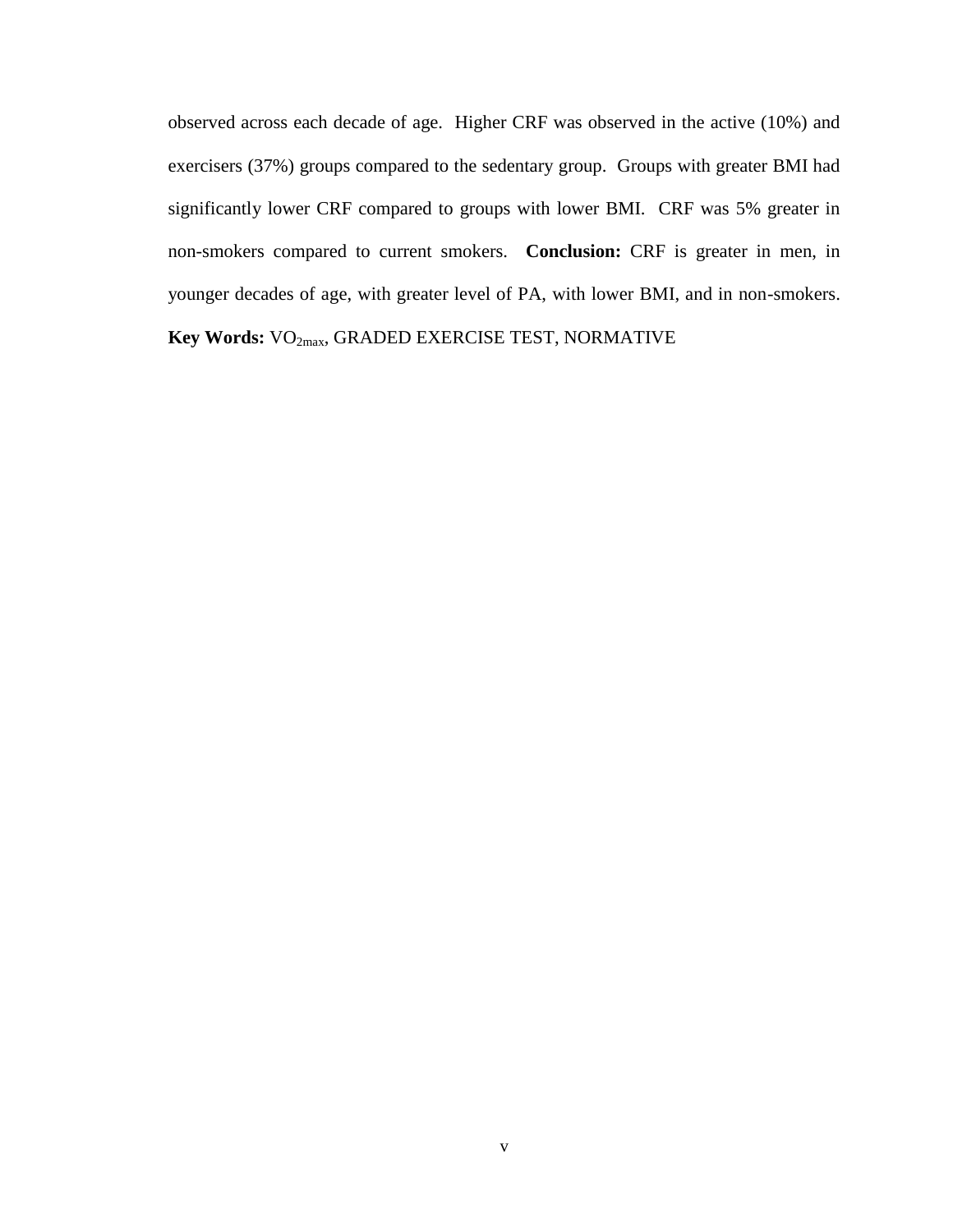observed across each decade of age. Higher CRF was observed in the active (10%) and exercisers (37%) groups compared to the sedentary group. Groups with greater BMI had significantly lower CRF compared to groups with lower BMI. CRF was 5% greater in non-smokers compared to current smokers. **Conclusion:** CRF is greater in men, in younger decades of age, with greater level of PA, with lower BMI, and in non-smokers. **Key Words:** $VO_{2max}$, GRADED EXERCISE TEST, NORMATIVE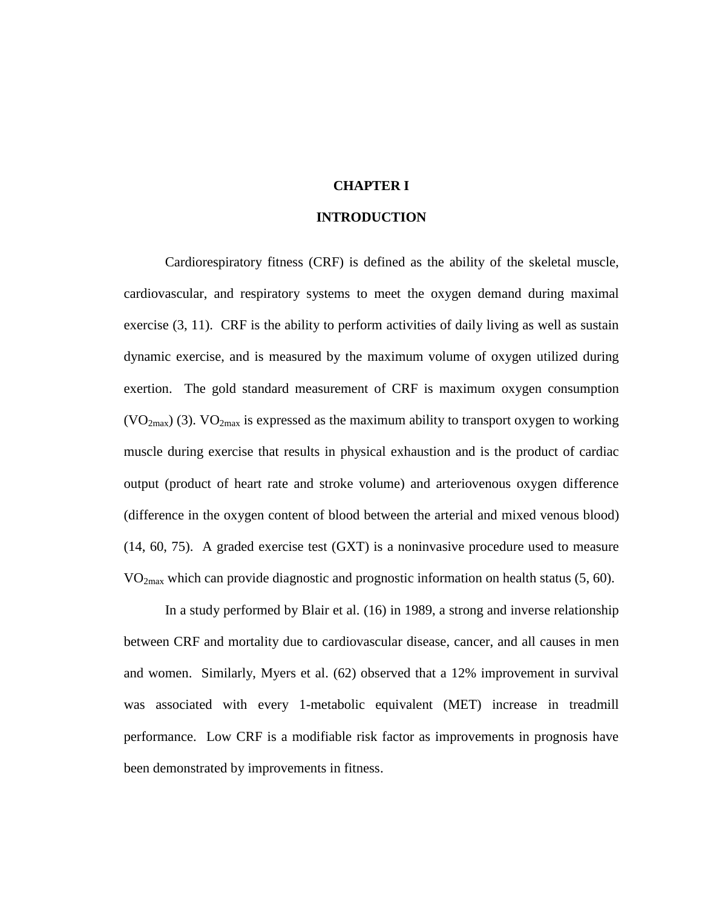# CHAPTER I

# INTRODUCTION

Cardiorespiratory fitness (CRF) is defined as the ability of the skeletal muscle, cardiovascular, and respiratory systems to meet the oxygen demand during maximal exercise (3, 11). CRF is the ability to perform activities of daily living as well as sustain dynamic exercise, and is measured by the maximum volume of oxygen utilized during exertion. The gold standard measurement of CRF is maximum oxygen consumption ($VO_{2max}$) (3). $VO_{2max}$ is expressed as the maximum ability to transport oxygen to working muscle during exercise that results in physical exhaustion and is the product of cardiac output (product of heart rate and stroke volume) and arteriovenous oxygen difference (difference in the oxygen content of blood between the arterial and mixed venous blood) (14, 60, 75). A graded exercise test (GXT) is a noninvasive procedure used to measure $VO_{2max}$ which can provide diagnostic and prognostic information on health status (5, 60).

In a study performed by Blair et al. (16) in 1989, a strong and inverse relationship between CRF and mortality due to cardiovascular disease, cancer, and all causes in men and women. Similarly, Myers et al. (62) observed that a 12% improvement in survival was associated with every 1-metabolic equivalent (MET) increase in treadmill performance. Low CRF is a modifiable risk factor as improvements in prognosis have been demonstrated by improvements in fitness.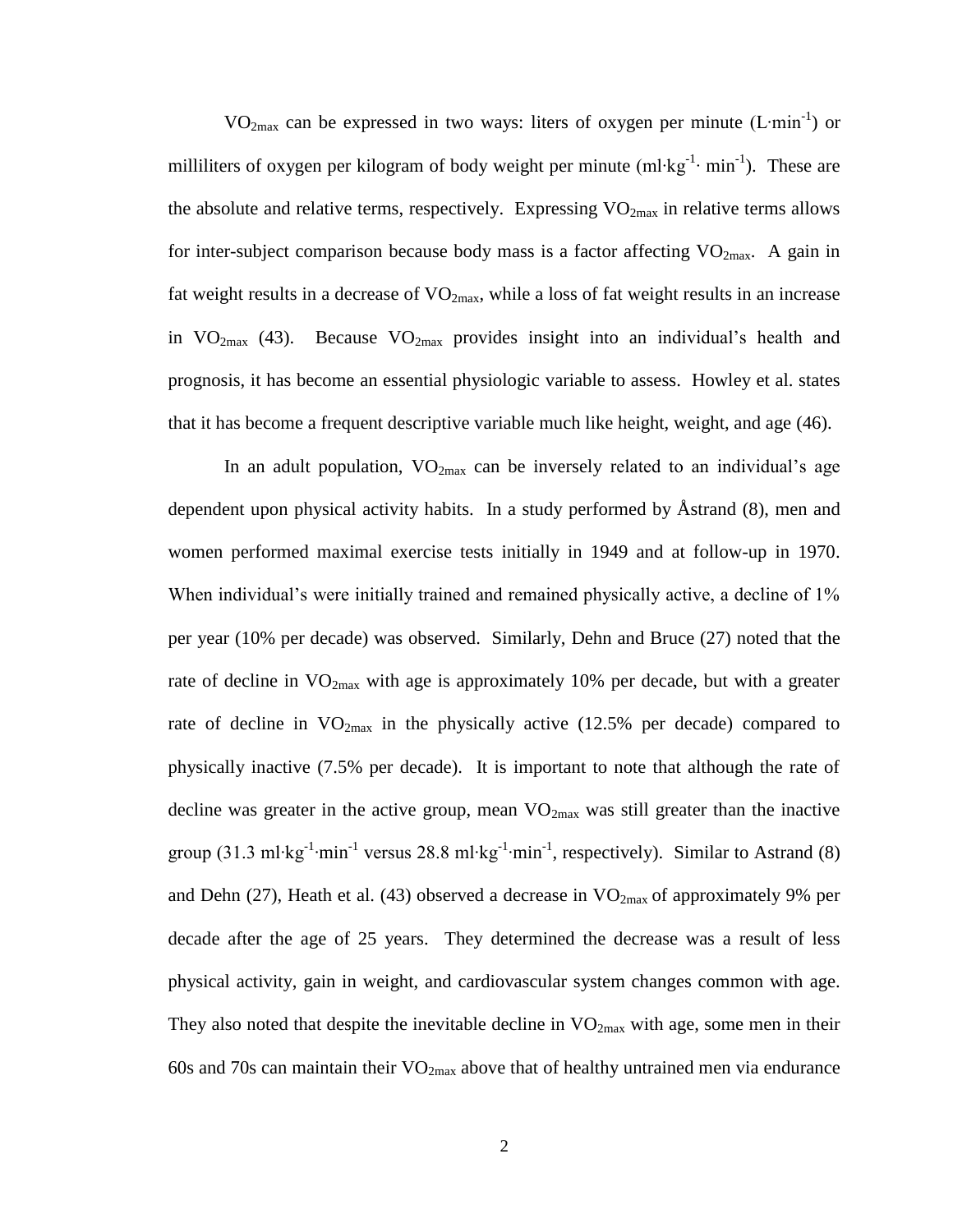$VO_{2max}$ can be expressed in two ways: liters of oxygen per minute ($L \cdot min^{-1}$) or milliliters of oxygen per kilogram of body weight per minute ($ml \cdot kg^{-1} \cdot min^{-1}$). These are the absolute and relative terms, respectively. Expressing $VO_{2max}$ in relative terms allows for inter-subject comparison because body mass is a factor affecting $VO_{2max}$. A gain in fat weight results in a decrease of $VO_{2max}$, while a loss of fat weight results in an increase in $VO_{2max}$ (43). Because $VO_{2max}$ provides insight into an individual's health and prognosis, it has become an essential physiologic variable to assess. Howley et al. states that it has become a frequent descriptive variable much like height, weight, and age (46).

In an adult population, $VO_{2max}$ can be inversely related to an individual's age dependent upon physical activity habits. In a study performed by Åstrand (8), men and women performed maximal exercise tests initially in 1949 and at follow-up in 1970. When individual's were initially trained and remained physically active, a decline of 1% per year (10% per decade) was observed. Similarly, Dehn and Bruce (27) noted that the rate of decline in $VO_{2max}$ with age is approximately 10% per decade, but with a greater rate of decline in $VO_{2max}$ in the physically active (12.5% per decade) compared to physically inactive (7.5% per decade). It is important to note that although the rate of decline was greater in the active group, mean $VO_{2max}$ was still greater than the inactive group (31.3 $ml \cdot kg^{-1} \cdot min^{-1}$ versus 28.8 $ml \cdot kg^{-1} \cdot min^{-1}$, respectively). Similar to Astrand (8) and Dehn (27), Heath et al. (43) observed a decrease in $VO_{2max}$ of approximately 9% per decade after the age of 25 years. They determined the decrease was a result of less physical activity, gain in weight, and cardiovascular system changes common with age. They also noted that despite the inevitable decline in $VO_{2max}$ with age, some men in their 60s and 70s can maintain their $VO_{2max}$ above that of healthy untrained men via endurance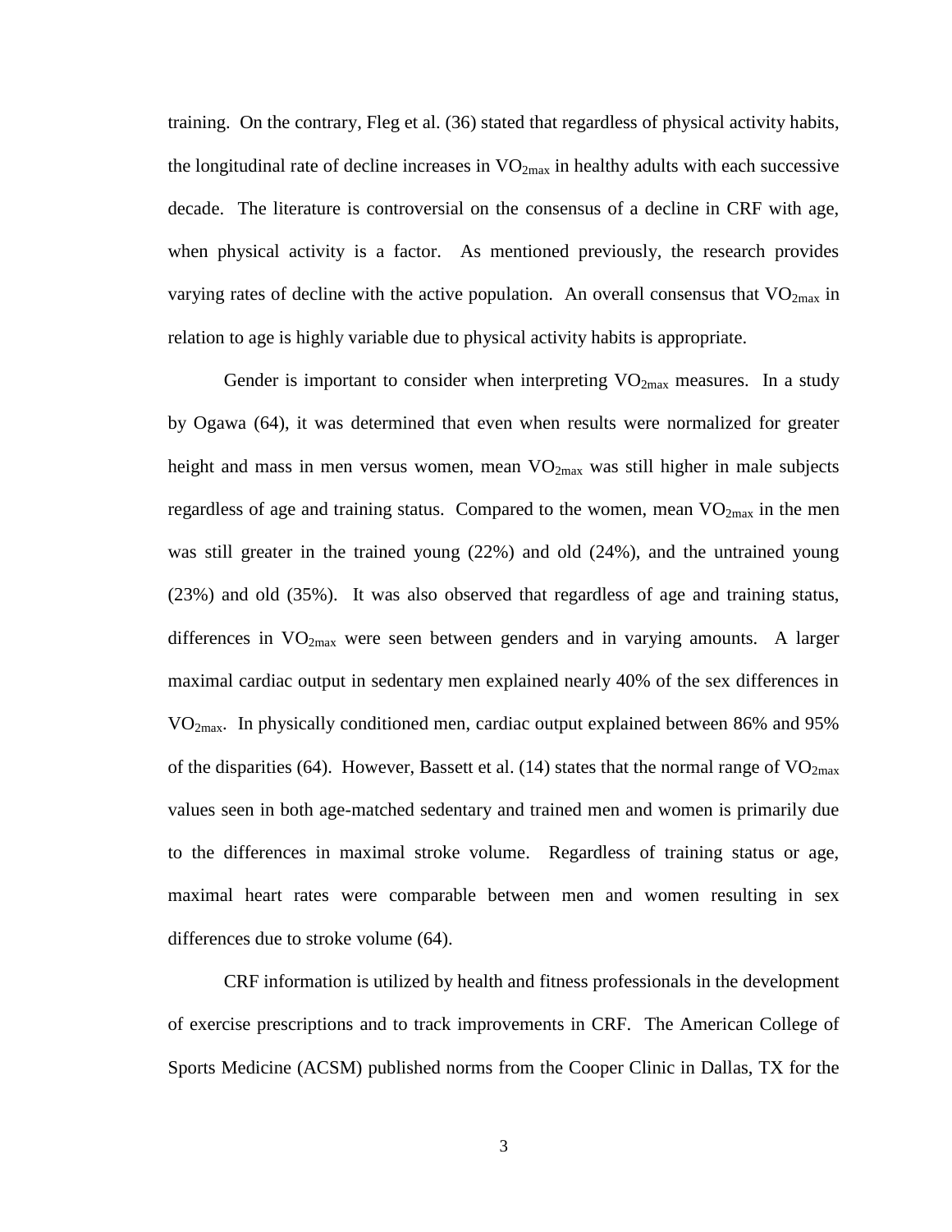training. On the contrary, Fleg et al. (36) stated that regardless of physical activity habits, the longitudinal rate of decline increases in $VO_{2max}$ in healthy adults with each successive decade. The literature is controversial on the consensus of a decline in CRF with age, when physical activity is a factor. As mentioned previously, the research provides varying rates of decline with the active population. An overall consensus that $VO_{2max}$ in relation to age is highly variable due to physical activity habits is appropriate.

Gender is important to consider when interpreting $VO_{2max}$ measures. In a study by Ogawa (64), it was determined that even when results were normalized for greater height and mass in men versus women, mean $VO_{2max}$ was still higher in male subjects regardless of age and training status. Compared to the women, mean $VO_{2max}$ in the men was still greater in the trained young (22%) and old (24%), and the untrained young (23%) and old (35%). It was also observed that regardless of age and training status, differences in $VO_{2max}$ were seen between genders and in varying amounts. A larger maximal cardiac output in sedentary men explained nearly 40% of the sex differences in $VO_{2max}$. In physically conditioned men, cardiac output explained between 86% and 95% of the disparities (64). However, Bassett et al. (14) states that the normal range of $VO_{2max}$ values seen in both age-matched sedentary and trained men and women is primarily due to the differences in maximal stroke volume. Regardless of training status or age, maximal heart rates were comparable between men and women resulting in sex differences due to stroke volume (64).

CRF information is utilized by health and fitness professionals in the development of exercise prescriptions and to track improvements in CRF. The American College of Sports Medicine (ACSM) published norms from the Cooper Clinic in Dallas, TX for the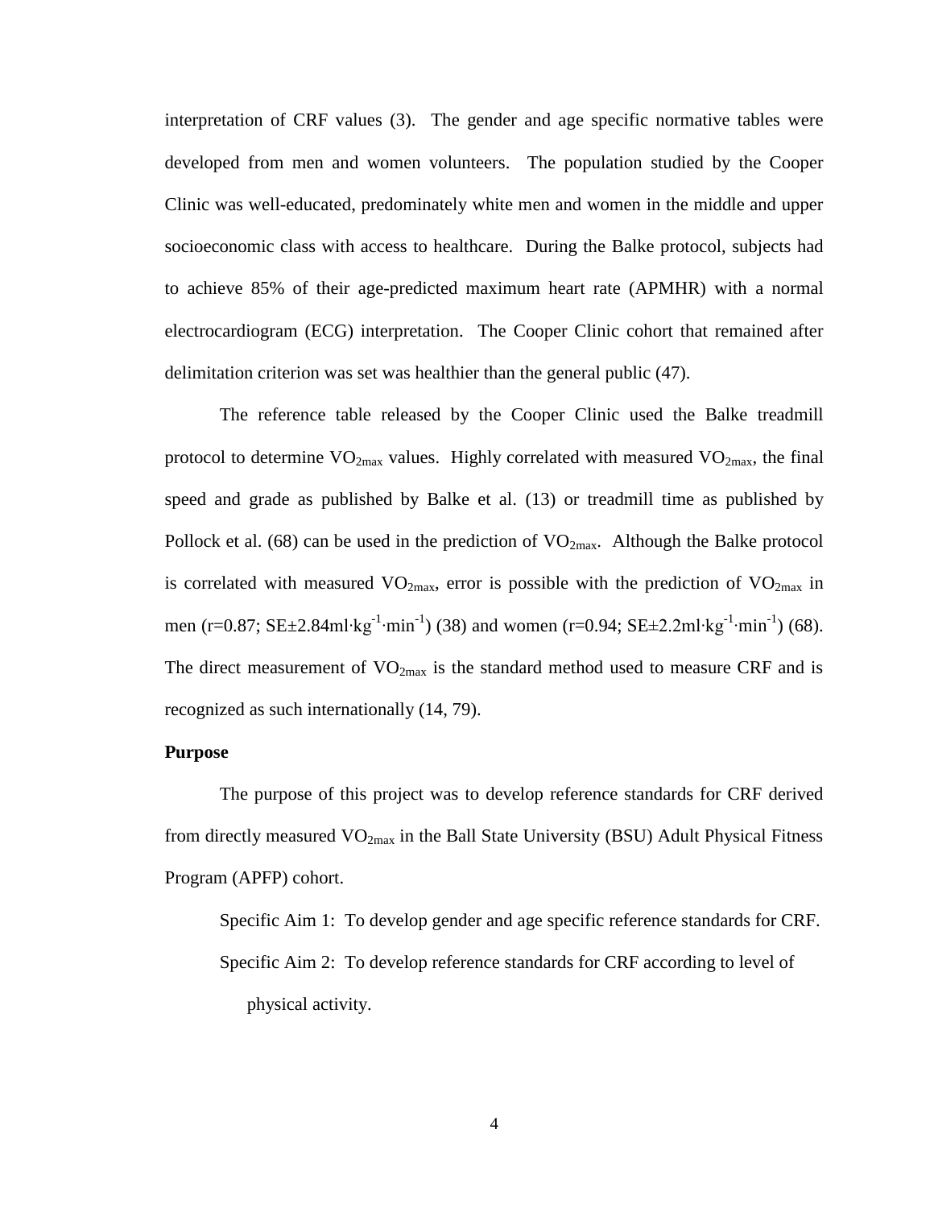interpretation of CRF values (3). The gender and age specific normative tables were developed from men and women volunteers. The population studied by the Cooper Clinic was well-educated, predominately white men and women in the middle and upper socioeconomic class with access to healthcare. During the Balke protocol, subjects had to achieve 85% of their age-predicted maximum heart rate (APMHR) with a normal electrocardiogram (ECG) interpretation. The Cooper Clinic cohort that remained after delimitation criterion was set was healthier than the general public (47).

The reference table released by the Cooper Clinic used the Balke treadmill protocol to determine $VO_{2max}$ values. Highly correlated with measured $VO_{2max}$, the final speed and grade as published by Balke et al. (13) or treadmill time as published by Pollock et al. (68) can be used in the prediction of $VO_{2max}$. Although the Balke protocol is correlated with measured $VO_{2max}$, error is possible with the prediction of $VO_{2max}$ in men ($r=0.87$; $SE\pm2.84 ml \cdot kg^{-1} \cdot min^{-1}$) (38) and women ($r=0.94$; $SE\pm2.2 ml \cdot kg^{-1} \cdot min^{-1}$) (68). The direct measurement of $VO_{2max}$ is the standard method used to measure CRF and is recognized as such internationally (14, 79).

**Purpose**

The purpose of this project was to develop reference standards for CRF derived from directly measured $VO_{2max}$ in the Ball State University (BSU) Adult Physical Fitness Program (APFP) cohort.

Specific Aim 1: To develop gender and age specific reference standards for CRF.

Specific Aim 2: To develop reference standards for CRF according to level of physical activity.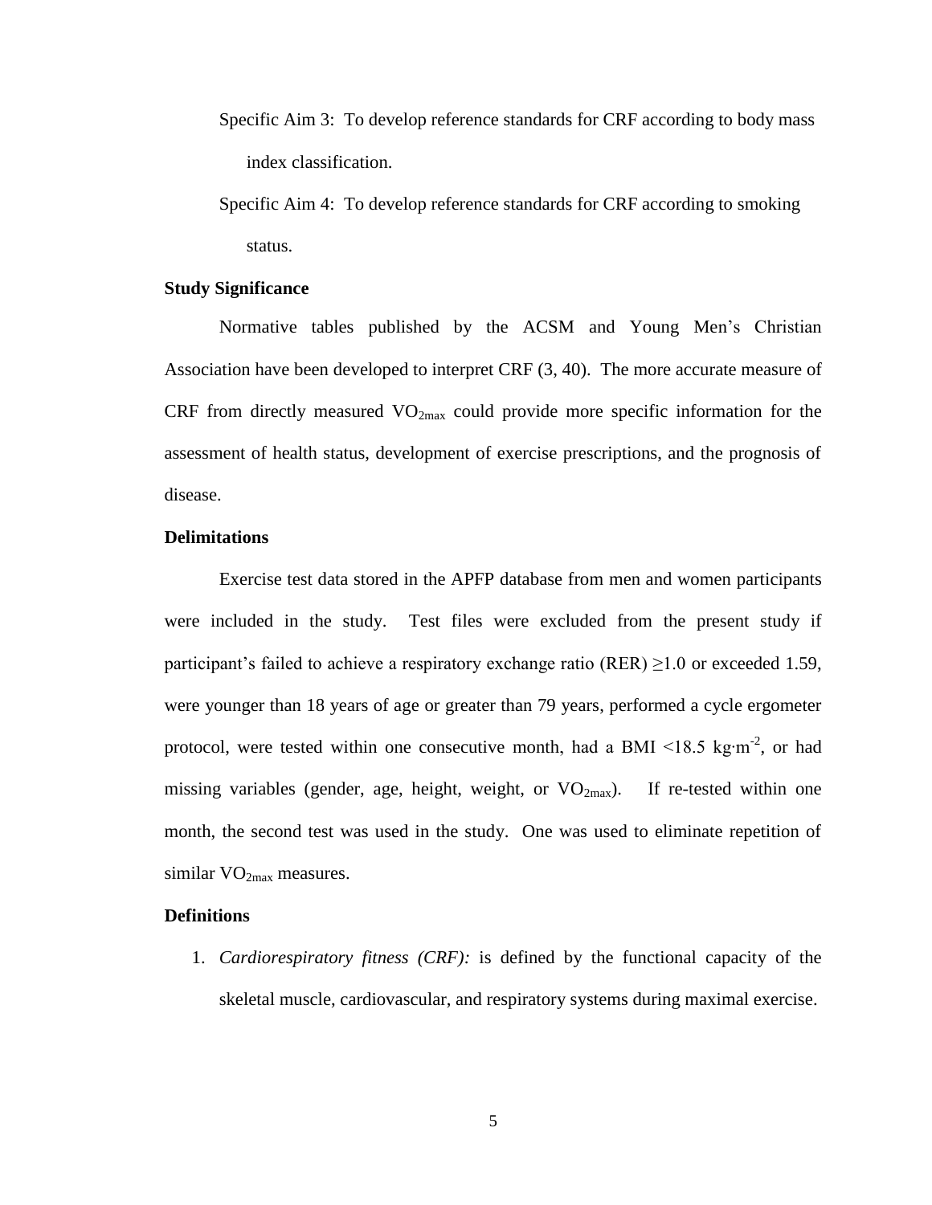Specific Aim 3: To develop reference standards for CRF according to body mass index classification.

Specific Aim 4: To develop reference standards for CRF according to smoking status.

### Study Significance

Normative tables published by the ACSM and Young Men's Christian Association have been developed to interpret CRF (3, 40). The more accurate measure of CRF from directly measured $VO_{2max}$ could provide more specific information for the assessment of health status, development of exercise prescriptions, and the prognosis of disease.

### Delimitations

Exercise test data stored in the APFP database from men and women participants were included in the study. Test files were excluded from the present study if participant's failed to achieve a respiratory exchange ratio (RER) $\geq$1.0 or exceeded 1.59, were younger than 18 years of age or greater than 79 years, performed a cycle ergometer protocol, were tested within one consecutive month, had a BMI <18.5 $kg \cdot m^{-2}$, or had missing variables (gender, age, height, weight, or $VO_{2max}$). If re-tested within one month, the second test was used in the study. One was used to eliminate repetition of similar $VO_{2max}$ measures.

### Definitions

1. *Cardiorespiratory fitness (CRF):* is defined by the functional capacity of the skeletal muscle, cardiovascular, and respiratory systems during maximal exercise.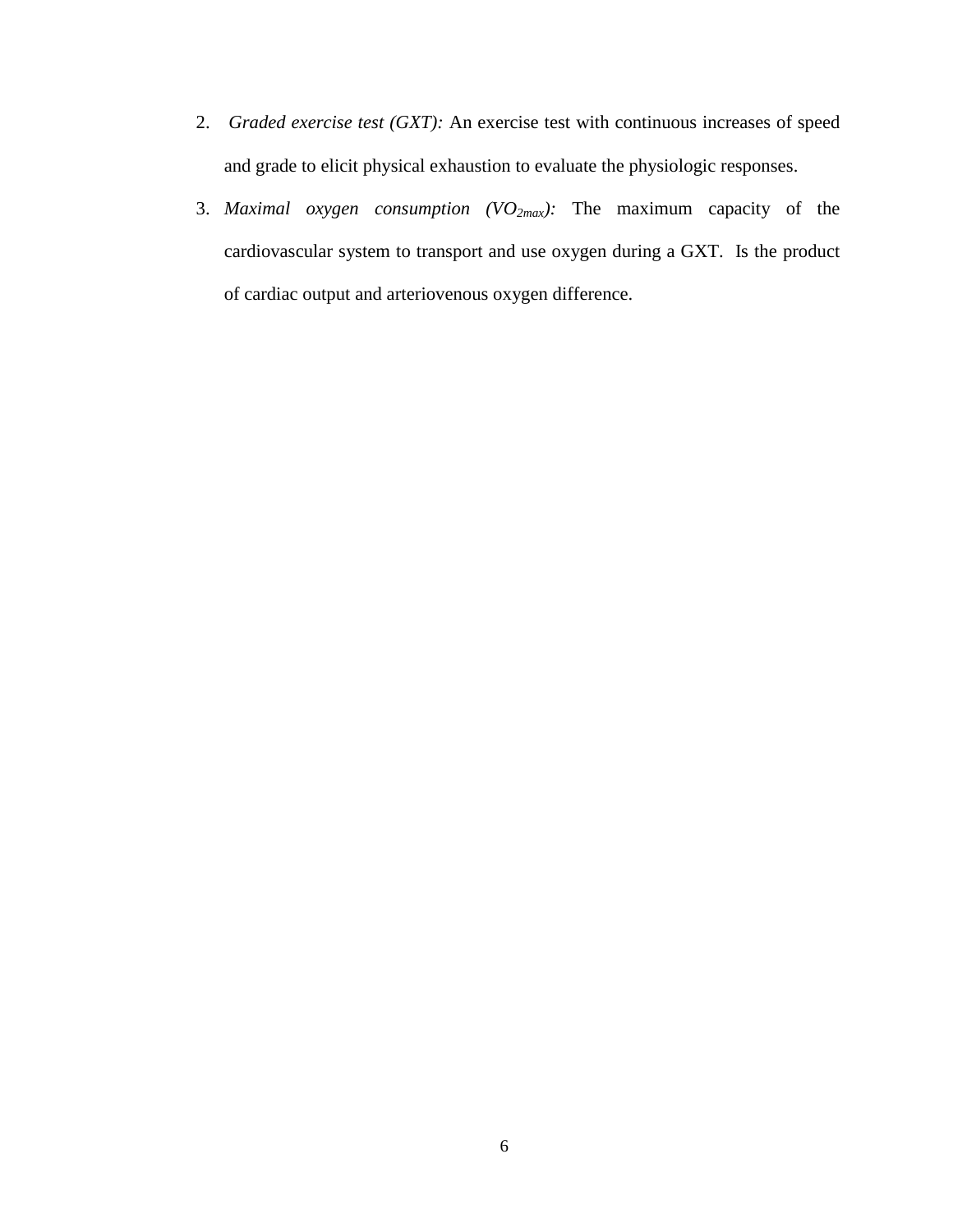2. *Graded exercise test (GXT):* An exercise test with continuous increases of speed and grade to elicit physical exhaustion to evaluate the physiologic responses.
3. *Maximal oxygen consumption ($VO_{2max}$):* The maximum capacity of the cardiovascular system to transport and use oxygen during a GXT. Is the product of cardiac output and arteriovenous oxygen difference.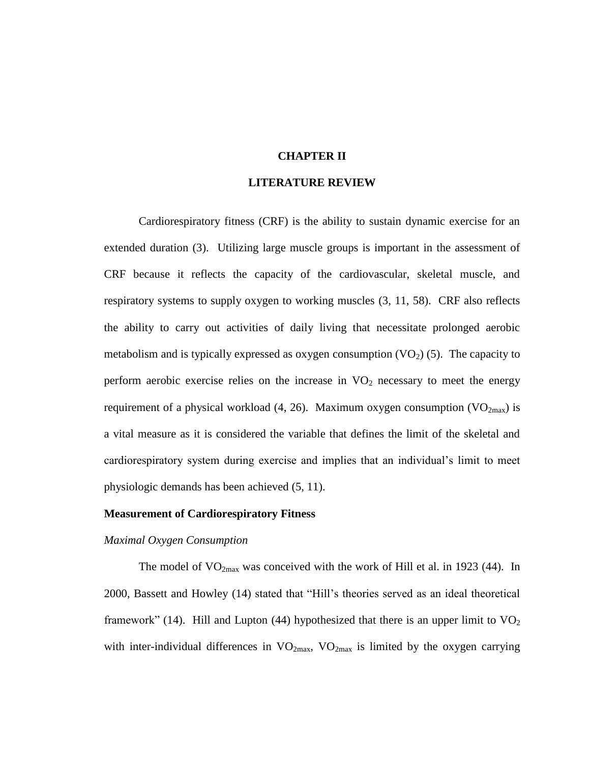# CHAPTER II

# LITERATURE REVIEW

Cardiorespiratory fitness (CRF) is the ability to sustain dynamic exercise for an extended duration (3). Utilizing large muscle groups is important in the assessment of CRF because it reflects the capacity of the cardiovascular, skeletal muscle, and respiratory systems to supply oxygen to working muscles (3, 11, 58). CRF also reflects the ability to carry out activities of daily living that necessitate prolonged aerobic metabolism and is typically expressed as oxygen consumption ($VO_2$) (5). The capacity to perform aerobic exercise relies on the increase in $VO_2$ necessary to meet the energy requirement of a physical workload (4, 26). Maximum oxygen consumption ($VO_{2max}$) is a vital measure as it is considered the variable that defines the limit of the skeletal and cardiorespiratory system during exercise and implies that an individual's limit to meet physiologic demands has been achieved (5, 11).

## Measurement of Cardiorespiratory Fitness

### *Maximal Oxygen Consumption*

The model of $VO_{2max}$ was conceived with the work of Hill et al. in 1923 (44). In 2000, Bassett and Howley (14) stated that "Hill's theories served as an ideal theoretical framework" (14). Hill and Lupton (44) hypothesized that there is an upper limit to $VO_2$ with inter-individual differences in $VO_{2max}$, $VO_{2max}$ is limited by the oxygen carrying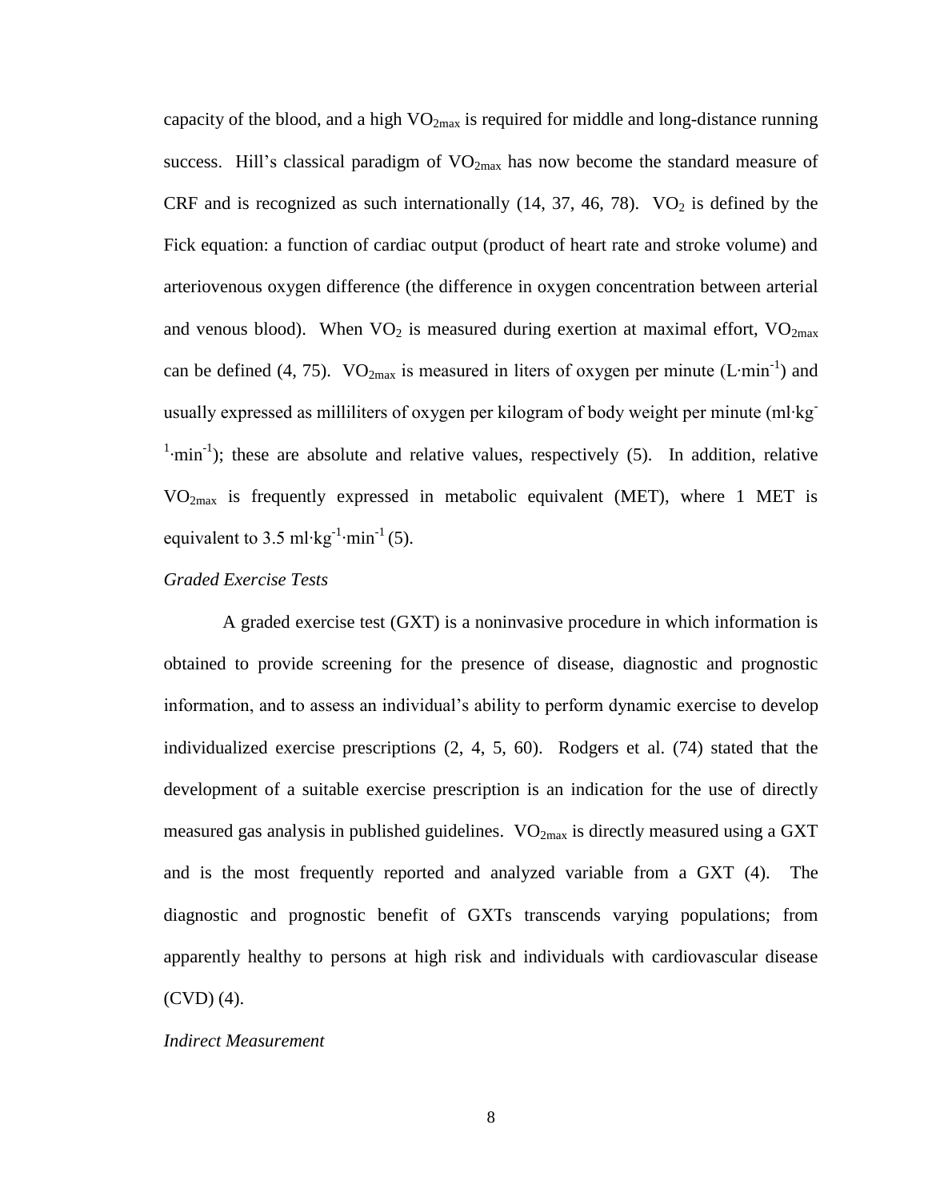capacity of the blood, and a high $VO_{2max}$ is required for middle and long-distance running success. Hill's classical paradigm of $VO_{2max}$ has now become the standard measure of CRF and is recognized as such internationally (14, 37, 46, 78). $VO_2$ is defined by the Fick equation: a function of cardiac output (product of heart rate and stroke volume) and arteriovenous oxygen difference (the difference in oxygen concentration between arterial and venous blood). When $VO_2$ is measured during exertion at maximal effort, $VO_{2max}$ can be defined (4, 75). $VO_{2max}$ is measured in liters of oxygen per minute ($L \cdot min^{-1}$) and usually expressed as milliliters of oxygen per kilogram of body weight per minute ($ml \cdot kg^{-1} \cdot min^{-1}$); these are absolute and relative values, respectively (5). In addition, relative $VO_{2max}$ is frequently expressed in metabolic equivalent (MET), where 1 MET is equivalent to 3.5 $ml \cdot kg^{-1} \cdot min^{-1}$ (5).

*Graded Exercise Tests*

A graded exercise test (GXT) is a noninvasive procedure in which information is obtained to provide screening for the presence of disease, diagnostic and prognostic information, and to assess an individual's ability to perform dynamic exercise to develop individualized exercise prescriptions (2, 4, 5, 60). Rodgers et al. (74) stated that the development of a suitable exercise prescription is an indication for the use of directly measured gas analysis in published guidelines. $VO_{2max}$ is directly measured using a GXT and is the most frequently reported and analyzed variable from a GXT (4). The diagnostic and prognostic benefit of GXTs transcends varying populations; from apparently healthy to persons at high risk and individuals with cardiovascular disease (CVD) (4).

*Indirect Measurement*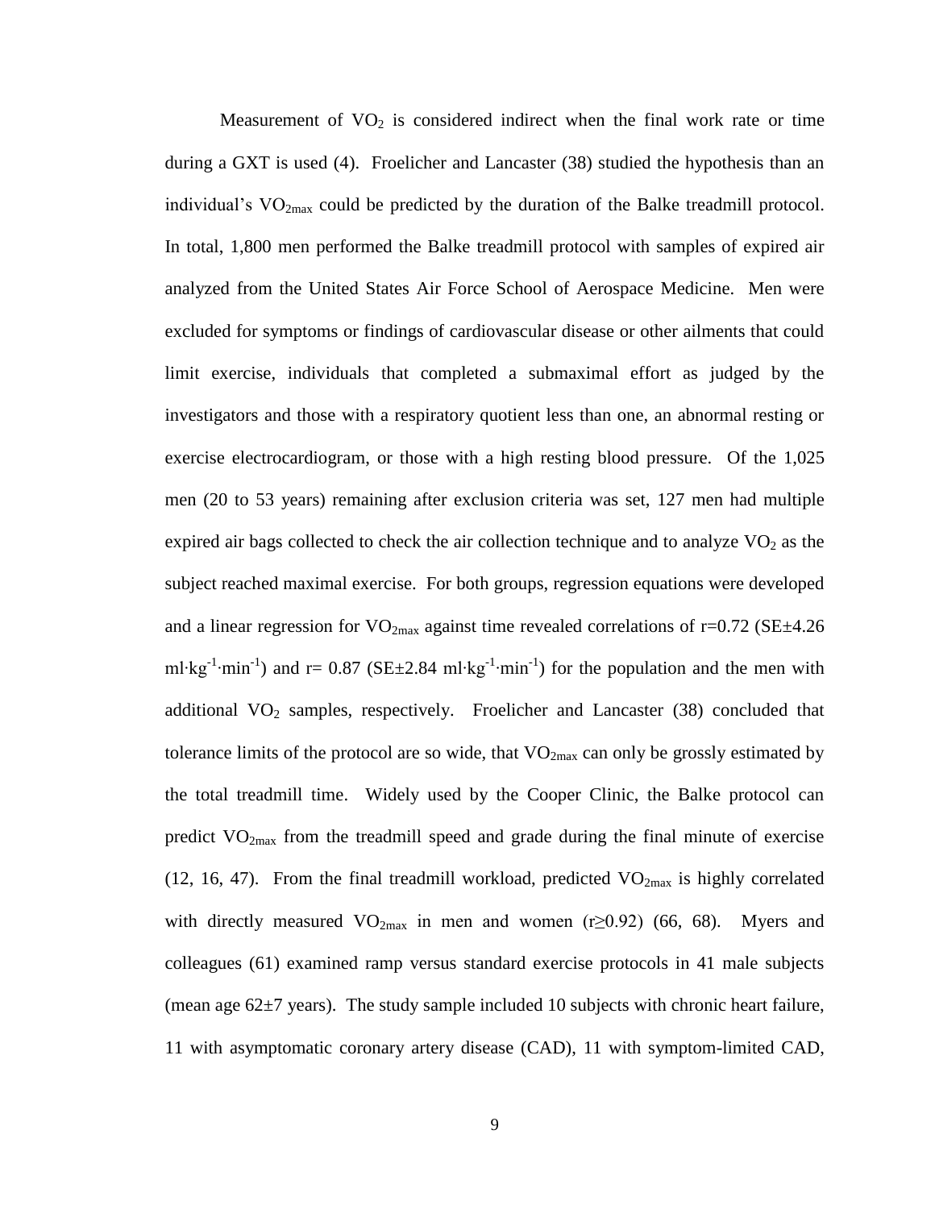Measurement of $VO_2$ is considered indirect when the final work rate or time during a GXT is used (4). Froelicher and Lancaster (38) studied the hypothesis than an individual's $VO_{2max}$ could be predicted by the duration of the Balke treadmill protocol. In total, 1,800 men performed the Balke treadmill protocol with samples of expired air analyzed from the United States Air Force School of Aerospace Medicine. Men were excluded for symptoms or findings of cardiovascular disease or other ailments that could limit exercise, individuals that completed a submaximal effort as judged by the investigators and those with a respiratory quotient less than one, an abnormal resting or exercise electrocardiogram, or those with a high resting blood pressure. Of the 1,025 men (20 to 53 years) remaining after exclusion criteria was set, 127 men had multiple expired air bags collected to check the air collection technique and to analyze $VO_2$ as the subject reached maximal exercise. For both groups, regression equations were developed and a linear regression for $VO_{2max}$ against time revealed correlations of r=0.72 (SE±4.26 $ml \cdot kg^{-1} \cdot min^{-1}$) and r= 0.87 (SE±2.84 $ml \cdot kg^{-1} \cdot min^{-1}$) for the population and the men with additional $VO_2$ samples, respectively. Froelicher and Lancaster (38) concluded that tolerance limits of the protocol are so wide, that $VO_{2max}$ can only be grossly estimated by the total treadmill time. Widely used by the Cooper Clinic, the Balke protocol can predict $VO_{2max}$ from the treadmill speed and grade during the final minute of exercise (12, 16, 47). From the final treadmill workload, predicted $VO_{2max}$ is highly correlated with directly measured $VO_{2max}$ in men and women ($r \geq 0.92$) (66, 68). Myers and colleagues (61) examined ramp versus standard exercise protocols in 41 male subjects (mean age 62±7 years). The study sample included 10 subjects with chronic heart failure, 11 with asymptomatic coronary artery disease (CAD), 11 with symptom-limited CAD,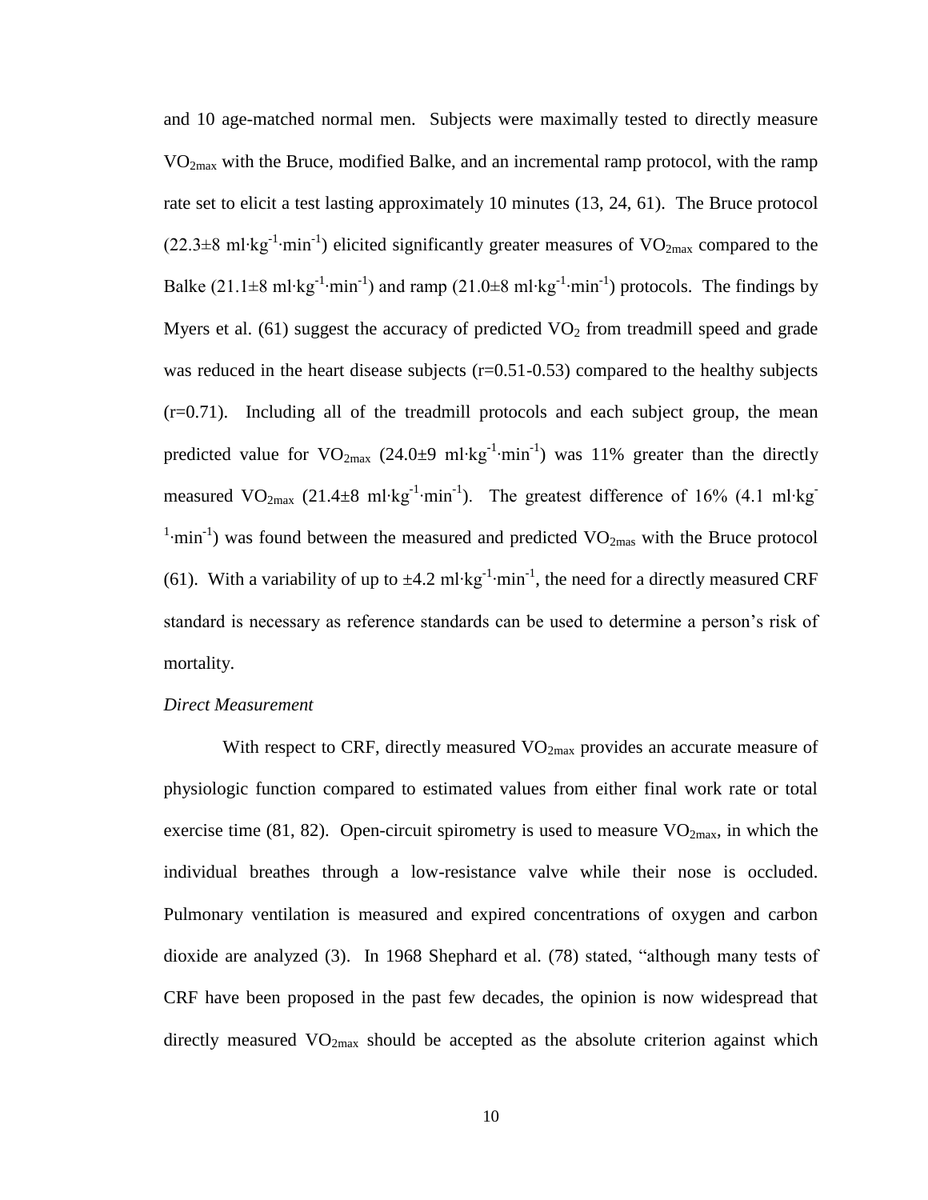and 10 age-matched normal men. Subjects were maximally tested to directly measure $VO_{2max}$ with the Bruce, modified Balke, and an incremental ramp protocol, with the ramp rate set to elicit a test lasting approximately 10 minutes (13, 24, 61). The Bruce protocol ($22.3\pm8$ $ml\cdot kg^{-1}\cdot min^{-1}$) elicited significantly greater measures of $VO_{2max}$ compared to the Balke ($21.1\pm8$ $ml\cdot kg^{-1}\cdot min^{-1}$) and ramp ($21.0\pm8$ $ml\cdot kg^{-1}\cdot min^{-1}$) protocols. The findings by Myers et al. (61) suggest the accuracy of predicted $VO_2$ from treadmill speed and grade was reduced in the heart disease subjects (r=0.51-0.53) compared to the healthy subjects (r=0.71). Including all of the treadmill protocols and each subject group, the mean predicted value for $VO_{2max}$ ($24.0\pm9$ $ml\cdot kg^{-1}\cdot min^{-1}$) was 11% greater than the directly measured $VO_{2max}$ ($21.4\pm8$ $ml\cdot kg^{-1}\cdot min^{-1}$). The greatest difference of 16% (4.1 $ml\cdot kg^{-1}\cdot min^{-1}$) was found between the measured and predicted $VO_{2mas}$ with the Bruce protocol (61). With a variability of up to $\pm4.2$ $ml\cdot kg^{-1}\cdot min^{-1}$, the need for a directly measured CRF standard is necessary as reference standards can be used to determine a person's risk of mortality.

*Direct Measurement*

With respect to CRF, directly measured $VO_{2max}$ provides an accurate measure of physiologic function compared to estimated values from either final work rate or total exercise time (81, 82). Open-circuit spirometry is used to measure $VO_{2max}$, in which the individual breathes through a low-resistance valve while their nose is occluded. Pulmonary ventilation is measured and expired concentrations of oxygen and carbon dioxide are analyzed (3). In 1968 Shephard et al. (78) stated, "although many tests of CRF have been proposed in the past few decades, the opinion is now widespread that directly measured $VO_{2max}$ should be accepted as the absolute criterion against which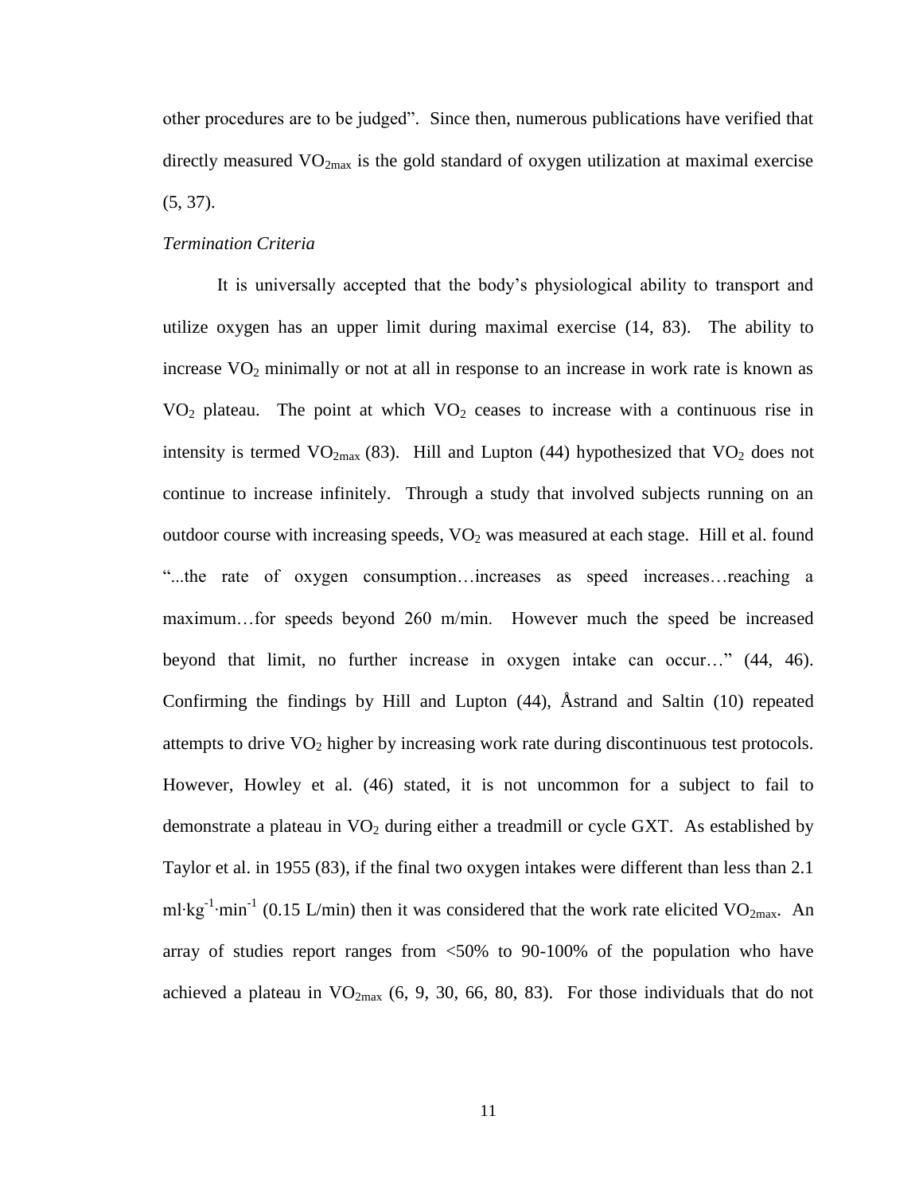other procedures are to be judged". Since then, numerous publications have verified that directly measured $VO_{2max}$ is the gold standard of oxygen utilization at maximal exercise (5, 37).

*Termination Criteria*

It is universally accepted that the body's physiological ability to transport and utilize oxygen has an upper limit during maximal exercise (14, 83). The ability to increase $VO_2$ minimally or not at all in response to an increase in work rate is known as $VO_2$ plateau. The point at which $VO_2$ ceases to increase with a continuous rise in intensity is termed $VO_{2max}$ (83). Hill and Lupton (44) hypothesized that $VO_2$ does not continue to increase infinitely. Through a study that involved subjects running on an outdoor course with increasing speeds, $VO_2$ was measured at each stage. Hill et al. found "...the rate of oxygen consumption…increases as speed increases…reaching a maximum…for speeds beyond 260 m/min. However much the speed be increased beyond that limit, no further increase in oxygen intake can occur…" (44, 46). Confirming the findings by Hill and Lupton (44), Åstrand and Saltin (10) repeated attempts to drive $VO_2$ higher by increasing work rate during discontinuous test protocols. However, Howley et al. (46) stated, it is not uncommon for a subject to fail to demonstrate a plateau in $VO_2$ during either a treadmill or cycle GXT. As established by Taylor et al. in 1955 (83), if the final two oxygen intakes were different than less than 2.1 $ml \cdot kg^{-1} \cdot min^{-1}$ (0.15 L/min) then it was considered that the work rate elicited $VO_{2max}$. An array of studies report ranges from <50% to 90-100% of the population who have achieved a plateau in $VO_{2max}$ (6, 9, 30, 66, 80, 83). For those individuals that do not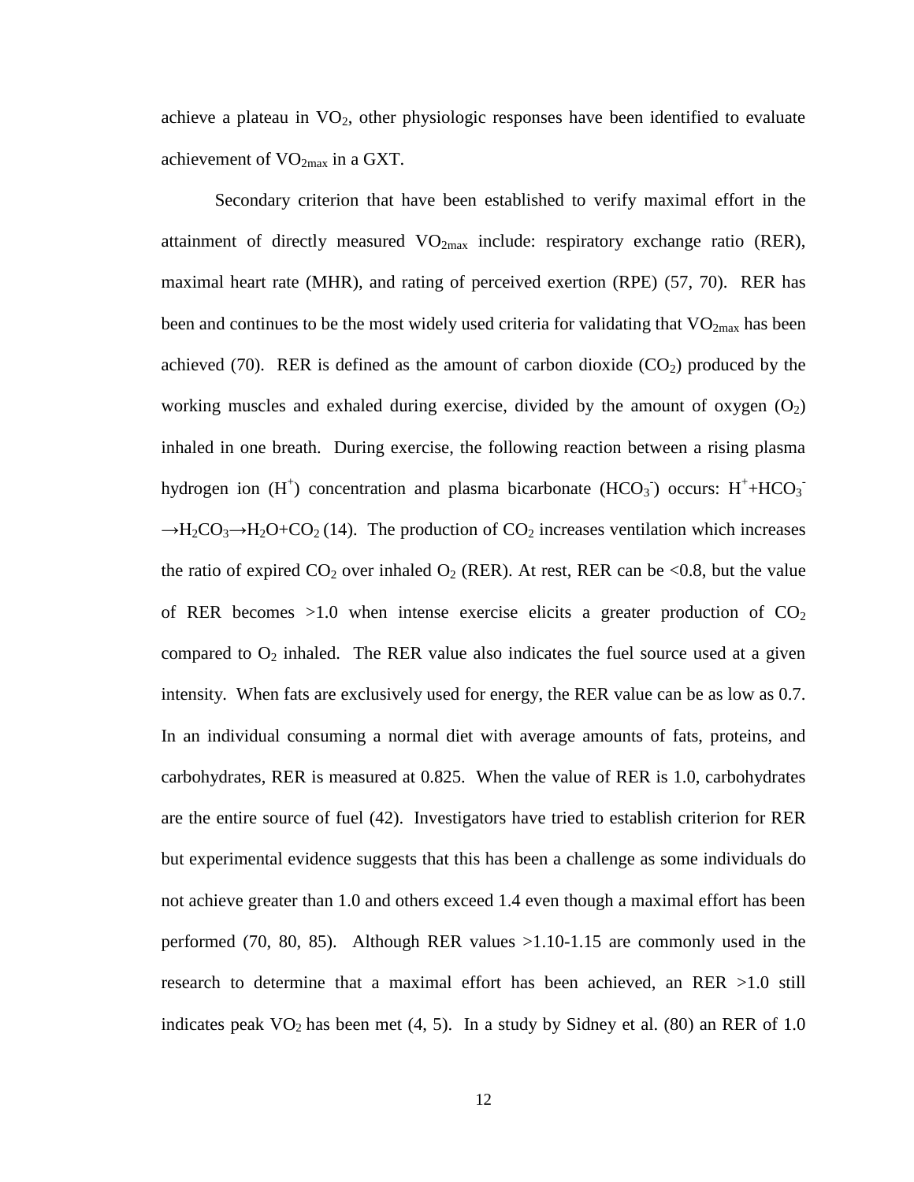achieve a plateau in $VO_2$, other physiologic responses have been identified to evaluate achievement of $VO_{2max}$ in a GXT.

Secondary criterion that have been established to verify maximal effort in the attainment of directly measured $VO_{2max}$ include: respiratory exchange ratio (RER), maximal heart rate (MHR), and rating of perceived exertion (RPE) (57, 70). RER has been and continues to be the most widely used criteria for validating that $VO_{2max}$ has been achieved (70). RER is defined as the amount of carbon dioxide ($CO_2$) produced by the working muscles and exhaled during exercise, divided by the amount of oxygen ($O_2$) inhaled in one breath. During exercise, the following reaction between a rising plasma hydrogen ion ($H^+$) concentration and plasma bicarbonate ($HCO_3^-$) occurs: $H^+ + HCO_3^- \rightarrow H_2CO_3 \rightarrow H_2O + CO_2$ (14). The production of $CO_2$ increases ventilation which increases the ratio of expired $CO_2$ over inhaled $O_2$ (RER). At rest, RER can be <0.8, but the value of RER becomes >1.0 when intense exercise elicits a greater production of $CO_2$ compared to $O_2$ inhaled. The RER value also indicates the fuel source used at a given intensity. When fats are exclusively used for energy, the RER value can be as low as 0.7. In an individual consuming a normal diet with average amounts of fats, proteins, and carbohydrates, RER is measured at 0.825. When the value of RER is 1.0, carbohydrates are the entire source of fuel (42). Investigators have tried to establish criterion for RER but experimental evidence suggests that this has been a challenge as some individuals do not achieve greater than 1.0 and others exceed 1.4 even though a maximal effort has been performed (70, 80, 85). Although RER values >1.10-1.15 are commonly used in the research to determine that a maximal effort has been achieved, an RER >1.0 still indicates peak $VO_2$ has been met (4, 5). In a study by Sidney et al. (80) an RER of 1.0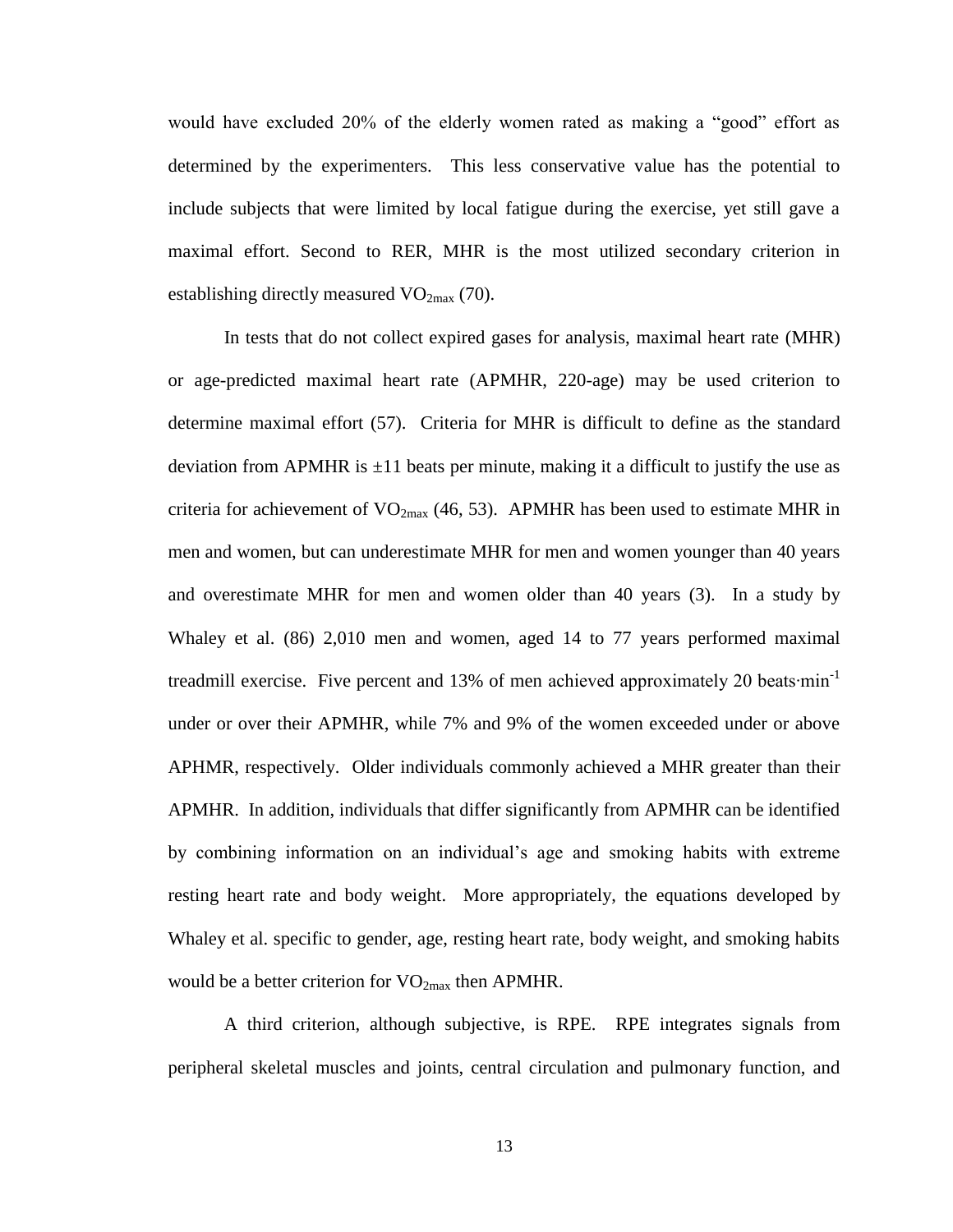would have excluded 20% of the elderly women rated as making a "good" effort as determined by the experimenters. This less conservative value has the potential to include subjects that were limited by local fatigue during the exercise, yet still gave a maximal effort. Second to RER, MHR is the most utilized secondary criterion in establishing directly measured $VO_{2max}$ (70).

In tests that do not collect expired gases for analysis, maximal heart rate (MHR) or age-predicted maximal heart rate (APMHR, 220-age) may be used criterion to determine maximal effort (57). Criteria for MHR is difficult to define as the standard deviation from APMHR is ±11 beats per minute, making it a difficult to justify the use as criteria for achievement of $VO_{2max}$ (46, 53). APMHR has been used to estimate MHR in men and women, but can underestimate MHR for men and women younger than 40 years and overestimate MHR for men and women older than 40 years (3). In a study by Whaley et al. (86) 2,010 men and women, aged 14 to 77 years performed maximal treadmill exercise. Five percent and 13% of men achieved approximately 20 beats·min$^{-1}$ under or over their APMHR, while 7% and 9% of the women exceeded under or above APHMR, respectively. Older individuals commonly achieved a MHR greater than their APMHR. In addition, individuals that differ significantly from APMHR can be identified by combining information on an individual's age and smoking habits with extreme resting heart rate and body weight. More appropriately, the equations developed by Whaley et al. specific to gender, age, resting heart rate, body weight, and smoking habits would be a better criterion for $VO_{2max}$ then APMHR.

A third criterion, although subjective, is RPE. RPE integrates signals from peripheral skeletal muscles and joints, central circulation and pulmonary function, and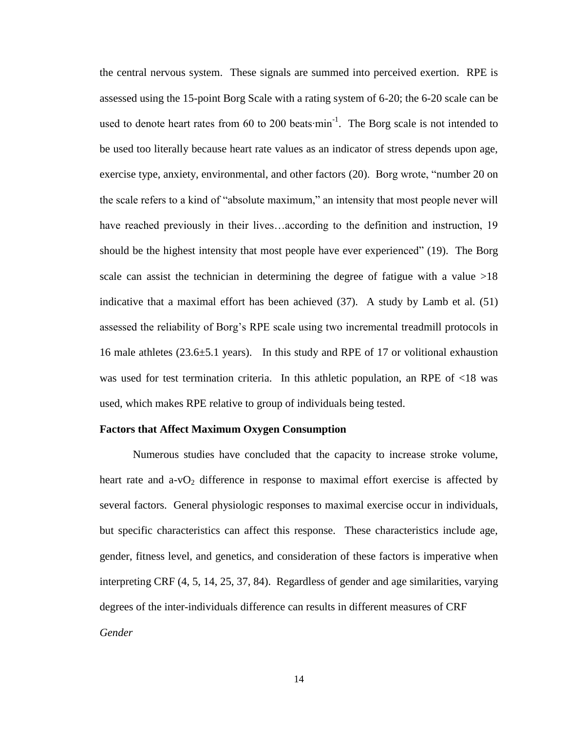the central nervous system. These signals are summed into perceived exertion. RPE is assessed using the 15-point Borg Scale with a rating system of 6-20; the 6-20 scale can be used to denote heart rates from 60 to 200 beats·min$^{-1}$. The Borg scale is not intended to be used too literally because heart rate values as an indicator of stress depends upon age, exercise type, anxiety, environmental, and other factors (20). Borg wrote, "number 20 on the scale refers to a kind of "absolute maximum," an intensity that most people never will have reached previously in their lives…according to the definition and instruction, 19 should be the highest intensity that most people have ever experienced" (19). The Borg scale can assist the technician in determining the degree of fatigue with a value >18 indicative that a maximal effort has been achieved (37). A study by Lamb et al. (51) assessed the reliability of Borg's RPE scale using two incremental treadmill protocols in 16 male athletes (23.6±5.1 years). In this study and RPE of 17 or volitional exhaustion was used for test termination criteria. In this athletic population, an RPE of <18 was used, which makes RPE relative to group of individuals being tested.

**Factors that Affect Maximum Oxygen Consumption**

Numerous studies have concluded that the capacity to increase stroke volume, heart rate and a-v$O_2$ difference in response to maximal effort exercise is affected by several factors. General physiologic responses to maximal exercise occur in individuals, but specific characteristics can affect this response. These characteristics include age, gender, fitness level, and genetics, and consideration of these factors is imperative when interpreting CRF (4, 5, 14, 25, 37, 84). Regardless of gender and age similarities, varying degrees of the inter-individuals difference can results in different measures of CRF

*Gender*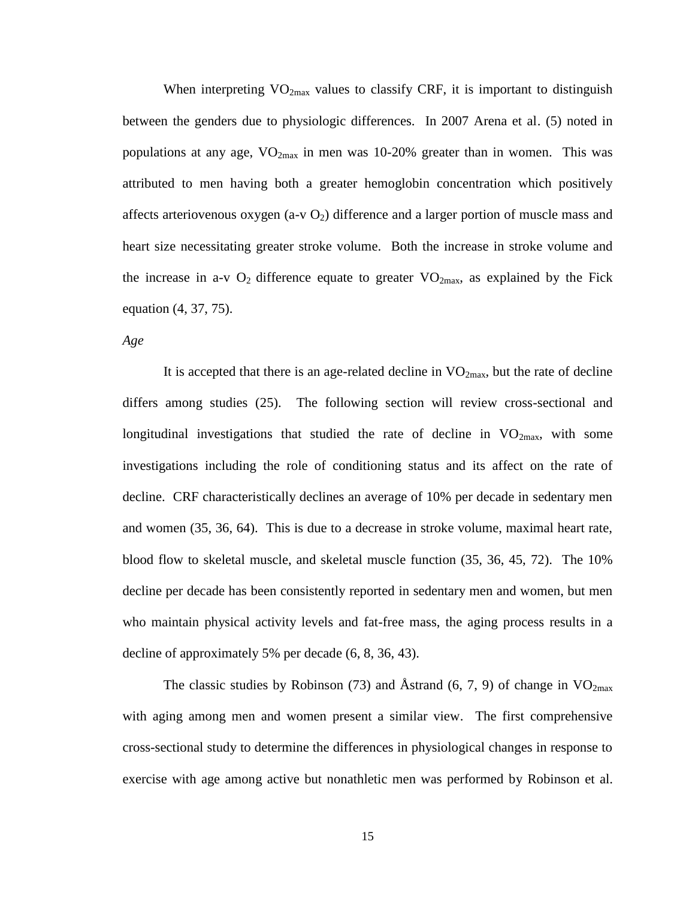When interpreting $VO_{2max}$ values to classify CRF, it is important to distinguish between the genders due to physiologic differences. In 2007 Arena et al. (5) noted in populations at any age, $VO_{2max}$ in men was 10-20% greater than in women. This was attributed to men having both a greater hemoglobin concentration which positively affects arteriovenous oxygen (a-v $O_2$) difference and a larger portion of muscle mass and heart size necessitating greater stroke volume. Both the increase in stroke volume and the increase in a-v $O_2$ difference equate to greater $VO_{2max}$, as explained by the Fick equation (4, 37, 75).

*Age*

It is accepted that there is an age-related decline in $VO_{2max}$, but the rate of decline differs among studies (25). The following section will review cross-sectional and longitudinal investigations that studied the rate of decline in $VO_{2max}$, with some investigations including the role of conditioning status and its affect on the rate of decline. CRF characteristically declines an average of 10% per decade in sedentary men and women (35, 36, 64). This is due to a decrease in stroke volume, maximal heart rate, blood flow to skeletal muscle, and skeletal muscle function (35, 36, 45, 72). The 10% decline per decade has been consistently reported in sedentary men and women, but men who maintain physical activity levels and fat-free mass, the aging process results in a decline of approximately 5% per decade (6, 8, 36, 43).

The classic studies by Robinson (73) and Åstrand (6, 7, 9) of change in $VO_{2max}$ with aging among men and women present a similar view. The first comprehensive cross-sectional study to determine the differences in physiological changes in response to exercise with age among active but nonathletic men was performed by Robinson et al.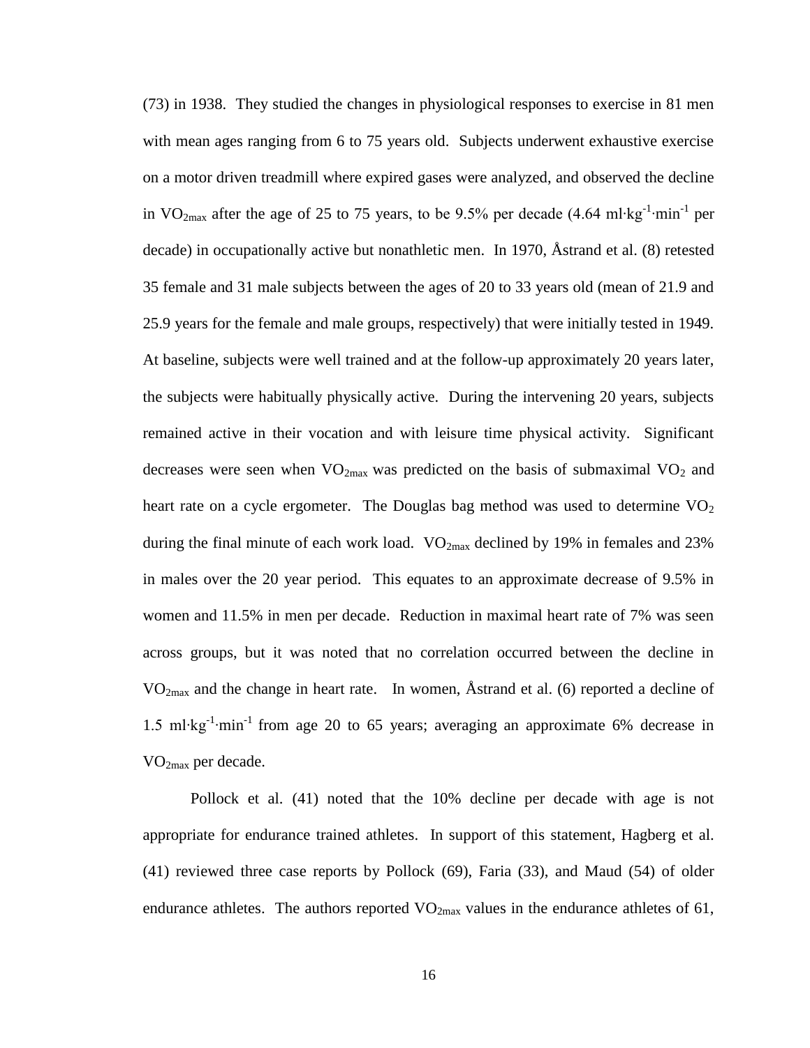(73) in 1938. They studied the changes in physiological responses to exercise in 81 men with mean ages ranging from 6 to 75 years old. Subjects underwent exhaustive exercise on a motor driven treadmill where expired gases were analyzed, and observed the decline in $VO_{2max}$ after the age of 25 to 75 years, to be 9.5% per decade (4.64 $ml \cdot kg^{-1} \cdot min^{-1}$ per decade) in occupationally active but nonathletic men. In 1970, Åstrand et al. (8) retested 35 female and 31 male subjects between the ages of 20 to 33 years old (mean of 21.9 and 25.9 years for the female and male groups, respectively) that were initially tested in 1949. At baseline, subjects were well trained and at the follow-up approximately 20 years later, the subjects were habitually physically active. During the intervening 20 years, subjects remained active in their vocation and with leisure time physical activity. Significant decreases were seen when $VO_{2max}$ was predicted on the basis of submaximal $VO_2$ and heart rate on a cycle ergometer. The Douglas bag method was used to determine $VO_2$ during the final minute of each work load. $VO_{2max}$ declined by 19% in females and 23% in males over the 20 year period. This equates to an approximate decrease of 9.5% in women and 11.5% in men per decade. Reduction in maximal heart rate of 7% was seen across groups, but it was noted that no correlation occurred between the decline in $VO_{2max}$ and the change in heart rate. In women, Åstrand et al. (6) reported a decline of 1.5 $ml \cdot kg^{-1} \cdot min^{-1}$ from age 20 to 65 years; averaging an approximate 6% decrease in $VO_{2max}$ per decade.

Pollock et al. (41) noted that the 10% decline per decade with age is not appropriate for endurance trained athletes. In support of this statement, Hagberg et al. (41) reviewed three case reports by Pollock (69), Faria (33), and Maud (54) of older endurance athletes. The authors reported $VO_{2max}$ values in the endurance athletes of 61,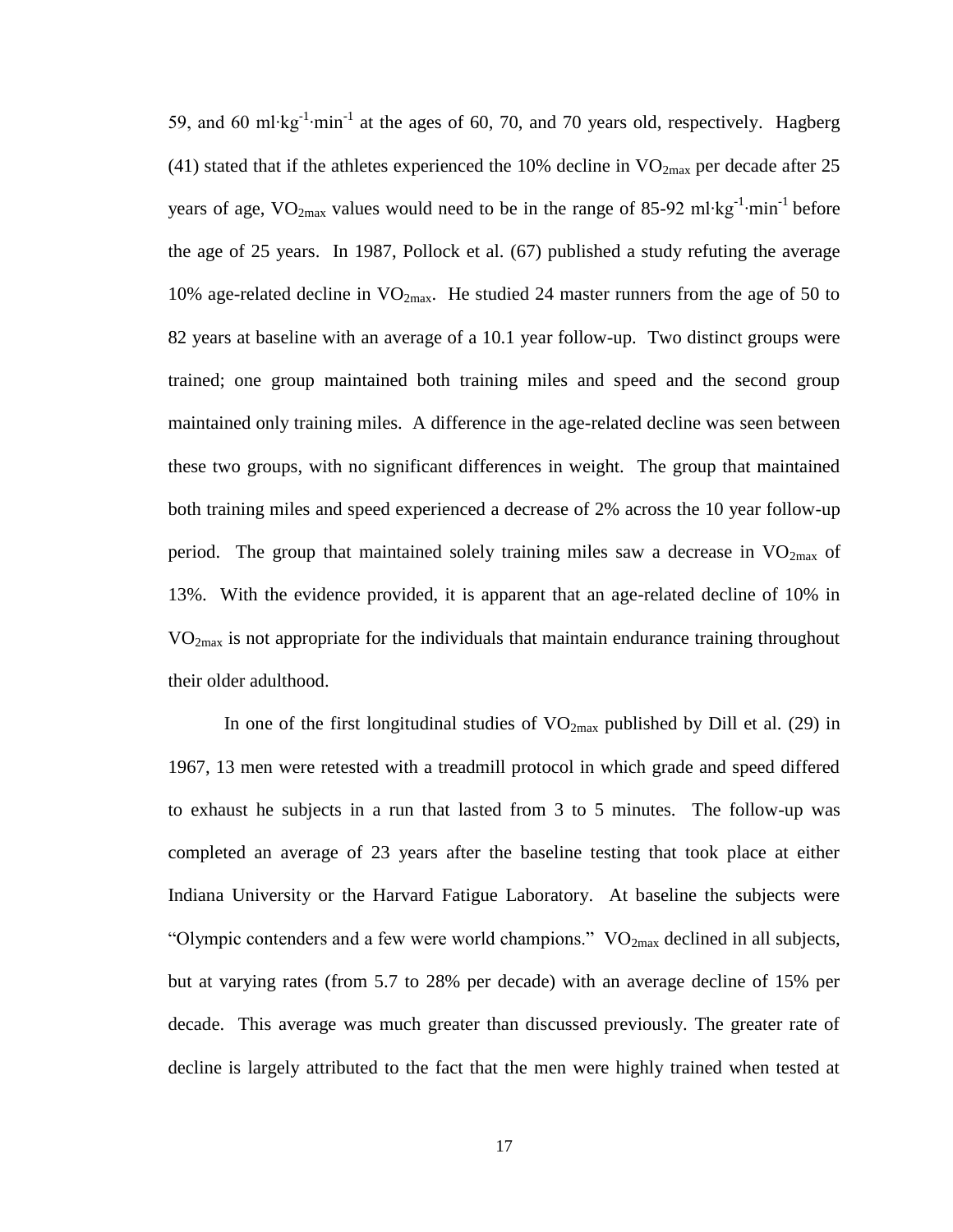59, and 60 $ml \cdot kg^{-1} \cdot min^{-1}$ at the ages of 60, 70, and 70 years old, respectively. Hagberg (41) stated that if the athletes experienced the 10% decline in $VO_{2max}$ per decade after 25 years of age, $VO_{2max}$ values would need to be in the range of 85-92 $ml \cdot kg^{-1} \cdot min^{-1}$ before the age of 25 years. In 1987, Pollock et al. (67) published a study refuting the average 10% age-related decline in $VO_{2max}$. He studied 24 master runners from the age of 50 to 82 years at baseline with an average of a 10.1 year follow-up. Two distinct groups were trained; one group maintained both training miles and speed and the second group maintained only training miles. A difference in the age-related decline was seen between these two groups, with no significant differences in weight. The group that maintained both training miles and speed experienced a decrease of 2% across the 10 year follow-up period. The group that maintained solely training miles saw a decrease in $VO_{2max}$ of 13%. With the evidence provided, it is apparent that an age-related decline of 10% in $VO_{2max}$ is not appropriate for the individuals that maintain endurance training throughout their older adulthood.

In one of the first longitudinal studies of $VO_{2max}$ published by Dill et al. (29) in 1967, 13 men were retested with a treadmill protocol in which grade and speed differed to exhaust he subjects in a run that lasted from 3 to 5 minutes. The follow-up was completed an average of 23 years after the baseline testing that took place at either Indiana University or the Harvard Fatigue Laboratory. At baseline the subjects were "Olympic contenders and a few were world champions." $VO_{2max}$ declined in all subjects, but at varying rates (from 5.7 to 28% per decade) with an average decline of 15% per decade. This average was much greater than discussed previously. The greater rate of decline is largely attributed to the fact that the men were highly trained when tested at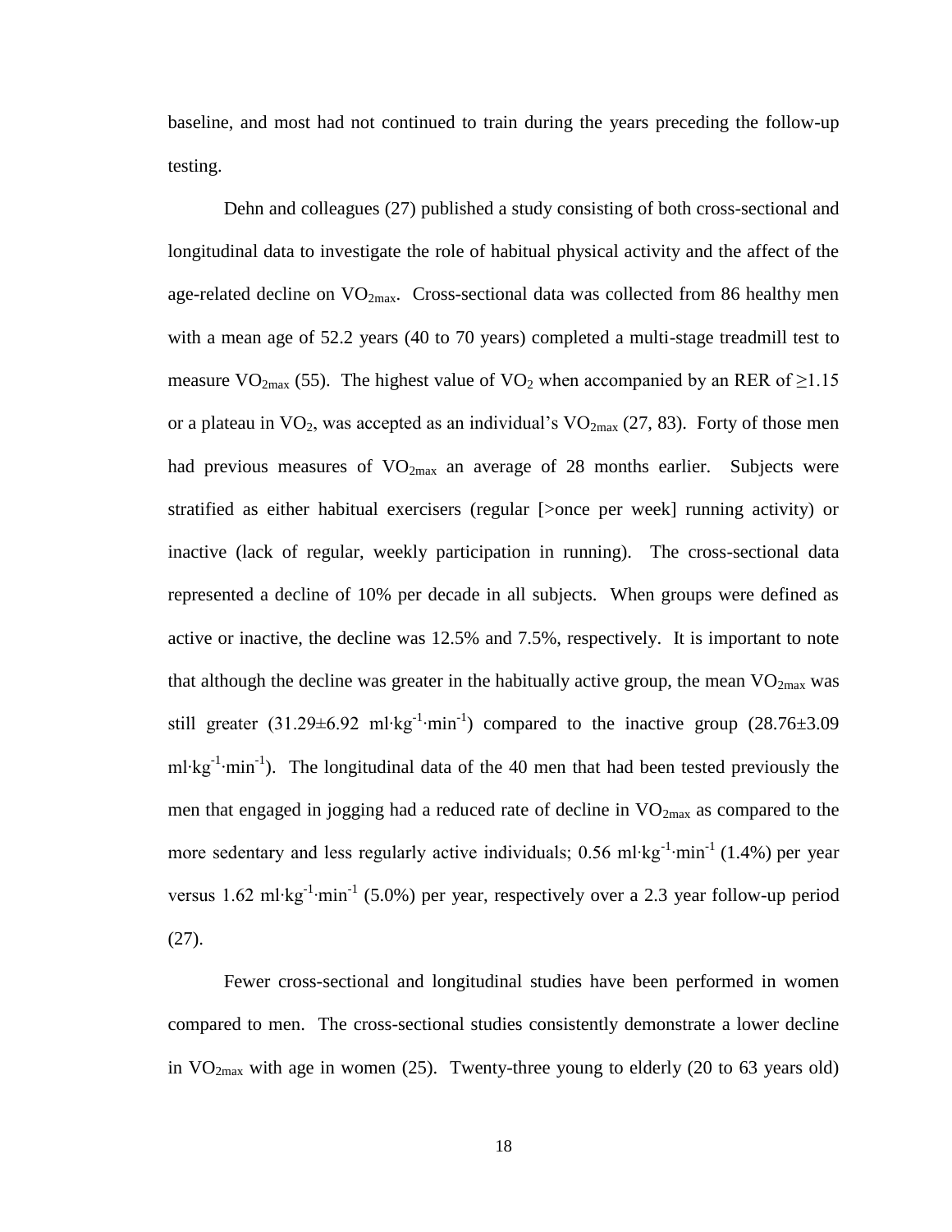baseline, and most had not continued to train during the years preceding the follow-up testing.

Dehn and colleagues (27) published a study consisting of both cross-sectional and longitudinal data to investigate the role of habitual physical activity and the affect of the age-related decline on $VO_{2max}$. Cross-sectional data was collected from 86 healthy men with a mean age of 52.2 years (40 to 70 years) completed a multi-stage treadmill test to measure $VO_{2max}$ (55). The highest value of $VO_2$ when accompanied by an RER of $\geq$1.15 or a plateau in $VO_2$, was accepted as an individual's $VO_{2max}$ (27, 83). Forty of those men had previous measures of $VO_{2max}$ an average of 28 months earlier. Subjects were stratified as either habitual exercisers (regular [>once per week] running activity) or inactive (lack of regular, weekly participation in running). The cross-sectional data represented a decline of 10% per decade in all subjects. When groups were defined as active or inactive, the decline was 12.5% and 7.5%, respectively. It is important to note that although the decline was greater in the habitually active group, the mean $VO_{2max}$ was still greater (31.29±6.92 $ml \cdot kg^{-1} \cdot min^{-1}$) compared to the inactive group (28.76±3.09 $ml \cdot kg^{-1} \cdot min^{-1}$). The longitudinal data of the 40 men that had been tested previously the men that engaged in jogging had a reduced rate of decline in $VO_{2max}$ as compared to the more sedentary and less regularly active individuals; 0.56 $ml \cdot kg^{-1} \cdot min^{-1}$ (1.4%) per year versus 1.62 $ml \cdot kg^{-1} \cdot min^{-1}$ (5.0%) per year, respectively over a 2.3 year follow-up period (27).

Fewer cross-sectional and longitudinal studies have been performed in women compared to men. The cross-sectional studies consistently demonstrate a lower decline in $VO_{2max}$ with age in women (25). Twenty-three young to elderly (20 to 63 years old)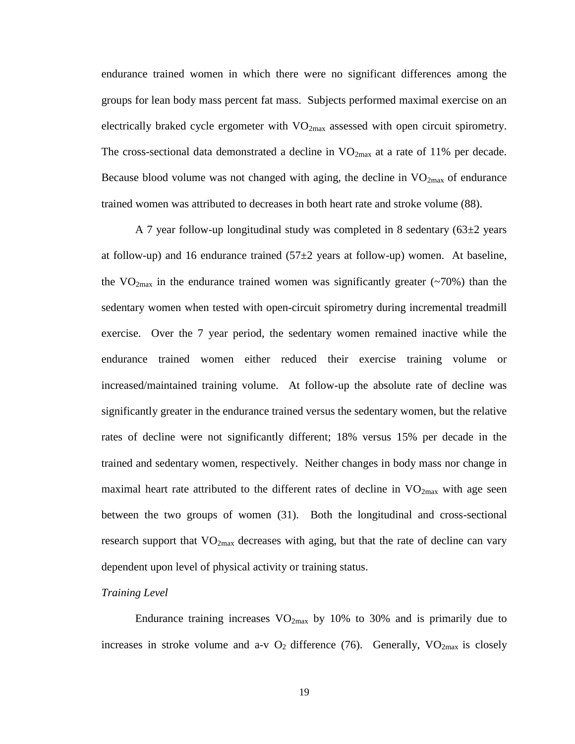endurance trained women in which there were no significant differences among the groups for lean body mass percent fat mass. Subjects performed maximal exercise on an electrically braked cycle ergometer with $VO_{2max}$ assessed with open circuit spirometry. The cross-sectional data demonstrated a decline in $VO_{2max}$ at a rate of 11% per decade. Because blood volume was not changed with aging, the decline in $VO_{2max}$ of endurance trained women was attributed to decreases in both heart rate and stroke volume (88).

A 7 year follow-up longitudinal study was completed in 8 sedentary (63±2 years at follow-up) and 16 endurance trained (57±2 years at follow-up) women. At baseline, the $VO_{2max}$ in the endurance trained women was significantly greater (~70%) than the sedentary women when tested with open-circuit spirometry during incremental treadmill exercise. Over the 7 year period, the sedentary women remained inactive while the endurance trained women either reduced their exercise training volume or increased/maintained training volume. At follow-up the absolute rate of decline was significantly greater in the endurance trained versus the sedentary women, but the relative rates of decline were not significantly different; 18% versus 15% per decade in the trained and sedentary women, respectively. Neither changes in body mass nor change in maximal heart rate attributed to the different rates of decline in $VO_{2max}$ with age seen between the two groups of women (31). Both the longitudinal and cross-sectional research support that $VO_{2max}$ decreases with aging, but that the rate of decline can vary dependent upon level of physical activity or training status.

*Training Level*

Endurance training increases $VO_{2max}$ by 10% to 30% and is primarily due to increases in stroke volume and a-v $O_2$ difference (76). Generally, $VO_{2max}$ is closely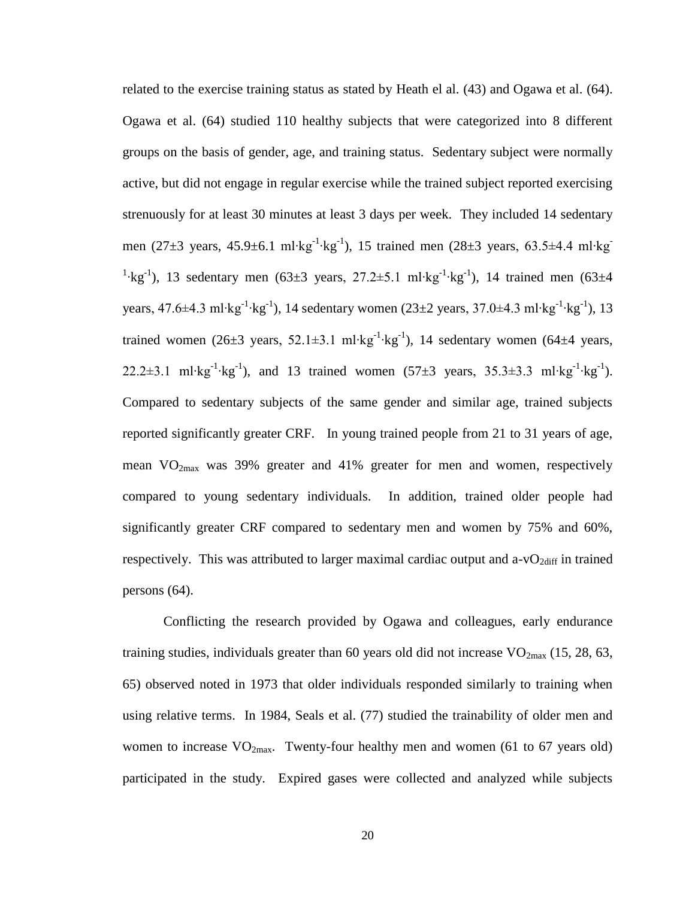related to the exercise training status as stated by Heath el al. (43) and Ogawa et al. (64). Ogawa et al. (64) studied 110 healthy subjects that were categorized into 8 different groups on the basis of gender, age, and training status. Sedentary subject were normally active, but did not engage in regular exercise while the trained subject reported exercising strenuously for at least 30 minutes at least 3 days per week. They included 14 sedentary men (27±3 years, 45.9±6.1 $ml \cdot kg^{-1} \cdot kg^{-1}$), 15 trained men (28±3 years, 63.5±4.4 $ml \cdot kg^{-1} \cdot kg^{-1}$), 13 sedentary men (63±3 years, 27.2±5.1 $ml \cdot kg^{-1} \cdot kg^{-1}$), 14 trained men (63±4 years, 47.6±4.3 $ml \cdot kg^{-1} \cdot kg^{-1}$), 14 sedentary women (23±2 years, 37.0±4.3 $ml \cdot kg^{-1} \cdot kg^{-1}$), 13 trained women (26±3 years, 52.1±3.1 $ml \cdot kg^{-1} \cdot kg^{-1}$), 14 sedentary women (64±4 years, 22.2±3.1 $ml \cdot kg^{-1} \cdot kg^{-1}$), and 13 trained women (57±3 years, 35.3±3.3 $ml \cdot kg^{-1} \cdot kg^{-1}$). Compared to sedentary subjects of the same gender and similar age, trained subjects reported significantly greater CRF. In young trained people from 21 to 31 years of age, mean $VO_{2max}$ was 39% greater and 41% greater for men and women, respectively compared to young sedentary individuals. In addition, trained older people had significantly greater CRF compared to sedentary men and women by 75% and 60%, respectively. This was attributed to larger maximal cardiac output and $a\text{-}vO_{2diff}$ in trained persons (64).

Conflicting the research provided by Ogawa and colleagues, early endurance training studies, individuals greater than 60 years old did not increase $VO_{2max}$ (15, 28, 63, 65) observed noted in 1973 that older individuals responded similarly to training when using relative terms. In 1984, Seals et al. (77) studied the trainability of older men and women to increase $VO_{2max}$. Twenty-four healthy men and women (61 to 67 years old) participated in the study. Expired gases were collected and analyzed while subjects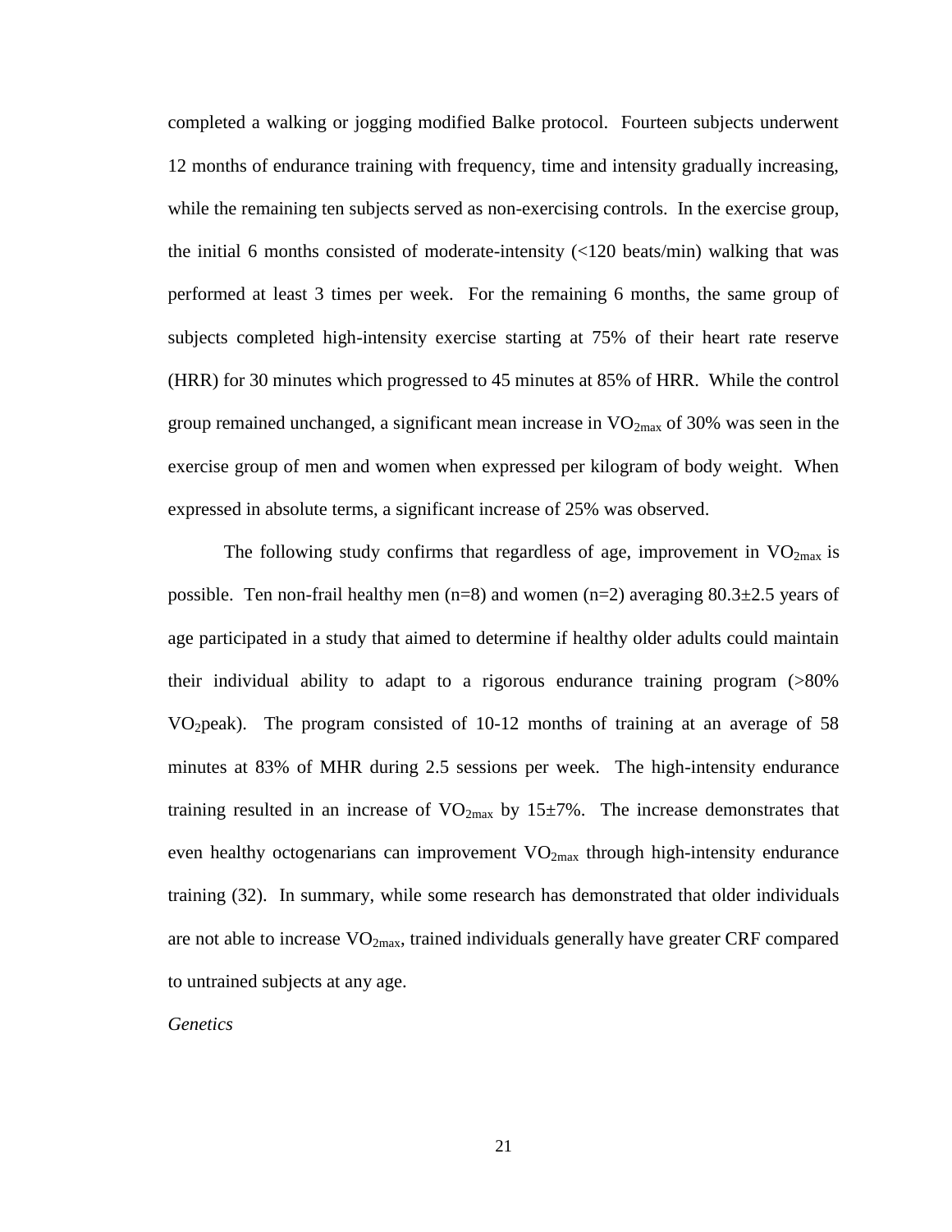completed a walking or jogging modified Balke protocol. Fourteen subjects underwent 12 months of endurance training with frequency, time and intensity gradually increasing, while the remaining ten subjects served as non-exercising controls. In the exercise group, the initial 6 months consisted of moderate-intensity (<120 beats/min) walking that was performed at least 3 times per week. For the remaining 6 months, the same group of subjects completed high-intensity exercise starting at 75% of their heart rate reserve (HRR) for 30 minutes which progressed to 45 minutes at 85% of HRR. While the control group remained unchanged, a significant mean increase in $VO_{2max}$ of 30% was seen in the exercise group of men and women when expressed per kilogram of body weight. When expressed in absolute terms, a significant increase of 25% was observed.

The following study confirms that regardless of age, improvement in $VO_{2max}$ is possible. Ten non-frail healthy men (n=8) and women (n=2) averaging 80.3±2.5 years of age participated in a study that aimed to determine if healthy older adults could maintain their individual ability to adapt to a rigorous endurance training program (>80% $VO_2$peak). The program consisted of 10-12 months of training at an average of 58 minutes at 83% of MHR during 2.5 sessions per week. The high-intensity endurance training resulted in an increase of $VO_{2max}$ by 15±7%. The increase demonstrates that even healthy octogenarians can improvement $VO_{2max}$ through high-intensity endurance training (32). In summary, while some research has demonstrated that older individuals are not able to increase $VO_{2max}$, trained individuals generally have greater CRF compared to untrained subjects at any age.

*Genetics*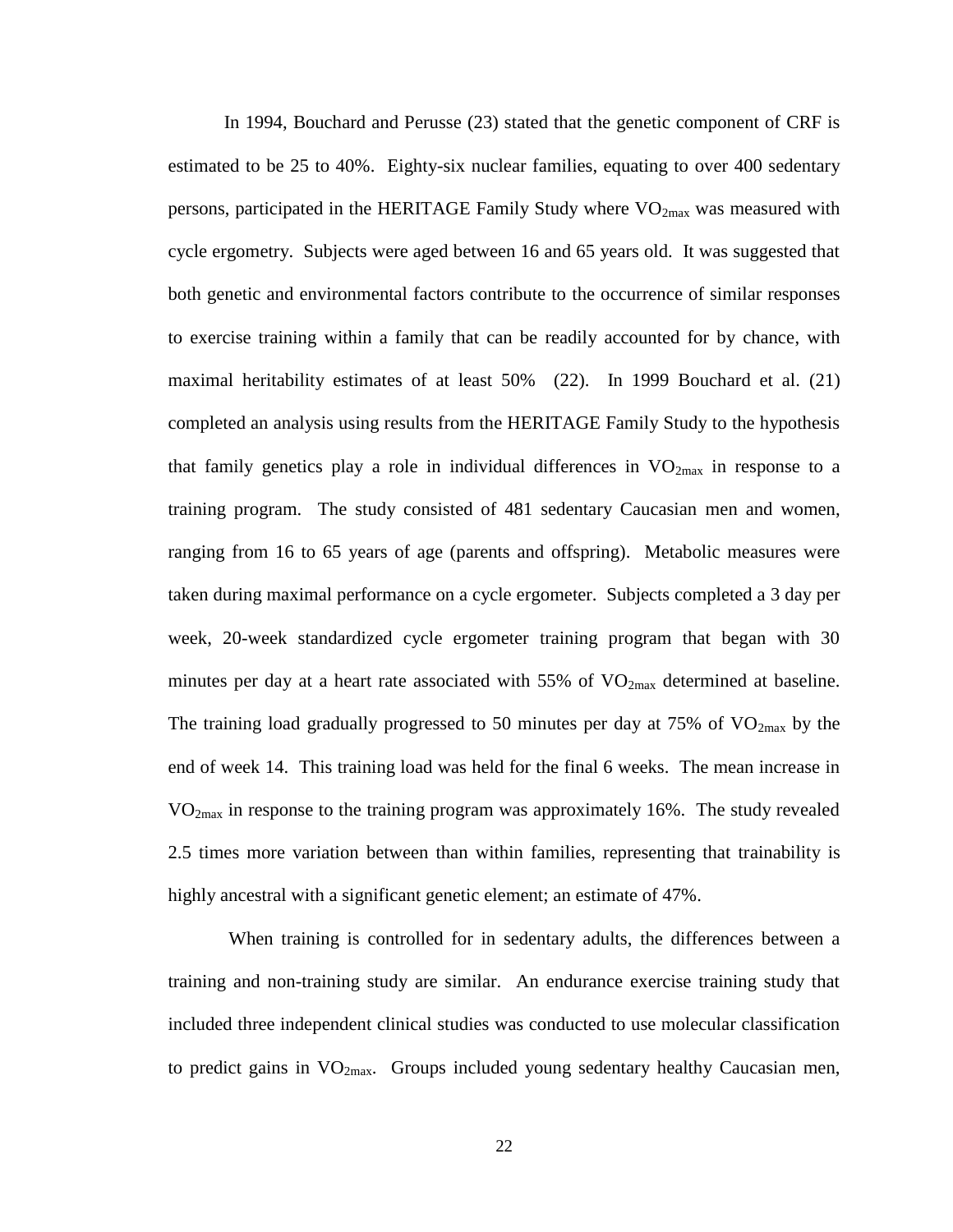In 1994, Bouchard and Perusse (23) stated that the genetic component of CRF is estimated to be 25 to 40%. Eighty-six nuclear families, equating to over 400 sedentary persons, participated in the HERITAGE Family Study where $VO_{2max}$ was measured with cycle ergometry. Subjects were aged between 16 and 65 years old. It was suggested that both genetic and environmental factors contribute to the occurrence of similar responses to exercise training within a family that can be readily accounted for by chance, with maximal heritability estimates of at least 50% (22). In 1999 Bouchard et al. (21) completed an analysis using results from the HERITAGE Family Study to the hypothesis that family genetics play a role in individual differences in $VO_{2max}$ in response to a training program. The study consisted of 481 sedentary Caucasian men and women, ranging from 16 to 65 years of age (parents and offspring). Metabolic measures were taken during maximal performance on a cycle ergometer. Subjects completed a 3 day per week, 20-week standardized cycle ergometer training program that began with 30 minutes per day at a heart rate associated with 55% of $VO_{2max}$ determined at baseline. The training load gradually progressed to 50 minutes per day at 75% of $VO_{2max}$ by the end of week 14. This training load was held for the final 6 weeks. The mean increase in $VO_{2max}$ in response to the training program was approximately 16%. The study revealed 2.5 times more variation between than within families, representing that trainability is highly ancestral with a significant genetic element; an estimate of 47%.

When training is controlled for in sedentary adults, the differences between a training and non-training study are similar. An endurance exercise training study that included three independent clinical studies was conducted to use molecular classification to predict gains in $VO_{2max}$. Groups included young sedentary healthy Caucasian men,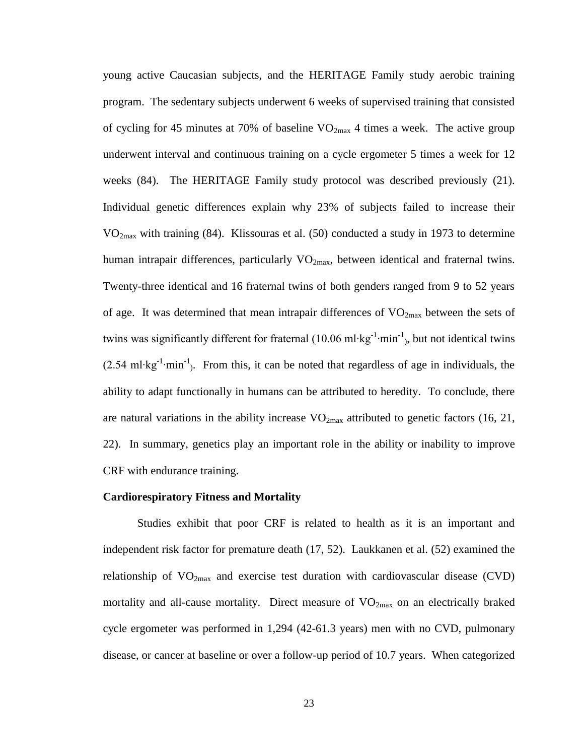young active Caucasian subjects, and the HERITAGE Family study aerobic training program. The sedentary subjects underwent 6 weeks of supervised training that consisted of cycling for 45 minutes at 70% of baseline $VO_{2max}$ 4 times a week. The active group underwent interval and continuous training on a cycle ergometer 5 times a week for 12 weeks (84). The HERITAGE Family study protocol was described previously (21). Individual genetic differences explain why 23% of subjects failed to increase their $VO_{2max}$ with training (84). Klissouras et al. (50) conducted a study in 1973 to determine human intrapair differences, particularly $VO_{2max}$, between identical and fraternal twins. Twenty-three identical and 16 fraternal twins of both genders ranged from 9 to 52 years of age. It was determined that mean intrapair differences of $VO_{2max}$ between the sets of twins was significantly different for fraternal (10.06 $ml \cdot kg^{-1} \cdot min^{-1}$), but not identical twins (2.54 $ml \cdot kg^{-1} \cdot min^{-1}$). From this, it can be noted that regardless of age in individuals, the ability to adapt functionally in humans can be attributed to heredity. To conclude, there are natural variations in the ability increase $VO_{2max}$ attributed to genetic factors (16, 21, 22). In summary, genetics play an important role in the ability or inability to improve CRF with endurance training.

**Cardiorespiratory Fitness and Mortality**

Studies exhibit that poor CRF is related to health as it is an important and independent risk factor for premature death (17, 52). Laukkanen et al. (52) examined the relationship of $VO_{2max}$ and exercise test duration with cardiovascular disease (CVD) mortality and all-cause mortality. Direct measure of $VO_{2max}$ on an electrically braked cycle ergometer was performed in 1,294 (42-61.3 years) men with no CVD, pulmonary disease, or cancer at baseline or over a follow-up period of 10.7 years. When categorized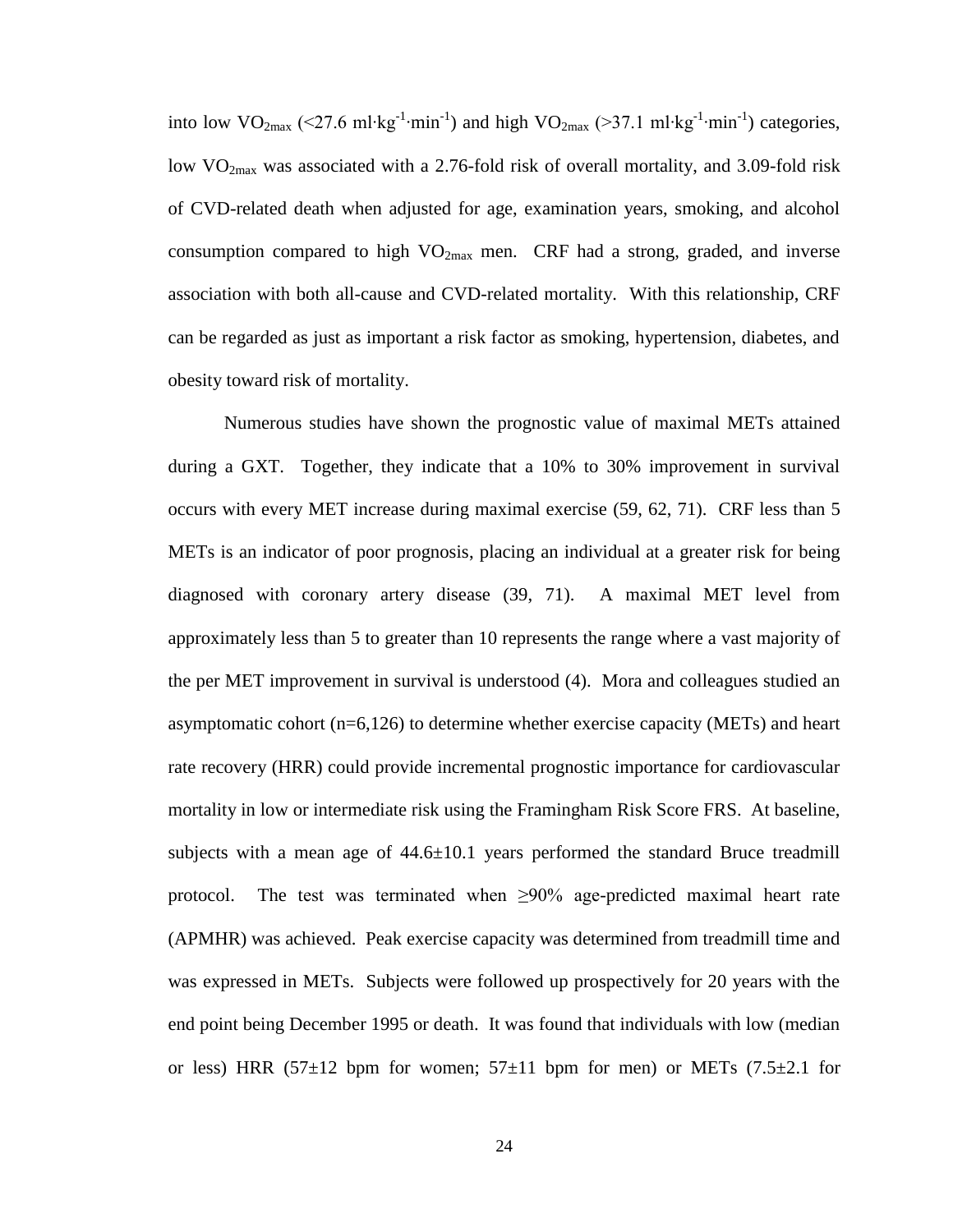into low $VO_{2max}$ (<27.6 $ml \cdot kg^{-1} \cdot min^{-1}$) and high $VO_{2max}$ (>37.1 $ml \cdot kg^{-1} \cdot min^{-1}$) categories, low $VO_{2max}$ was associated with a 2.76-fold risk of overall mortality, and 3.09-fold risk of CVD-related death when adjusted for age, examination years, smoking, and alcohol consumption compared to high $VO_{2max}$ men. CRF had a strong, graded, and inverse association with both all-cause and CVD-related mortality. With this relationship, CRF can be regarded as just as important a risk factor as smoking, hypertension, diabetes, and obesity toward risk of mortality.

Numerous studies have shown the prognostic value of maximal METs attained during a GXT. Together, they indicate that a 10% to 30% improvement in survival occurs with every MET increase during maximal exercise (59, 62, 71). CRF less than 5 METs is an indicator of poor prognosis, placing an individual at a greater risk for being diagnosed with coronary artery disease (39, 71). A maximal MET level from approximately less than 5 to greater than 10 represents the range where a vast majority of the per MET improvement in survival is understood (4). Mora and colleagues studied an asymptomatic cohort (n=6,126) to determine whether exercise capacity (METs) and heart rate recovery (HRR) could provide incremental prognostic importance for cardiovascular mortality in low or intermediate risk using the Framingham Risk Score FRS. At baseline, subjects with a mean age of 44.6±10.1 years performed the standard Bruce treadmill protocol. The test was terminated when ≥90% age-predicted maximal heart rate (APMHR) was achieved. Peak exercise capacity was determined from treadmill time and was expressed in METs. Subjects were followed up prospectively for 20 years with the end point being December 1995 or death. It was found that individuals with low (median or less) HRR (57±12 bpm for women; 57±11 bpm for men) or METs (7.5±2.1 for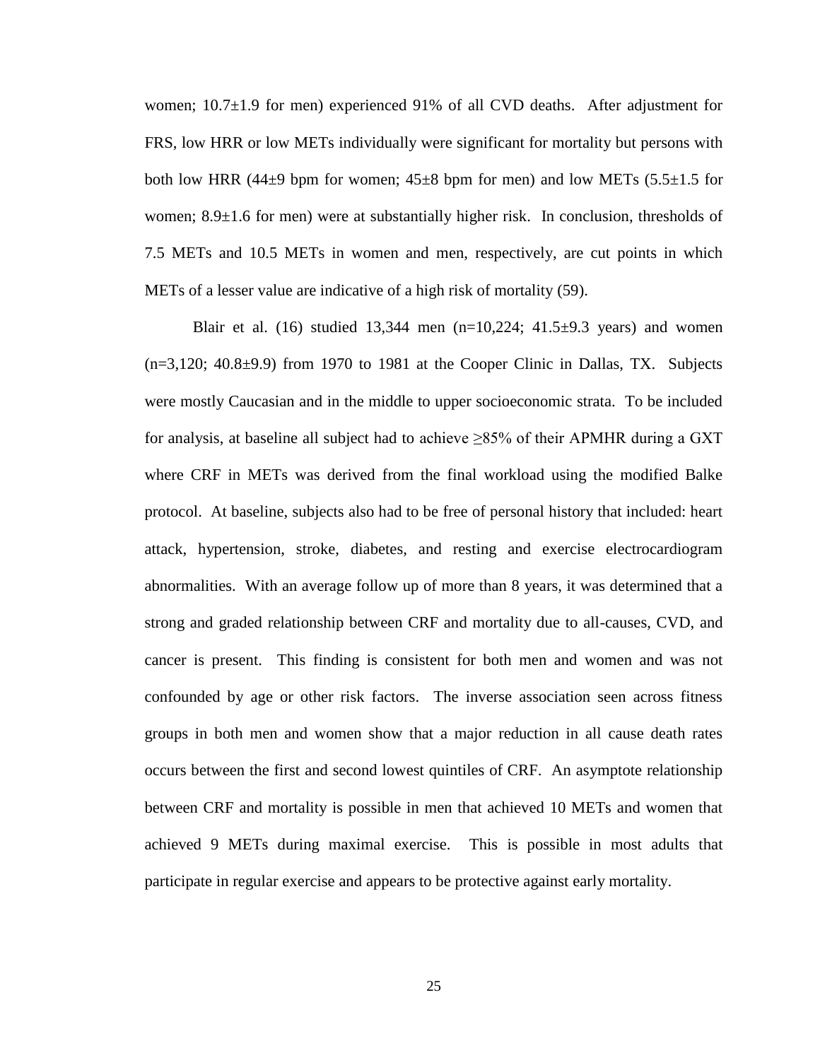women; 10.7±1.9 for men) experienced 91% of all CVD deaths. After adjustment for FRS, low HRR or low METs individually were significant for mortality but persons with both low HRR (44±9 bpm for women; 45±8 bpm for men) and low METs (5.5±1.5 for women; 8.9±1.6 for men) were at substantially higher risk. In conclusion, thresholds of 7.5 METs and 10.5 METs in women and men, respectively, are cut points in which METs of a lesser value are indicative of a high risk of mortality (59).

Blair et al. (16) studied 13,344 men (n=10,224; 41.5±9.3 years) and women (n=3,120; 40.8±9.9) from 1970 to 1981 at the Cooper Clinic in Dallas, TX. Subjects were mostly Caucasian and in the middle to upper socioeconomic strata. To be included for analysis, at baseline all subject had to achieve ≥85% of their APMHR during a GXT where CRF in METs was derived from the final workload using the modified Balke protocol. At baseline, subjects also had to be free of personal history that included: heart attack, hypertension, stroke, diabetes, and resting and exercise electrocardiogram abnormalities. With an average follow up of more than 8 years, it was determined that a strong and graded relationship between CRF and mortality due to all-causes, CVD, and cancer is present. This finding is consistent for both men and women and was not confounded by age or other risk factors. The inverse association seen across fitness groups in both men and women show that a major reduction in all cause death rates occurs between the first and second lowest quintiles of CRF. An asymptote relationship between CRF and mortality is possible in men that achieved 10 METs and women that achieved 9 METs during maximal exercise. This is possible in most adults that participate in regular exercise and appears to be protective against early mortality.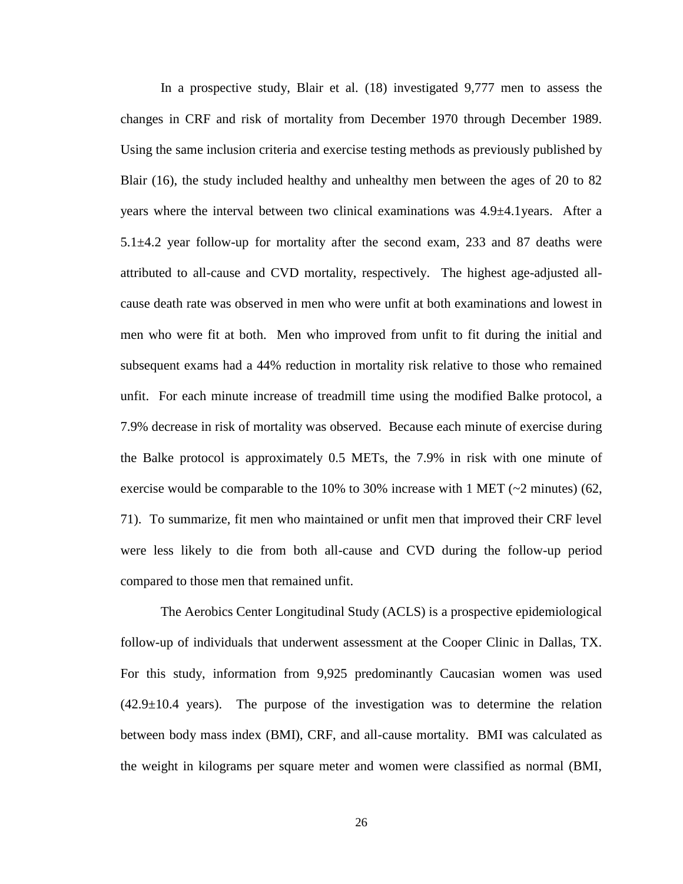In a prospective study, Blair et al. (18) investigated 9,777 men to assess the changes in CRF and risk of mortality from December 1970 through December 1989. Using the same inclusion criteria and exercise testing methods as previously published by Blair (16), the study included healthy and unhealthy men between the ages of 20 to 82 years where the interval between two clinical examinations was 4.9±4.1years. After a 5.1±4.2 year follow-up for mortality after the second exam, 233 and 87 deaths were attributed to all-cause and CVD mortality, respectively. The highest age-adjusted all-cause death rate was observed in men who were unfit at both examinations and lowest in men who were fit at both. Men who improved from unfit to fit during the initial and subsequent exams had a 44% reduction in mortality risk relative to those who remained unfit. For each minute increase of treadmill time using the modified Balke protocol, a 7.9% decrease in risk of mortality was observed. Because each minute of exercise during the Balke protocol is approximately 0.5 METs, the 7.9% in risk with one minute of exercise would be comparable to the 10% to 30% increase with 1 MET (~2 minutes) (62, 71). To summarize, fit men who maintained or unfit men that improved their CRF level were less likely to die from both all-cause and CVD during the follow-up period compared to those men that remained unfit.

The Aerobics Center Longitudinal Study (ACLS) is a prospective epidemiological follow-up of individuals that underwent assessment at the Cooper Clinic in Dallas, TX. For this study, information from 9,925 predominantly Caucasian women was used (42.9±10.4 years). The purpose of the investigation was to determine the relation between body mass index (BMI), CRF, and all-cause mortality. BMI was calculated as the weight in kilograms per square meter and women were classified as normal (BMI,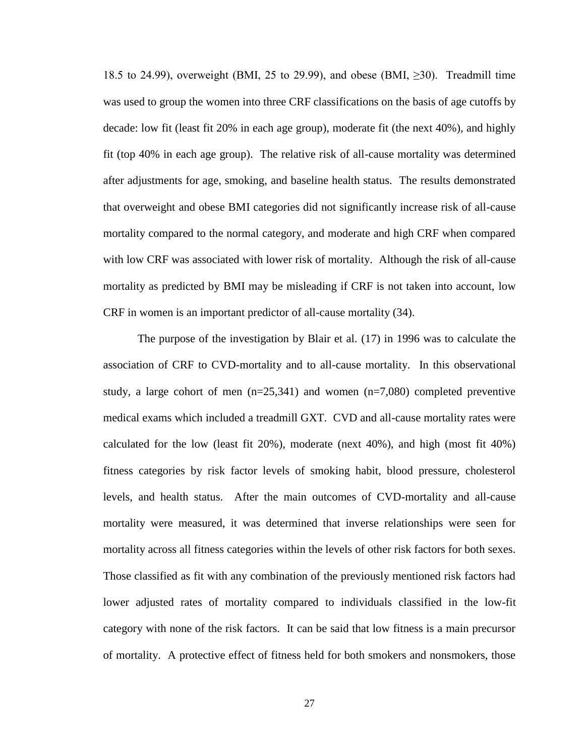18.5 to 24.99), overweight (BMI, 25 to 29.99), and obese (BMI, ≥30). Treadmill time was used to group the women into three CRF classifications on the basis of age cutoffs by decade: low fit (least fit 20% in each age group), moderate fit (the next 40%), and highly fit (top 40% in each age group). The relative risk of all-cause mortality was determined after adjustments for age, smoking, and baseline health status. The results demonstrated that overweight and obese BMI categories did not significantly increase risk of all-cause mortality compared to the normal category, and moderate and high CRF when compared with low CRF was associated with lower risk of mortality. Although the risk of all-cause mortality as predicted by BMI may be misleading if CRF is not taken into account, low CRF in women is an important predictor of all-cause mortality (34).

The purpose of the investigation by Blair et al. (17) in 1996 was to calculate the association of CRF to CVD-mortality and to all-cause mortality. In this observational study, a large cohort of men (n=25,341) and women (n=7,080) completed preventive medical exams which included a treadmill GXT. CVD and all-cause mortality rates were calculated for the low (least fit 20%), moderate (next 40%), and high (most fit 40%) fitness categories by risk factor levels of smoking habit, blood pressure, cholesterol levels, and health status. After the main outcomes of CVD-mortality and all-cause mortality were measured, it was determined that inverse relationships were seen for mortality across all fitness categories within the levels of other risk factors for both sexes. Those classified as fit with any combination of the previously mentioned risk factors had lower adjusted rates of mortality compared to individuals classified in the low-fit category with none of the risk factors. It can be said that low fitness is a main precursor of mortality. A protective effect of fitness held for both smokers and nonsmokers, those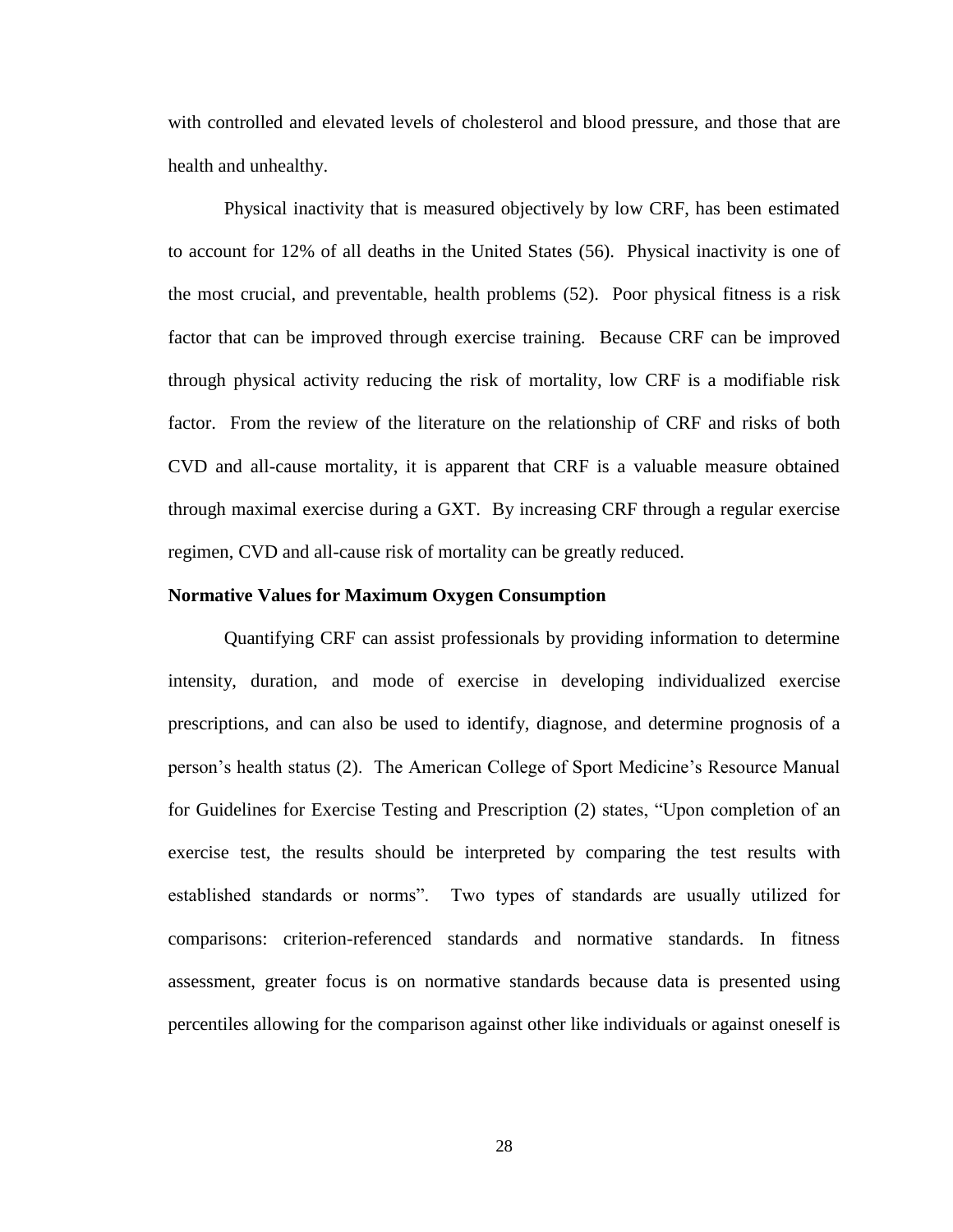with controlled and elevated levels of cholesterol and blood pressure, and those that are health and unhealthy.

Physical inactivity that is measured objectively by low CRF, has been estimated to account for 12% of all deaths in the United States (56). Physical inactivity is one of the most crucial, and preventable, health problems (52). Poor physical fitness is a risk factor that can be improved through exercise training. Because CRF can be improved through physical activity reducing the risk of mortality, low CRF is a modifiable risk factor. From the review of the literature on the relationship of CRF and risks of both CVD and all-cause mortality, it is apparent that CRF is a valuable measure obtained through maximal exercise during a GXT. By increasing CRF through a regular exercise regimen, CVD and all-cause risk of mortality can be greatly reduced.

**Normative Values for Maximum Oxygen Consumption**

Quantifying CRF can assist professionals by providing information to determine intensity, duration, and mode of exercise in developing individualized exercise prescriptions, and can also be used to identify, diagnose, and determine prognosis of a person's health status (2). The American College of Sport Medicine's Resource Manual for Guidelines for Exercise Testing and Prescription (2) states, "Upon completion of an exercise test, the results should be interpreted by comparing the test results with established standards or norms". Two types of standards are usually utilized for comparisons: criterion-referenced standards and normative standards. In fitness assessment, greater focus is on normative standards because data is presented using percentiles allowing for the comparison against other like individuals or against oneself is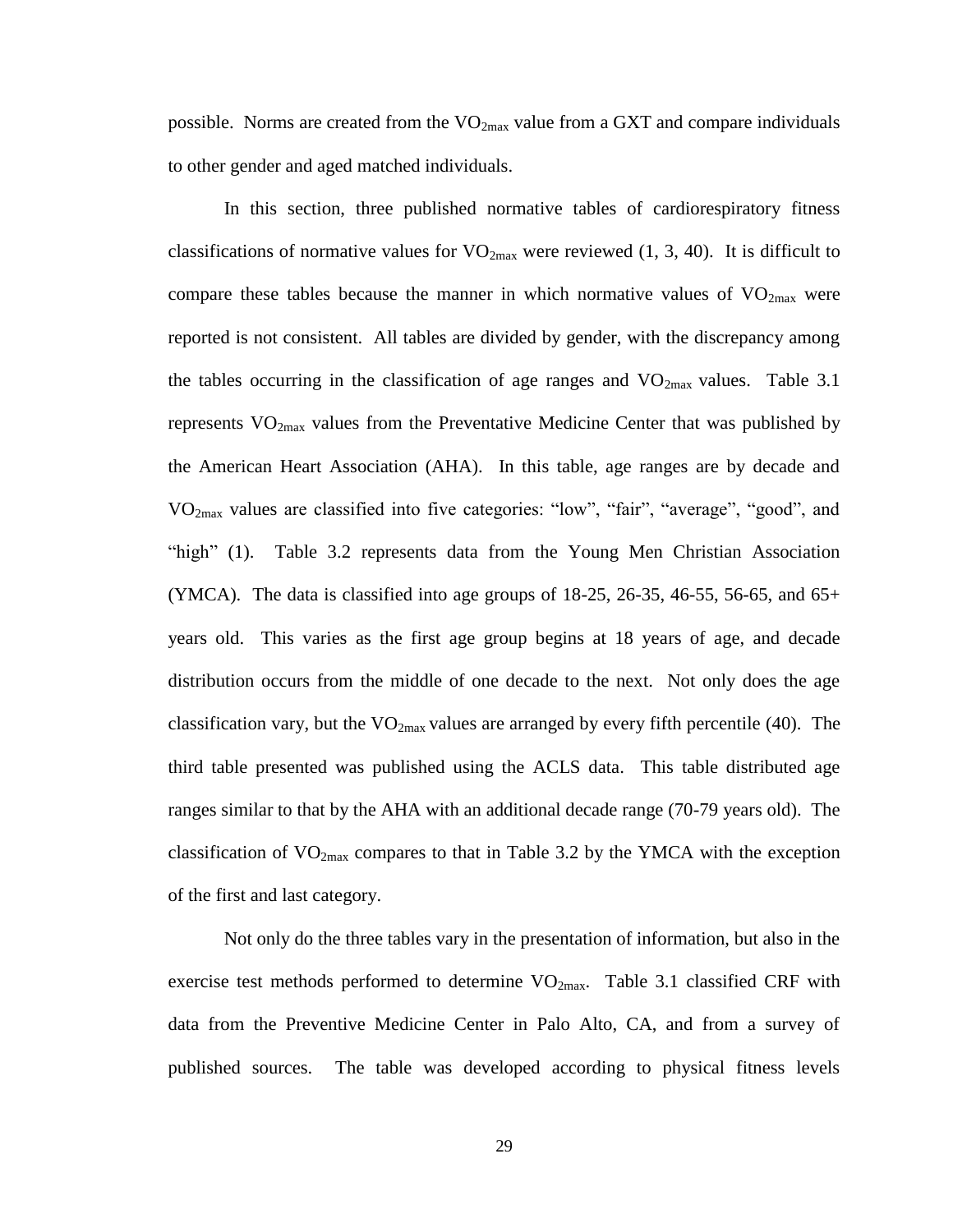possible. Norms are created from the $VO_{2max}$ value from a GXT and compare individuals to other gender and aged matched individuals.

In this section, three published normative tables of cardiorespiratory fitness classifications of normative values for $VO_{2max}$ were reviewed (1, 3, 40). It is difficult to compare these tables because the manner in which normative values of $VO_{2max}$ were reported is not consistent. All tables are divided by gender, with the discrepancy among the tables occurring in the classification of age ranges and $VO_{2max}$ values. Table 3.1 represents $VO_{2max}$ values from the Preventative Medicine Center that was published by the American Heart Association (AHA). In this table, age ranges are by decade and $VO_{2max}$ values are classified into five categories: "low", "fair", "average", "good", and "high" (1). Table 3.2 represents data from the Young Men Christian Association (YMCA). The data is classified into age groups of 18-25, 26-35, 46-55, 56-65, and 65+ years old. This varies as the first age group begins at 18 years of age, and decade distribution occurs from the middle of one decade to the next. Not only does the age classification vary, but the $VO_{2max}$ values are arranged by every fifth percentile (40). The third table presented was published using the ACLS data. This table distributed age ranges similar to that by the AHA with an additional decade range (70-79 years old). The classification of $VO_{2max}$ compares to that in Table 3.2 by the YMCA with the exception of the first and last category.

Not only do the three tables vary in the presentation of information, but also in the exercise test methods performed to determine $VO_{2max}$. Table 3.1 classified CRF with data from the Preventive Medicine Center in Palo Alto, CA, and from a survey of published sources. The table was developed according to physical fitness levels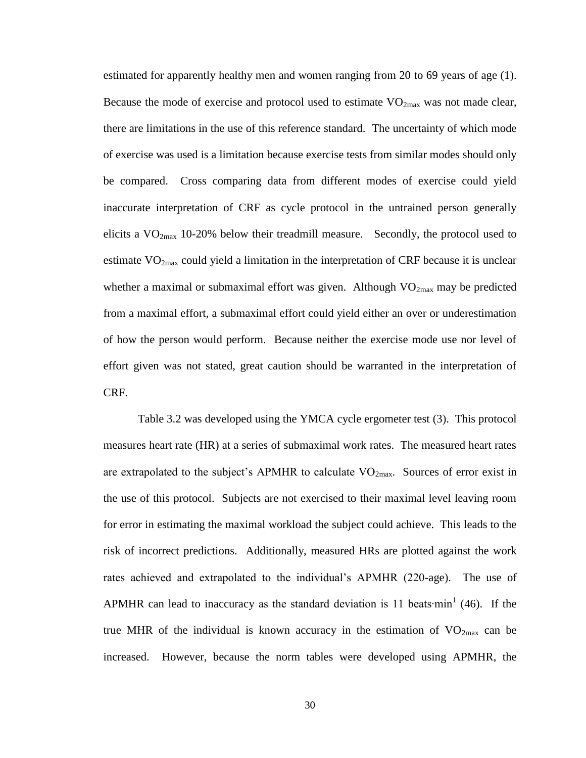estimated for apparently healthy men and women ranging from 20 to 69 years of age (1). Because the mode of exercise and protocol used to estimate $VO_{2max}$ was not made clear, there are limitations in the use of this reference standard. The uncertainty of which mode of exercise was used is a limitation because exercise tests from similar modes should only be compared. Cross comparing data from different modes of exercise could yield inaccurate interpretation of CRF as cycle protocol in the untrained person generally elicits a $VO_{2max}$ 10-20% below their treadmill measure. Secondly, the protocol used to estimate $VO_{2max}$ could yield a limitation in the interpretation of CRF because it is unclear whether a maximal or submaximal effort was given. Although $VO_{2max}$ may be predicted from a maximal effort, a submaximal effort could yield either an over or underestimation of how the person would perform. Because neither the exercise mode use nor level of effort given was not stated, great caution should be warranted in the interpretation of CRF.

Table 3.2 was developed using the YMCA cycle ergometer test (3). This protocol measures heart rate (HR) at a series of submaximal work rates. The measured heart rates are extrapolated to the subject's APMHR to calculate $VO_{2max}$. Sources of error exist in the use of this protocol. Subjects are not exercised to their maximal level leaving room for error in estimating the maximal workload the subject could achieve. This leads to the risk of incorrect predictions. Additionally, measured HRs are plotted against the work rates achieved and extrapolated to the individual's APMHR (220-age). The use of APMHR can lead to inaccuracy as the standard deviation is 11 beats·min$^{1}$ (46). If the true MHR of the individual is known accuracy in the estimation of $VO_{2max}$ can be increased. However, because the norm tables were developed using APMHR, the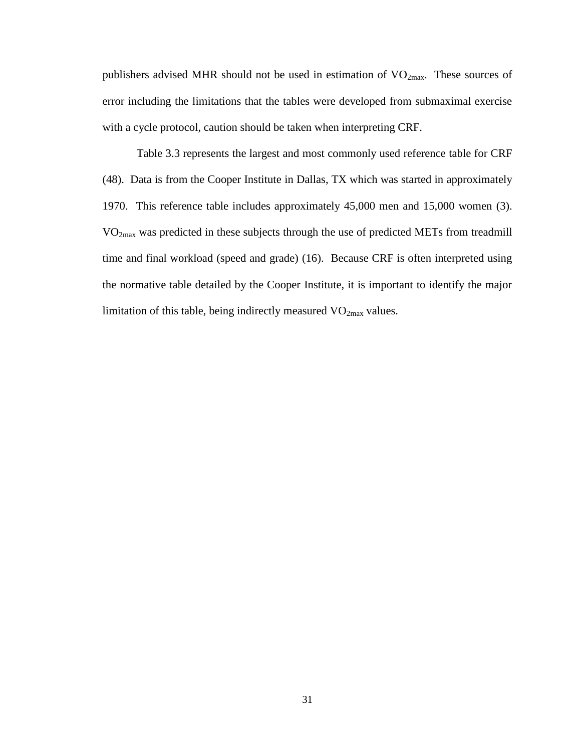publishers advised MHR should not be used in estimation of $VO_{2max}$. These sources of error including the limitations that the tables were developed from submaximal exercise with a cycle protocol, caution should be taken when interpreting CRF.

Table 3.3 represents the largest and most commonly used reference table for CRF (48). Data is from the Cooper Institute in Dallas, TX which was started in approximately 1970. This reference table includes approximately 45,000 men and 15,000 women (3). $VO_{2max}$ was predicted in these subjects through the use of predicted METs from treadmill time and final workload (speed and grade) (16). Because CRF is often interpreted using the normative table detailed by the Cooper Institute, it is important to identify the major limitation of this table, being indirectly measured $VO_{2max}$ values.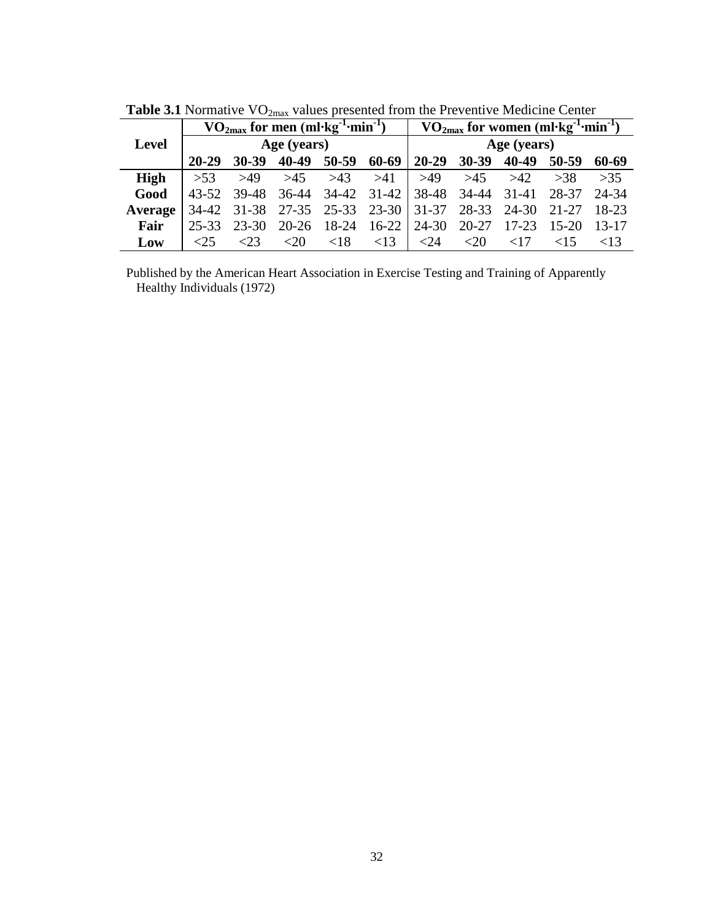**Table 3.1** Normative $VO_{2max}$ values presented from the Preventive Medicine Center

| Level | $VO_{2max}$ for men ($ml \cdot kg^{-1} \cdot min^{-1}$) | | | | | $VO_{2max}$ for women ($ml \cdot kg^{-1} \cdot min^{-1}$) | | | | |
|---|---|---|---|---|---|---|---|---|---|---|
| | Age (years) | | | | | Age (years) | | | | |
| | **20-29** | **30-39** | **40-49** | **50-59** | **60-69** | **20-29** | **30-39** | **40-49** | **50-59** | **60-69** |
| **High** | >53 | >49 | >45 | >43 | >41 | >49 | >45 | >42 | >38 | >35 |
| **Good** | 43-52 | 39-48 | 36-44 | 34-42 | 31-42 | 38-48 | 34-44 | 31-41 | 28-37 | 24-34 |
| **Average** | 34-42 | 31-38 | 27-35 | 25-33 | 23-30 | 31-37 | 28-33 | 24-30 | 21-27 | 18-23 |
| **Fair** | 25-33 | 23-30 | 20-26 | 18-24 | 16-22 | 24-30 | 20-27 | 17-23 | 15-20 | 13-17 |
| **Low** | <25 | <23 | <20 | <18 | <13 | <24 | <20 | <17 | <15 | <13 |

Published by the American Heart Association in Exercise Testing and Training of Apparently Healthy Individuals (1972)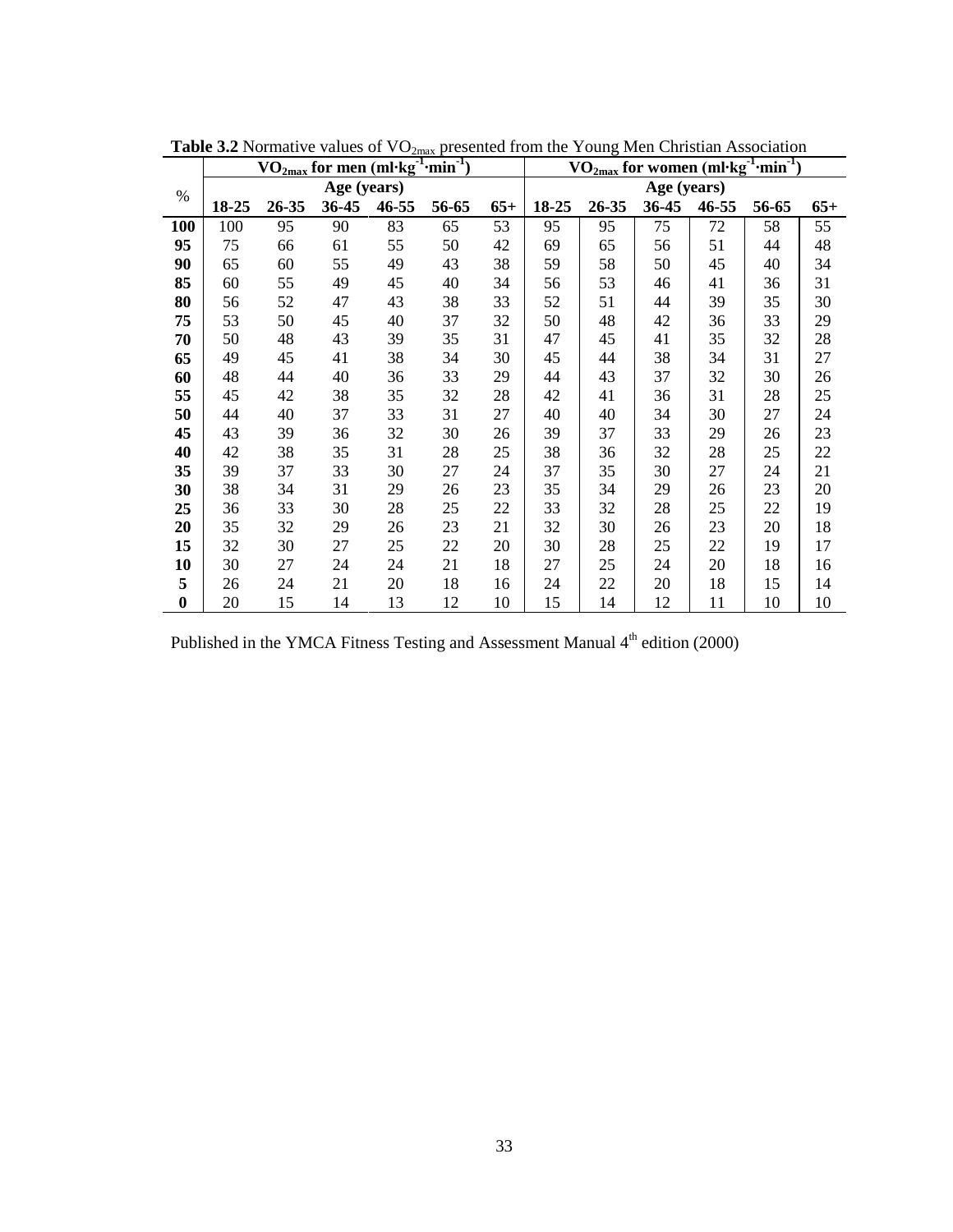**Table 3.2** Normative values of $VO_{2max}$ presented from the Young Men Christian Association

| % | $VO_{2max}$ for men ($ml \cdot kg^{-1} \cdot min^{-1}$) | | | | | | $VO_{2max}$ for women ($ml \cdot kg^{-1} \cdot min^{-1}$) | | | | | |
|---|---|---|---|---|---|---|---|---|---|---|---|---|
| | Age (years) | | | | | | Age (years) | | | | | |
| | **18-25** | **26-35** | **36-45** | **46-55** | **56-65** | **65+** | **18-25** | **26-35** | **36-45** | **46-55** | **56-65** | **65+** |
| **100** | 100 | 95 | 90 | 83 | 65 | 53 | 95 | 95 | 75 | 72 | 58 | 55 |
| **95** | 75 | 66 | 61 | 55 | 50 | 42 | 69 | 65 | 56 | 51 | 44 | 48 |
| **90** | 65 | 60 | 55 | 49 | 43 | 38 | 59 | 58 | 50 | 45 | 40 | 34 |
| **85** | 60 | 55 | 49 | 45 | 40 | 34 | 56 | 53 | 46 | 41 | 36 | 31 |
| **80** | 56 | 52 | 47 | 43 | 38 | 33 | 52 | 51 | 44 | 39 | 35 | 30 |
| **75** | 53 | 50 | 45 | 40 | 37 | 32 | 50 | 48 | 42 | 36 | 33 | 29 |
| **70** | 50 | 48 | 43 | 39 | 35 | 31 | 47 | 45 | 41 | 35 | 32 | 28 |
| **65** | 49 | 45 | 41 | 38 | 34 | 30 | 45 | 44 | 38 | 34 | 31 | 27 |
| **60** | 48 | 44 | 40 | 36 | 33 | 29 | 44 | 43 | 37 | 32 | 30 | 26 |
| **55** | 45 | 42 | 38 | 35 | 32 | 28 | 42 | 41 | 36 | 31 | 28 | 25 |
| **50** | 44 | 40 | 37 | 33 | 31 | 27 | 40 | 40 | 34 | 30 | 27 | 24 |
| **45** | 43 | 39 | 36 | 32 | 30 | 26 | 39 | 37 | 33 | 29 | 26 | 23 |
| **40** | 42 | 38 | 35 | 31 | 28 | 25 | 38 | 36 | 32 | 28 | 25 | 22 |
| **35** | 39 | 37 | 33 | 30 | 27 | 24 | 37 | 35 | 30 | 27 | 24 | 21 |
| **30** | 38 | 34 | 31 | 29 | 26 | 23 | 35 | 34 | 29 | 26 | 23 | 20 |
| **25** | 36 | 33 | 30 | 28 | 25 | 22 | 33 | 32 | 28 | 25 | 22 | 19 |
| **20** | 35 | 32 | 29 | 26 | 23 | 21 | 32 | 30 | 26 | 23 | 20 | 18 |
| **15** | 32 | 30 | 27 | 25 | 22 | 20 | 30 | 28 | 25 | 22 | 19 | 17 |
| **10** | 30 | 27 | 24 | 24 | 21 | 18 | 27 | 25 | 24 | 20 | 18 | 16 |
| **5** | 26 | 24 | 21 | 20 | 18 | 16 | 24 | 22 | 20 | 18 | 15 | 14 |
| **0** | 20 | 15 | 14 | 13 | 12 | 10 | 15 | 14 | 12 | 11 | 10 | 10 |

Published in the YMCA Fitness Testing and Assessment Manual 4th edition (2000)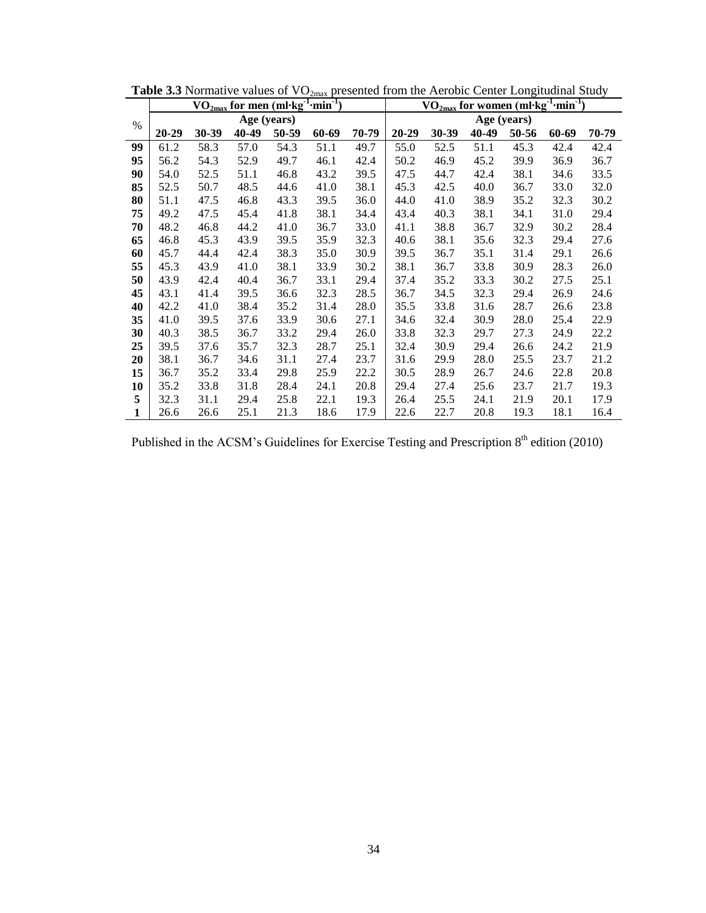**Table 3.3** Normative values of $VO_{2max}$ presented from the Aerobic Center Longitudinal Study

| % | $VO_{2max}$ for men ($ml \cdot kg^{-1} \cdot min^{-1}$) | | | | | | $VO_{2max}$ for women ($ml \cdot kg^{-1} \cdot min^{-1}$) | | | | | |
|---|---|---|---|---|---|---|---|---|---|---|---|---|
| | Age (years) | | | | | | Age (years) | | | | | |
| | **20-29** | **30-39** | **40-49** | **50-59** | **60-69** | **70-79** | **20-29** | **30-39** | **40-49** | **50-56** | **60-69** | **70-79** |
| **99** | 61.2 | 58.3 | 57.0 | 54.3 | 51.1 | 49.7 | 55.0 | 52.5 | 51.1 | 45.3 | 42.4 | 42.4 |
| **95** | 56.2 | 54.3 | 52.9 | 49.7 | 46.1 | 42.4 | 50.2 | 46.9 | 45.2 | 39.9 | 36.9 | 36.7 |
| **90** | 54.0 | 52.5 | 51.1 | 46.8 | 43.2 | 39.5 | 47.5 | 44.7 | 42.4 | 38.1 | 34.6 | 33.5 |
| **85** | 52.5 | 50.7 | 48.5 | 44.6 | 41.0 | 38.1 | 45.3 | 42.5 | 40.0 | 36.7 | 33.0 | 32.0 |
| **80** | 51.1 | 47.5 | 46.8 | 43.3 | 39.5 | 36.0 | 44.0 | 41.0 | 38.9 | 35.2 | 32.3 | 30.2 |
| **75** | 49.2 | 47.5 | 45.4 | 41.8 | 38.1 | 34.4 | 43.4 | 40.3 | 38.1 | 34.1 | 31.0 | 29.4 |
| **70** | 48.2 | 46.8 | 44.2 | 41.0 | 36.7 | 33.0 | 41.1 | 38.8 | 36.7 | 32.9 | 30.2 | 28.4 |
| **65** | 46.8 | 45.3 | 43.9 | 39.5 | 35.9 | 32.3 | 40.6 | 38.1 | 35.6 | 32.3 | 29.4 | 27.6 |
| **60** | 45.7 | 44.4 | 42.4 | 38.3 | 35.0 | 30.9 | 39.5 | 36.7 | 35.1 | 31.4 | 29.1 | 26.6 |
| **55** | 45.3 | 43.9 | 41.0 | 38.1 | 33.9 | 30.2 | 38.1 | 36.7 | 33.8 | 30.9 | 28.3 | 26.0 |
| **50** | 43.9 | 42.4 | 40.4 | 36.7 | 33.1 | 29.4 | 37.4 | 35.2 | 33.3 | 30.2 | 27.5 | 25.1 |
| **45** | 43.1 | 41.4 | 39.5 | 36.6 | 32.3 | 28.5 | 36.7 | 34.5 | 32.3 | 29.4 | 26.9 | 24.6 |
| **40** | 42.2 | 41.0 | 38.4 | 35.2 | 31.4 | 28.0 | 35.5 | 33.8 | 31.6 | 28.7 | 26.6 | 23.8 |
| **35** | 41.0 | 39.5 | 37.6 | 33.9 | 30.6 | 27.1 | 34.6 | 32.4 | 30.9 | 28.0 | 25.4 | 22.9 |
| **30** | 40.3 | 38.5 | 36.7 | 33.2 | 29.4 | 26.0 | 33.8 | 32.3 | 29.7 | 27.3 | 24.9 | 22.2 |
| **25** | 39.5 | 37.6 | 35.7 | 32.3 | 28.7 | 25.1 | 32.4 | 30.9 | 29.4 | 26.6 | 24.2 | 21.9 |
| **20** | 38.1 | 36.7 | 34.6 | 31.1 | 27.4 | 23.7 | 31.6 | 29.9 | 28.0 | 25.5 | 23.7 | 21.2 |
| **15** | 36.7 | 35.2 | 33.4 | 29.8 | 25.9 | 22.2 | 30.5 | 28.9 | 26.7 | 24.6 | 22.8 | 20.8 |
| **10** | 35.2 | 33.8 | 31.8 | 28.4 | 24.1 | 20.8 | 29.4 | 27.4 | 25.6 | 23.7 | 21.7 | 19.3 |
| **5** | 32.3 | 31.1 | 29.4 | 25.8 | 22.1 | 19.3 | 26.4 | 25.5 | 24.1 | 21.9 | 20.1 | 17.9 |
| **1** | 26.6 | 26.6 | 25.1 | 21.3 | 18.6 | 17.9 | 22.6 | 22.7 | 20.8 | 19.3 | 18.1 | 16.4 |

Published in the ACSM's Guidelines for Exercise Testing and Prescription 8th edition (2010)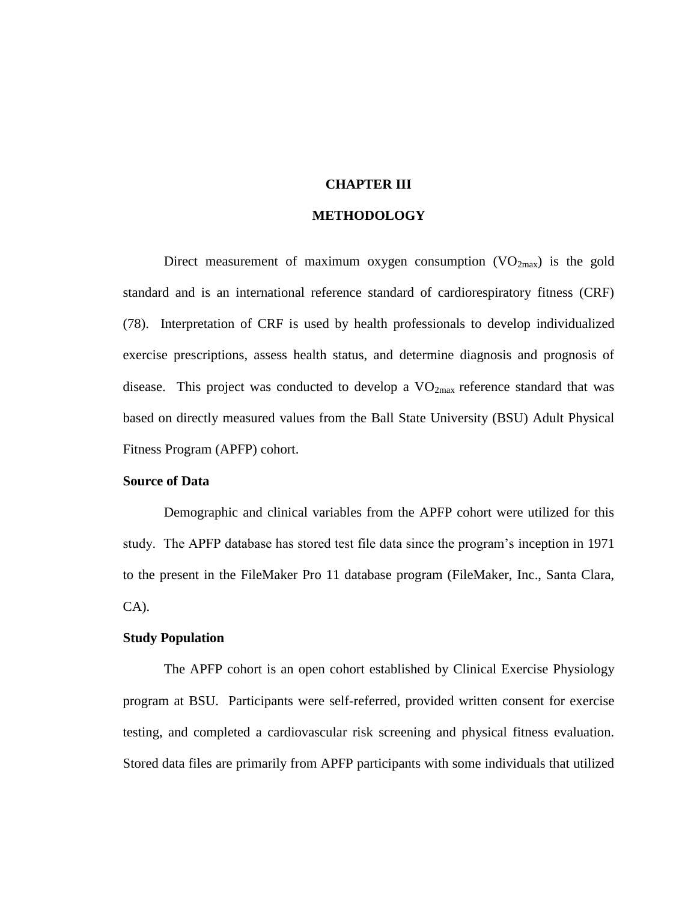# CHAPTER III

# METHODOLOGY

Direct measurement of maximum oxygen consumption ($VO_{2max}$) is the gold standard and is an international reference standard of cardiorespiratory fitness (CRF) (78). Interpretation of CRF is used by health professionals to develop individualized exercise prescriptions, assess health status, and determine diagnosis and prognosis of disease. This project was conducted to develop a $VO_{2max}$ reference standard that was based on directly measured values from the Ball State University (BSU) Adult Physical Fitness Program (APFP) cohort.

**Source of Data**

Demographic and clinical variables from the APFP cohort were utilized for this study. The APFP database has stored test file data since the program's inception in 1971 to the present in the FileMaker Pro 11 database program (FileMaker, Inc., Santa Clara, CA).

**Study Population**

The APFP cohort is an open cohort established by Clinical Exercise Physiology program at BSU. Participants were self-referred, provided written consent for exercise testing, and completed a cardiovascular risk screening and physical fitness evaluation. Stored data files are primarily from APFP participants with some individuals that utilized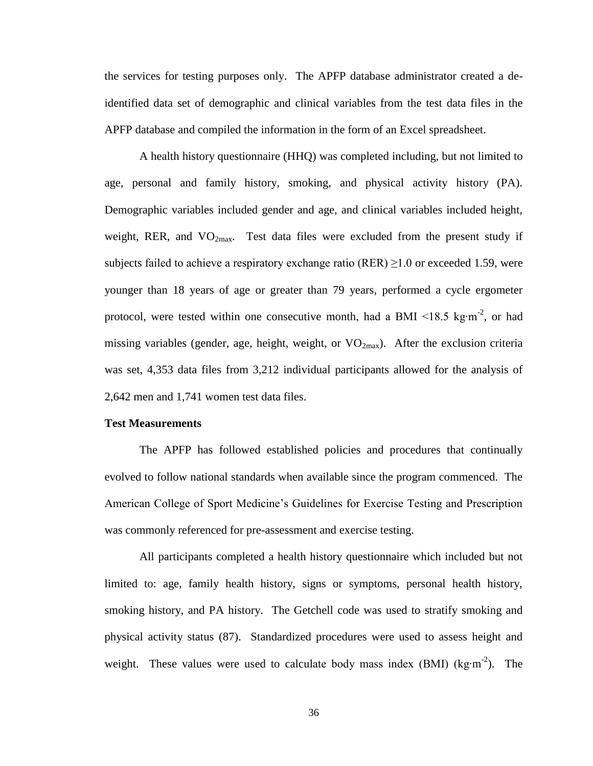the services for testing purposes only. The APFP database administrator created a de-identified data set of demographic and clinical variables from the test data files in the APFP database and compiled the information in the form of an Excel spreadsheet.

A health history questionnaire (HHQ) was completed including, but not limited to age, personal and family history, smoking, and physical activity history (PA). Demographic variables included gender and age, and clinical variables included height, weight, RER, and $VO_{2max}$. Test data files were excluded from the present study if subjects failed to achieve a respiratory exchange ratio (RER) $\geq$1.0 or exceeded 1.59, were younger than 18 years of age or greater than 79 years, performed a cycle ergometer protocol, were tested within one consecutive month, had a BMI <18.5 $kg \cdot m^{-2}$, or had missing variables (gender, age, height, weight, or $VO_{2max}$). After the exclusion criteria was set, 4,353 data files from 3,212 individual participants allowed for the analysis of 2,642 men and 1,741 women test data files.

**Test Measurements**

The APFP has followed established policies and procedures that continually evolved to follow national standards when available since the program commenced. The American College of Sport Medicine's Guidelines for Exercise Testing and Prescription was commonly referenced for pre-assessment and exercise testing.

All participants completed a health history questionnaire which included but not limited to: age, family health history, signs or symptoms, personal health history, smoking history, and PA history. The Getchell code was used to stratify smoking and physical activity status (87). Standardized procedures were used to assess height and weight. These values were used to calculate body mass index (BMI) ($kg \cdot m^{-2}$). The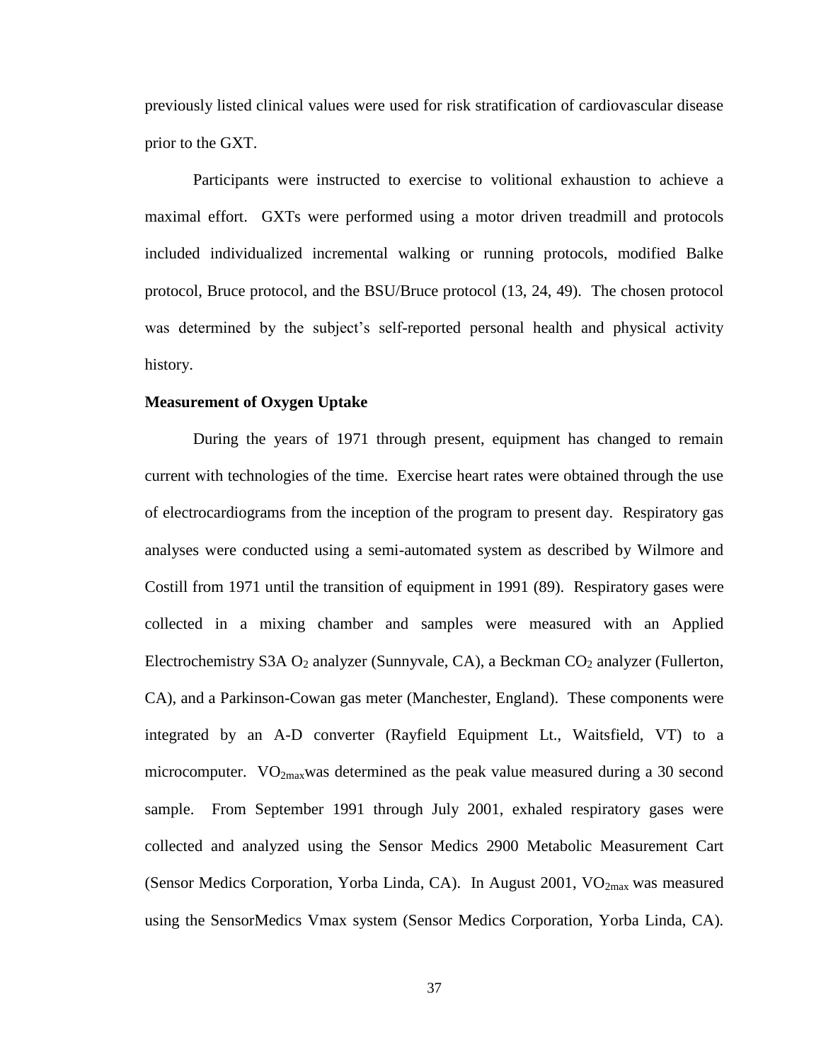previously listed clinical values were used for risk stratification of cardiovascular disease prior to the GXT.

Participants were instructed to exercise to volitional exhaustion to achieve a maximal effort. GXTs were performed using a motor driven treadmill and protocols included individualized incremental walking or running protocols, modified Balke protocol, Bruce protocol, and the BSU/Bruce protocol (13, 24, 49). The chosen protocol was determined by the subject's self-reported personal health and physical activity history.

**Measurement of Oxygen Uptake**

During the years of 1971 through present, equipment has changed to remain current with technologies of the time. Exercise heart rates were obtained through the use of electrocardiograms from the inception of the program to present day. Respiratory gas analyses were conducted using a semi-automated system as described by Wilmore and Costill from 1971 until the transition of equipment in 1991 (89). Respiratory gases were collected in a mixing chamber and samples were measured with an Applied Electrochemistry S3A $O_2$ analyzer (Sunnyvale, CA), a Beckman $CO_2$ analyzer (Fullerton, CA), and a Parkinson-Cowan gas meter (Manchester, England). These components were integrated by an A-D converter (Rayfield Equipment Lt., Waitsfield, VT) to a microcomputer. $VO_{2max}$was determined as the peak value measured during a 30 second sample. From September 1991 through July 2001, exhaled respiratory gases were collected and analyzed using the Sensor Medics 2900 Metabolic Measurement Cart (Sensor Medics Corporation, Yorba Linda, CA). In August 2001, $VO_{2max}$ was measured using the SensorMedics Vmax system (Sensor Medics Corporation, Yorba Linda, CA).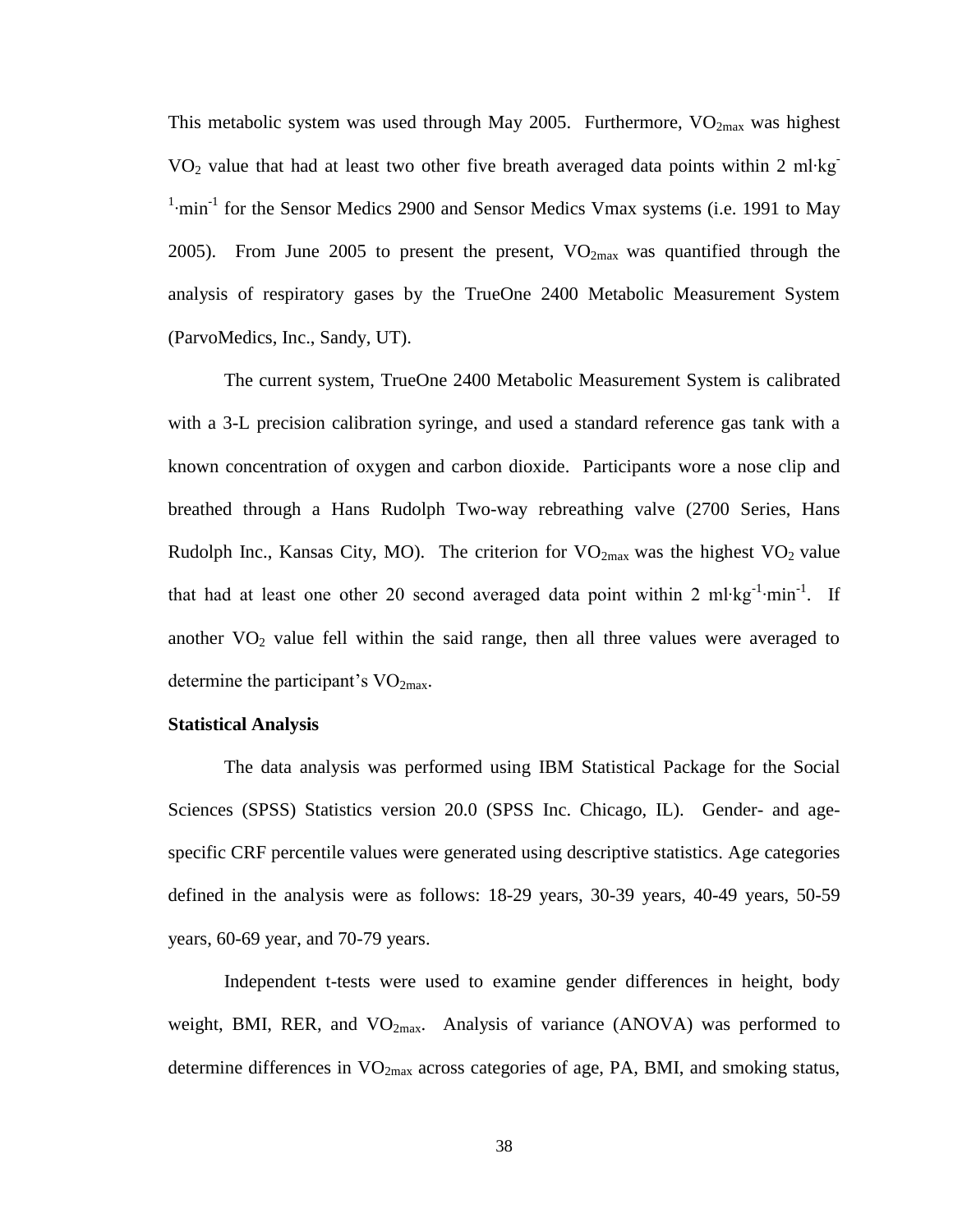This metabolic system was used through May 2005. Furthermore, $VO_{2max}$ was highest $VO_2$ value that had at least two other five breath averaged data points within 2 $ml \cdot kg^{-1} \cdot min^{-1}$ for the Sensor Medics 2900 and Sensor Medics Vmax systems (i.e. 1991 to May 2005). From June 2005 to present the present, $VO_{2max}$ was quantified through the analysis of respiratory gases by the TrueOne 2400 Metabolic Measurement System (ParvoMedics, Inc., Sandy, UT).

The current system, TrueOne 2400 Metabolic Measurement System is calibrated with a 3-L precision calibration syringe, and used a standard reference gas tank with a known concentration of oxygen and carbon dioxide. Participants wore a nose clip and breathed through a Hans Rudolph Two-way rebreathing valve (2700 Series, Hans Rudolph Inc., Kansas City, MO). The criterion for $VO_{2max}$ was the highest $VO_2$ value that had at least one other 20 second averaged data point within 2 $ml \cdot kg^{-1} \cdot min^{-1}$. If another $VO_2$ value fell within the said range, then all three values were averaged to determine the participant's $VO_{2max}$.

**Statistical Analysis**

The data analysis was performed using IBM Statistical Package for the Social Sciences (SPSS) Statistics version 20.0 (SPSS Inc. Chicago, IL). Gender- and age-specific CRF percentile values were generated using descriptive statistics. Age categories defined in the analysis were as follows: 18-29 years, 30-39 years, 40-49 years, 50-59 years, 60-69 year, and 70-79 years.

Independent t-tests were used to examine gender differences in height, body weight, BMI, RER, and $VO_{2max}$. Analysis of variance (ANOVA) was performed to determine differences in $VO_{2max}$ across categories of age, PA, BMI, and smoking status,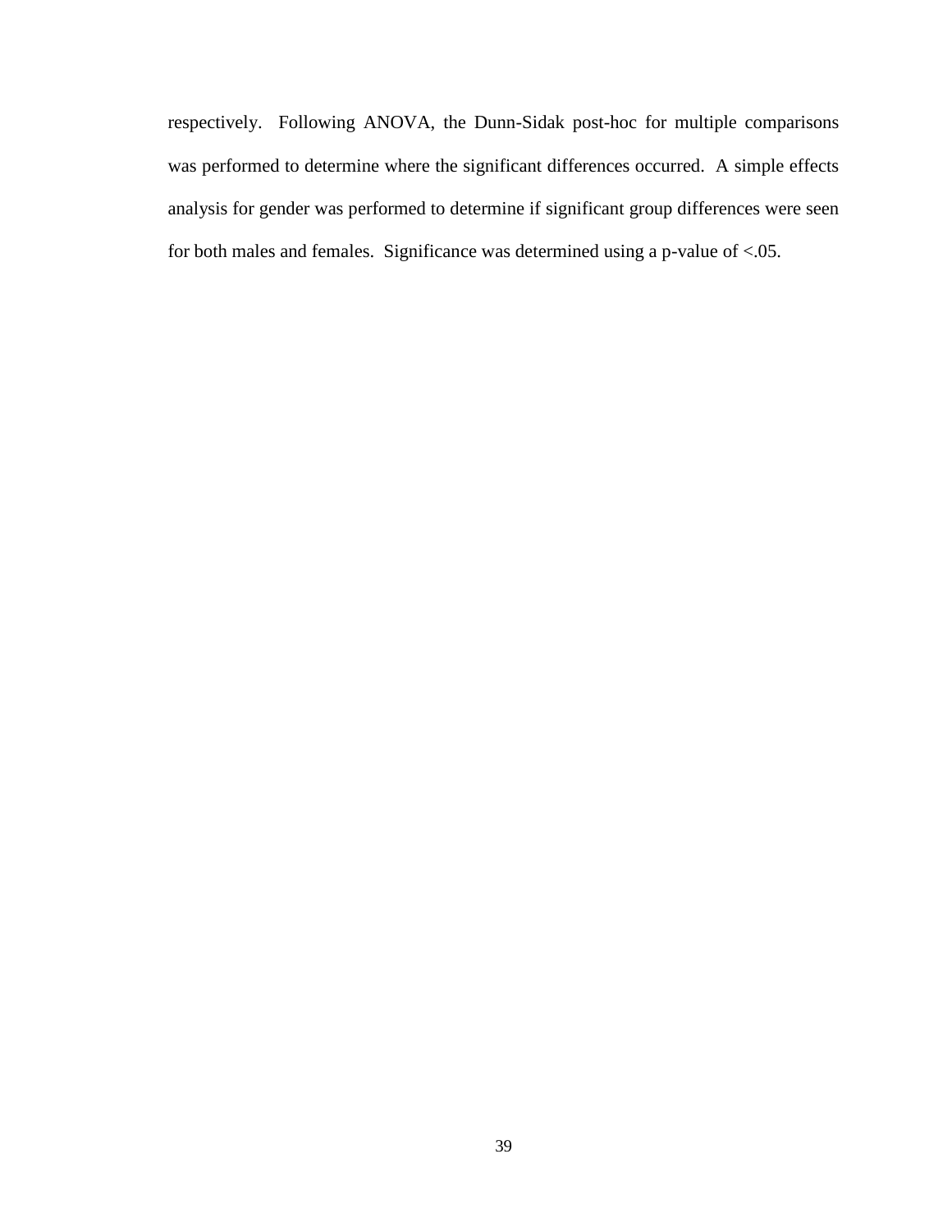respectively. Following ANOVA, the Dunn-Sidak post-hoc for multiple comparisons was performed to determine where the significant differences occurred. A simple effects analysis for gender was performed to determine if significant group differences were seen for both males and females. Significance was determined using a p-value of $<.05$.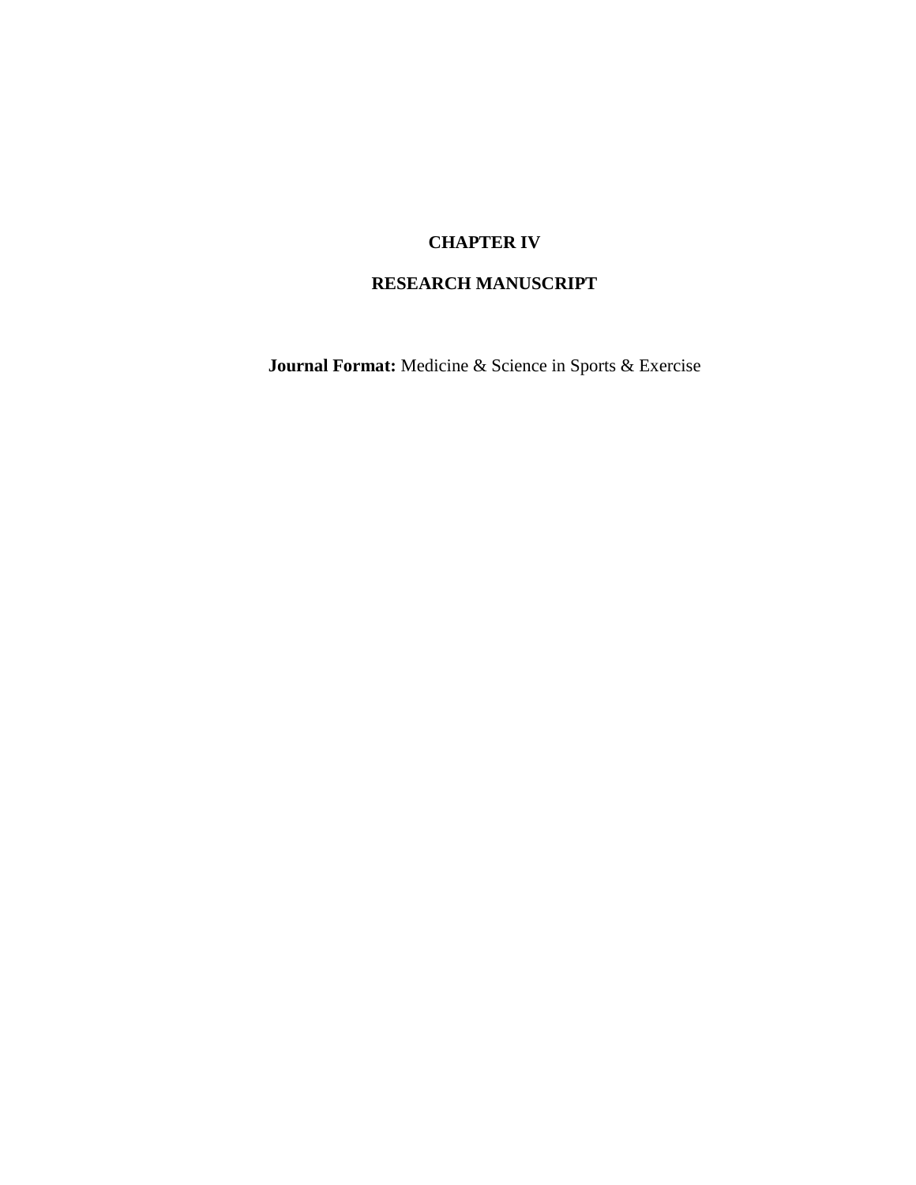# CHAPTER IV

# RESEARCH MANUSCRIPT

**Journal Format:** Medicine & Science in Sports & Exercise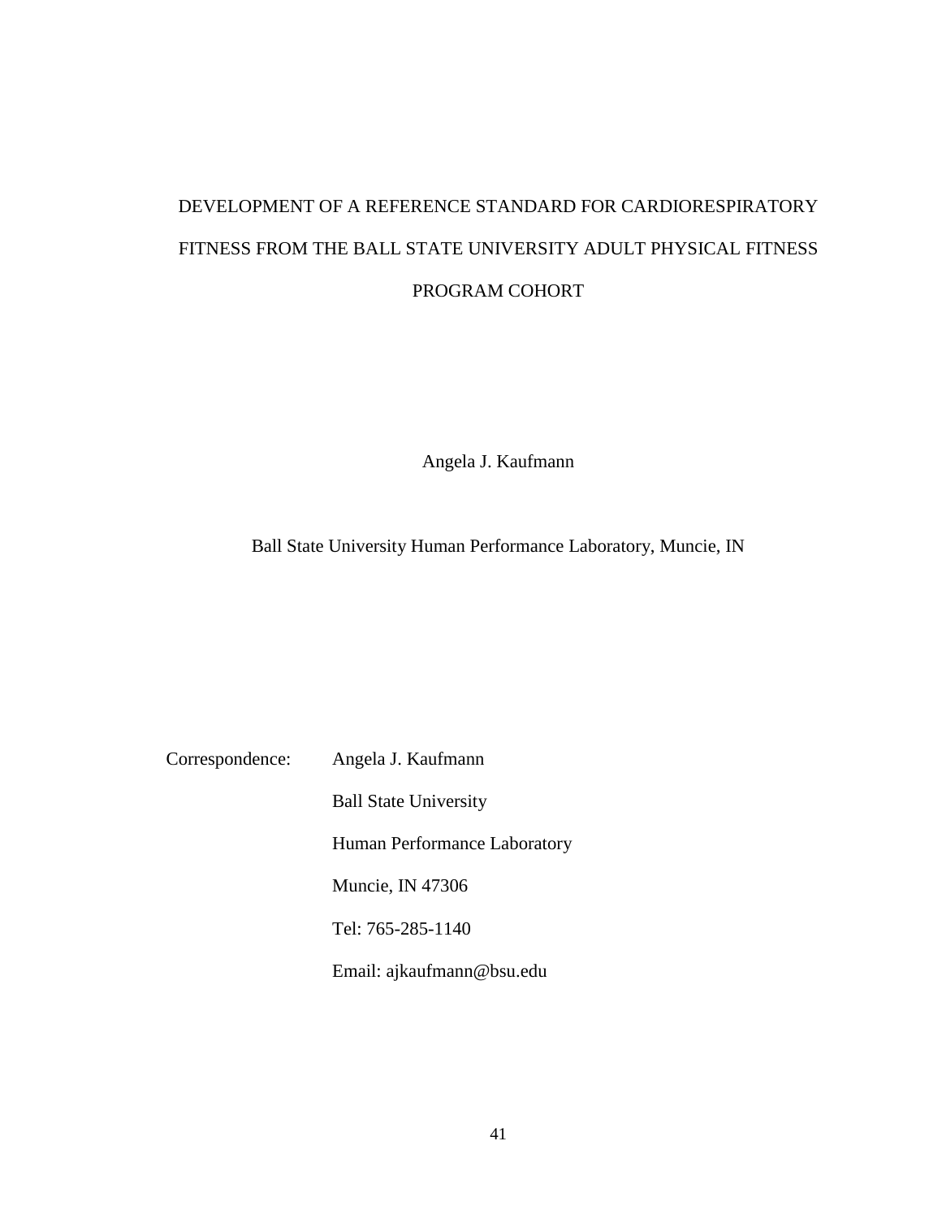# DEVELOPMENT OF A REFERENCE STANDARD FOR CARDIORESPIRATORY FITNESS FROM THE BALL STATE UNIVERSITY ADULT PHYSICAL FITNESS PROGRAM COHORT

Angela J. Kaufmann

Ball State University Human Performance Laboratory, Muncie, IN

Correspondence: Angela J. Kaufmann
Ball State University
Human Performance Laboratory
Muncie, IN 47306
Tel: 765-285-1140
Email: ajkaufmann@bsu.edu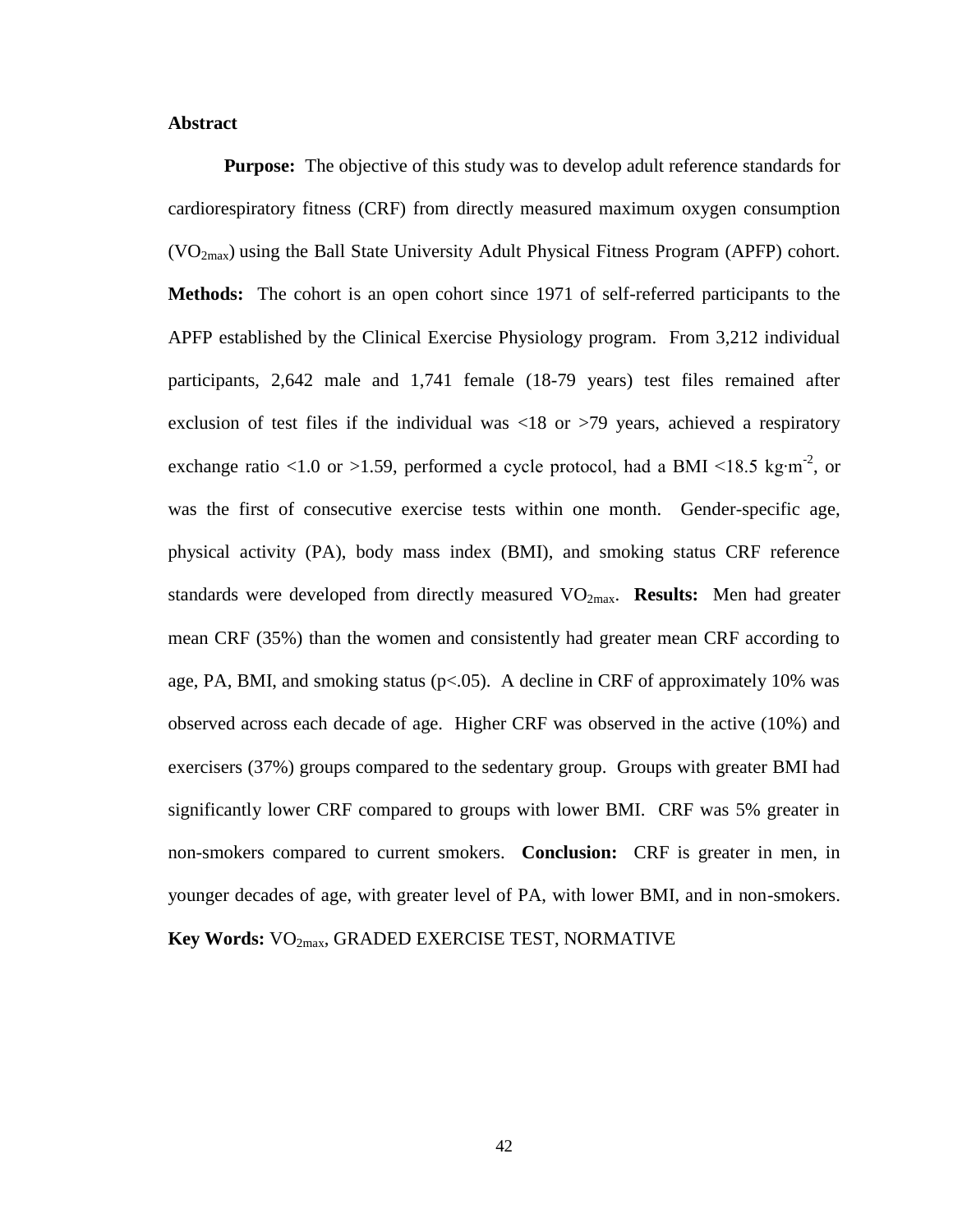**Abstract**

**Purpose:** The objective of this study was to develop adult reference standards for cardiorespiratory fitness (CRF) from directly measured maximum oxygen consumption ($VO_{2max}$) using the Ball State University Adult Physical Fitness Program (APFP) cohort. **Methods:** The cohort is an open cohort since 1971 of self-referred participants to the APFP established by the Clinical Exercise Physiology program. From 3,212 individual participants, 2,642 male and 1,741 female (18-79 years) test files remained after exclusion of test files if the individual was <18 or >79 years, achieved a respiratory exchange ratio <1.0 or >1.59, performed a cycle protocol, had a BMI <18.5 $kg \cdot m^{-2}$, or was the first of consecutive exercise tests within one month. Gender-specific age, physical activity (PA), body mass index (BMI), and smoking status CRF reference standards were developed from directly measured $VO_{2max}$. **Results:** Men had greater mean CRF (35%) than the women and consistently had greater mean CRF according to age, PA, BMI, and smoking status ($p<.05$). A decline in CRF of approximately 10% was observed across each decade of age. Higher CRF was observed in the active (10%) and exercisers (37%) groups compared to the sedentary group. Groups with greater BMI had significantly lower CRF compared to groups with lower BMI. CRF was 5% greater in non-smokers compared to current smokers. **Conclusion:** CRF is greater in men, in younger decades of age, with greater level of PA, with lower BMI, and in non-smokers.

**Key Words:** $VO_{2max}$, GRADED EXERCISE TEST, NORMATIVE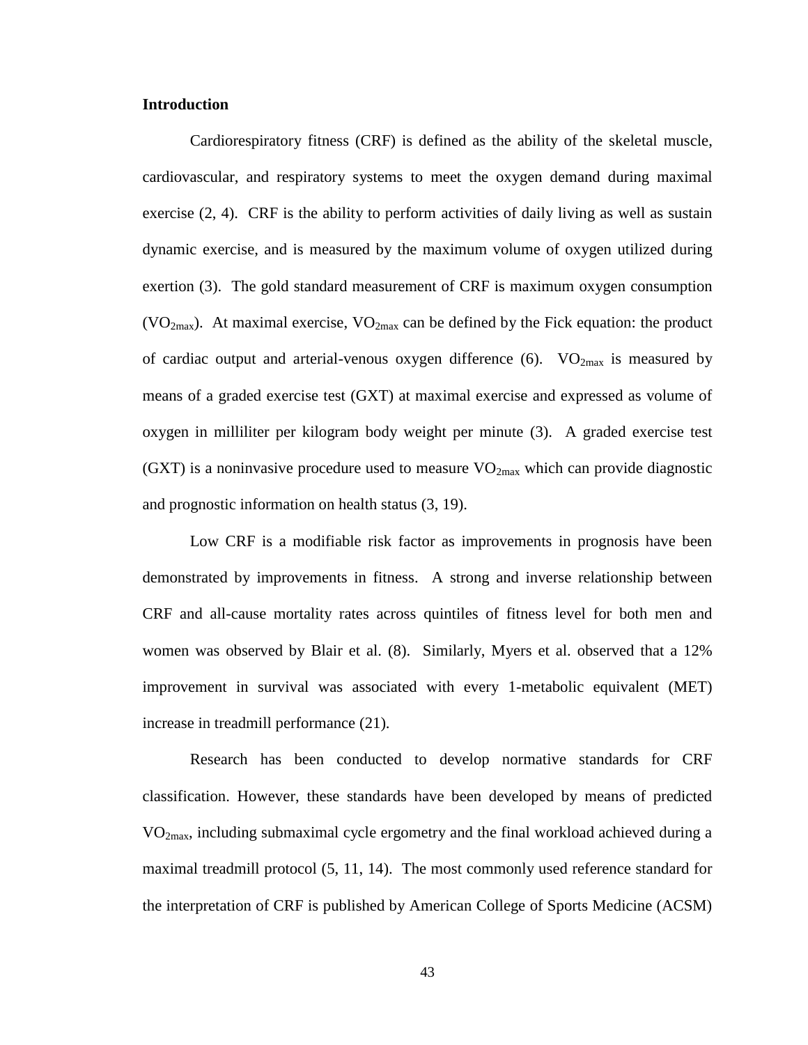## Introduction

Cardiorespiratory fitness (CRF) is defined as the ability of the skeletal muscle, cardiovascular, and respiratory systems to meet the oxygen demand during maximal exercise (2, 4). CRF is the ability to perform activities of daily living as well as sustain dynamic exercise, and is measured by the maximum volume of oxygen utilized during exertion (3). The gold standard measurement of CRF is maximum oxygen consumption ($VO_{2max}$). At maximal exercise, $VO_{2max}$ can be defined by the Fick equation: the product of cardiac output and arterial-venous oxygen difference (6). $VO_{2max}$ is measured by means of a graded exercise test (GXT) at maximal exercise and expressed as volume of oxygen in milliliter per kilogram body weight per minute (3). A graded exercise test (GXT) is a noninvasive procedure used to measure $VO_{2max}$ which can provide diagnostic and prognostic information on health status (3, 19).

Low CRF is a modifiable risk factor as improvements in prognosis have been demonstrated by improvements in fitness. A strong and inverse relationship between CRF and all-cause mortality rates across quintiles of fitness level for both men and women was observed by Blair et al. (8). Similarly, Myers et al. observed that a 12% improvement in survival was associated with every 1-metabolic equivalent (MET) increase in treadmill performance (21).

Research has been conducted to develop normative standards for CRF classification. However, these standards have been developed by means of predicted $VO_{2max}$, including submaximal cycle ergometry and the final workload achieved during a maximal treadmill protocol (5, 11, 14). The most commonly used reference standard for the interpretation of CRF is published by American College of Sports Medicine (ACSM)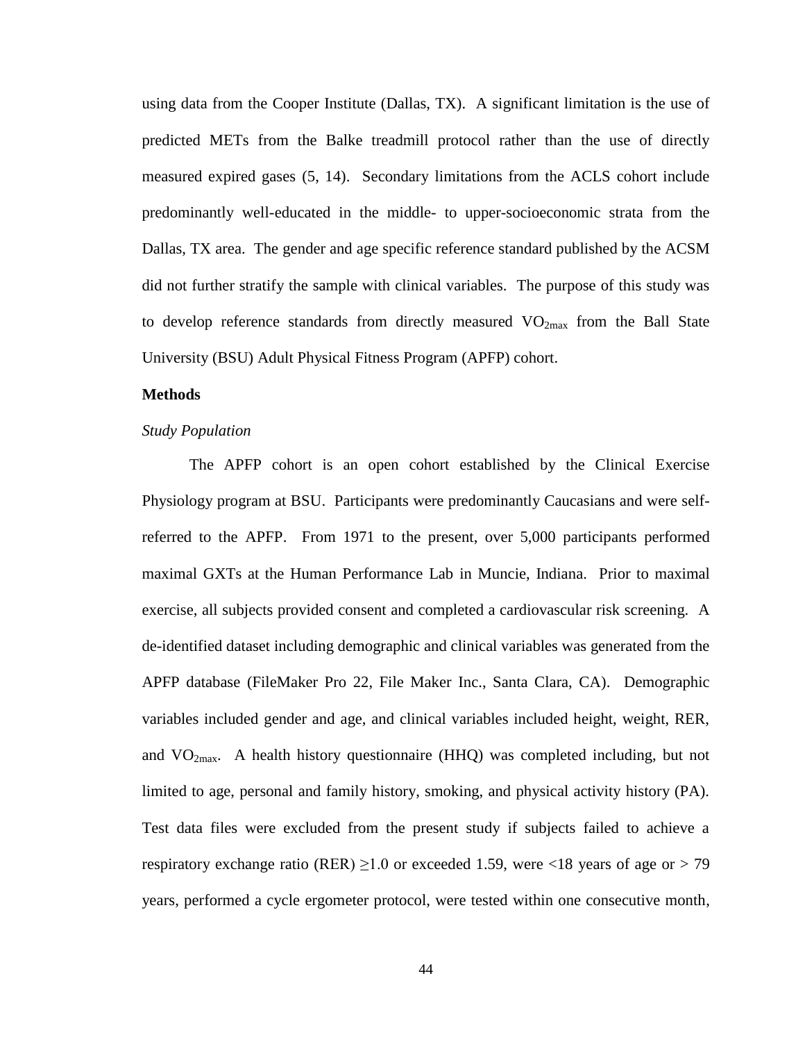using data from the Cooper Institute (Dallas, TX). A significant limitation is the use of predicted METs from the Balke treadmill protocol rather than the use of directly measured expired gases (5, 14). Secondary limitations from the ACLS cohort include predominantly well-educated in the middle- to upper-socioeconomic strata from the Dallas, TX area. The gender and age specific reference standard published by the ACSM did not further stratify the sample with clinical variables. The purpose of this study was to develop reference standards from directly measured $VO_{2max}$ from the Ball State University (BSU) Adult Physical Fitness Program (APFP) cohort.

**Methods**

*Study Population*

The APFP cohort is an open cohort established by the Clinical Exercise Physiology program at BSU. Participants were predominantly Caucasians and were self-referred to the APFP. From 1971 to the present, over 5,000 participants performed maximal GXTs at the Human Performance Lab in Muncie, Indiana. Prior to maximal exercise, all subjects provided consent and completed a cardiovascular risk screening. A de-identified dataset including demographic and clinical variables was generated from the APFP database (FileMaker Pro 22, File Maker Inc., Santa Clara, CA). Demographic variables included gender and age, and clinical variables included height, weight, RER, and $VO_{2max}$. A health history questionnaire (HHQ) was completed including, but not limited to age, personal and family history, smoking, and physical activity history (PA). Test data files were excluded from the present study if subjects failed to achieve a respiratory exchange ratio (RER) $\geq$1.0 or exceeded 1.59, were <18 years of age or > 79 years, performed a cycle ergometer protocol, were tested within one consecutive month,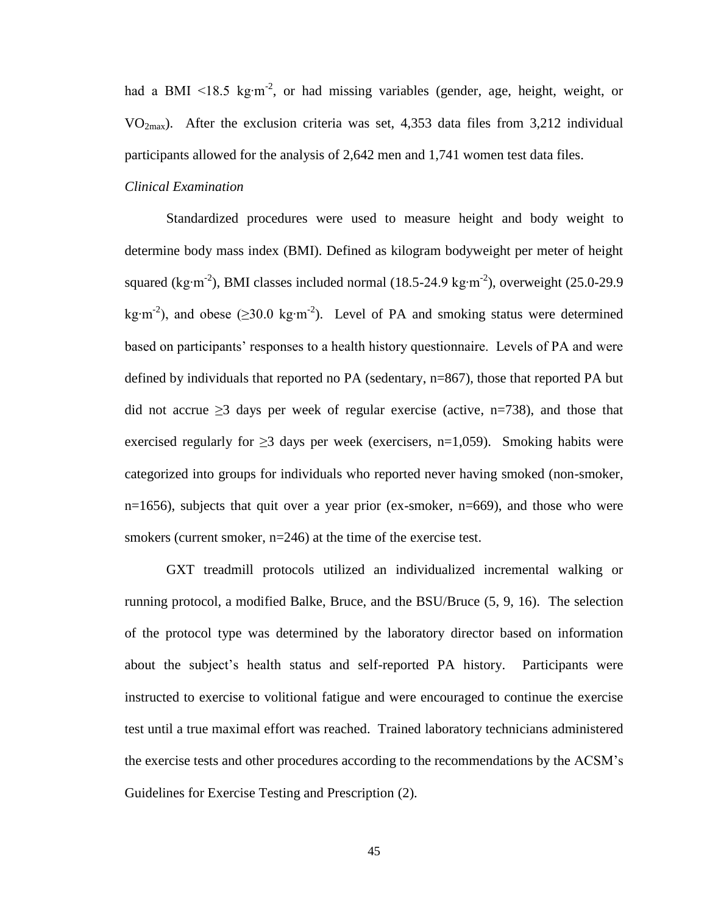had a BMI <18.5 $kg{\cdot}m^{-2}$, or had missing variables (gender, age, height, weight, or $VO_{2max}$). After the exclusion criteria was set, 4,353 data files from 3,212 individual participants allowed for the analysis of 2,642 men and 1,741 women test data files.

*Clinical Examination*

Standardized procedures were used to measure height and body weight to determine body mass index (BMI). Defined as kilogram bodyweight per meter of height squared ($kg{\cdot}m^{-2}$), BMI classes included normal (18.5-24.9 $kg{\cdot}m^{-2}$), overweight (25.0-29.9 $kg{\cdot}m^{-2}$), and obese ($\geq$30.0 $kg{\cdot}m^{-2}$). Level of PA and smoking status were determined based on participants' responses to a health history questionnaire. Levels of PA and were defined by individuals that reported no PA (sedentary, n=867), those that reported PA but did not accrue $\geq$3 days per week of regular exercise (active, n=738), and those that exercised regularly for $\geq$3 days per week (exercisers, n=1,059). Smoking habits were categorized into groups for individuals who reported never having smoked (non-smoker, n=1656), subjects that quit over a year prior (ex-smoker, n=669), and those who were smokers (current smoker, n=246) at the time of the exercise test.

GXT treadmill protocols utilized an individualized incremental walking or running protocol, a modified Balke, Bruce, and the BSU/Bruce (5, 9, 16). The selection of the protocol type was determined by the laboratory director based on information about the subject's health status and self-reported PA history. Participants were instructed to exercise to volitional fatigue and were encouraged to continue the exercise test until a true maximal effort was reached. Trained laboratory technicians administered the exercise tests and other procedures according to the recommendations by the ACSM's Guidelines for Exercise Testing and Prescription (2).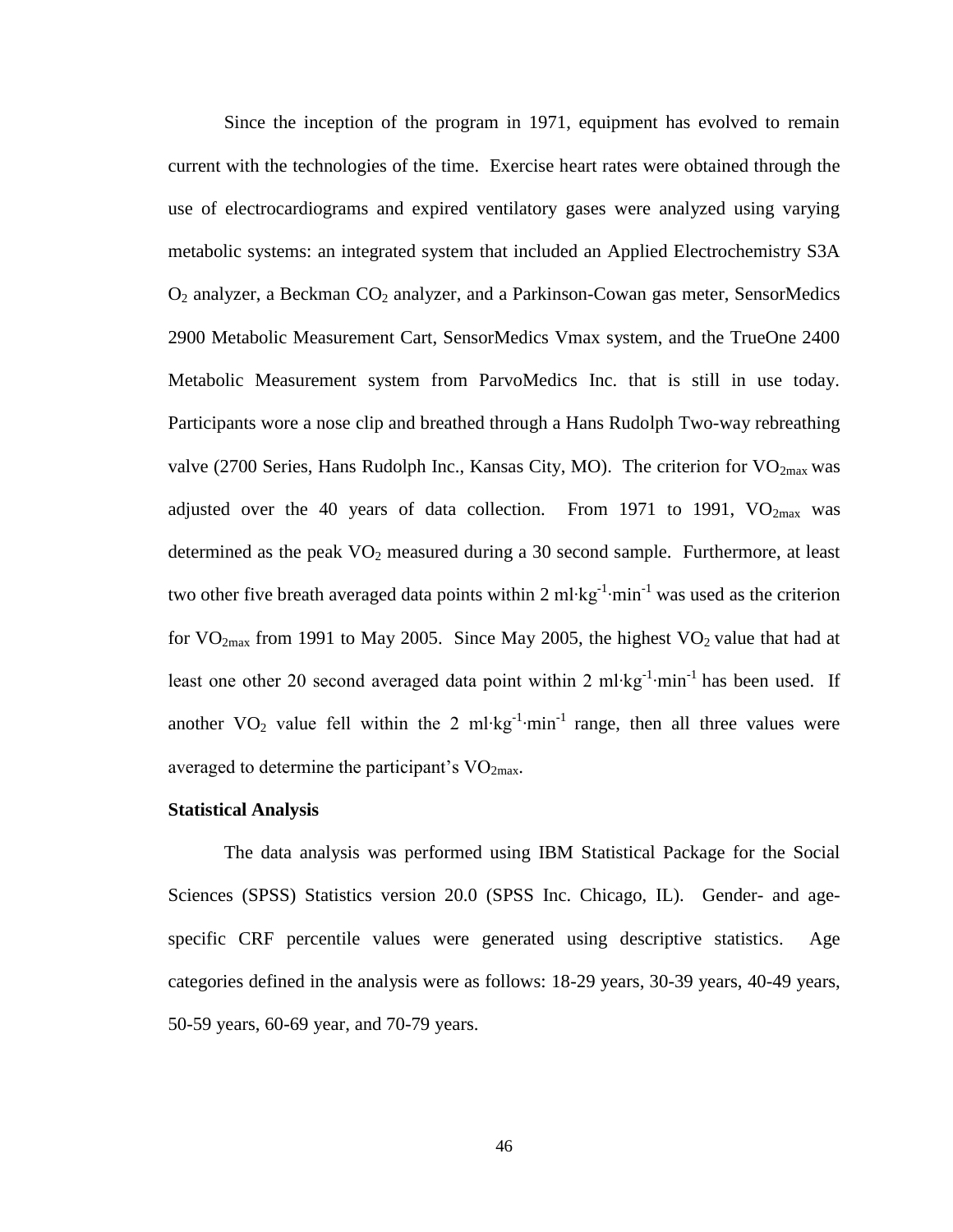Since the inception of the program in 1971, equipment has evolved to remain current with the technologies of the time. Exercise heart rates were obtained through the use of electrocardiograms and expired ventilatory gases were analyzed using varying metabolic systems: an integrated system that included an Applied Electrochemistry S3A $O_2$ analyzer, a Beckman $CO_2$ analyzer, and a Parkinson-Cowan gas meter, SensorMedics 2900 Metabolic Measurement Cart, SensorMedics Vmax system, and the TrueOne 2400 Metabolic Measurement system from ParvoMedics Inc. that is still in use today. Participants wore a nose clip and breathed through a Hans Rudolph Two-way rebreathing valve (2700 Series, Hans Rudolph Inc., Kansas City, MO). The criterion for $VO_{2max}$ was adjusted over the 40 years of data collection. From 1971 to 1991, $VO_{2max}$ was determined as the peak $VO_2$ measured during a 30 second sample. Furthermore, at least two other five breath averaged data points within 2 $ml \cdot kg^{-1} \cdot min^{-1}$ was used as the criterion for $VO_{2max}$ from 1991 to May 2005. Since May 2005, the highest $VO_2$ value that had at least one other 20 second averaged data point within 2 $ml \cdot kg^{-1} \cdot min^{-1}$ has been used. If another $VO_2$ value fell within the 2 $ml \cdot kg^{-1} \cdot min^{-1}$ range, then all three values were averaged to determine the participant's $VO_{2max}$.

**Statistical Analysis**

The data analysis was performed using IBM Statistical Package for the Social Sciences (SPSS) Statistics version 20.0 (SPSS Inc. Chicago, IL). Gender- and age-specific CRF percentile values were generated using descriptive statistics. Age categories defined in the analysis were as follows: 18-29 years, 30-39 years, 40-49 years, 50-59 years, 60-69 year, and 70-79 years.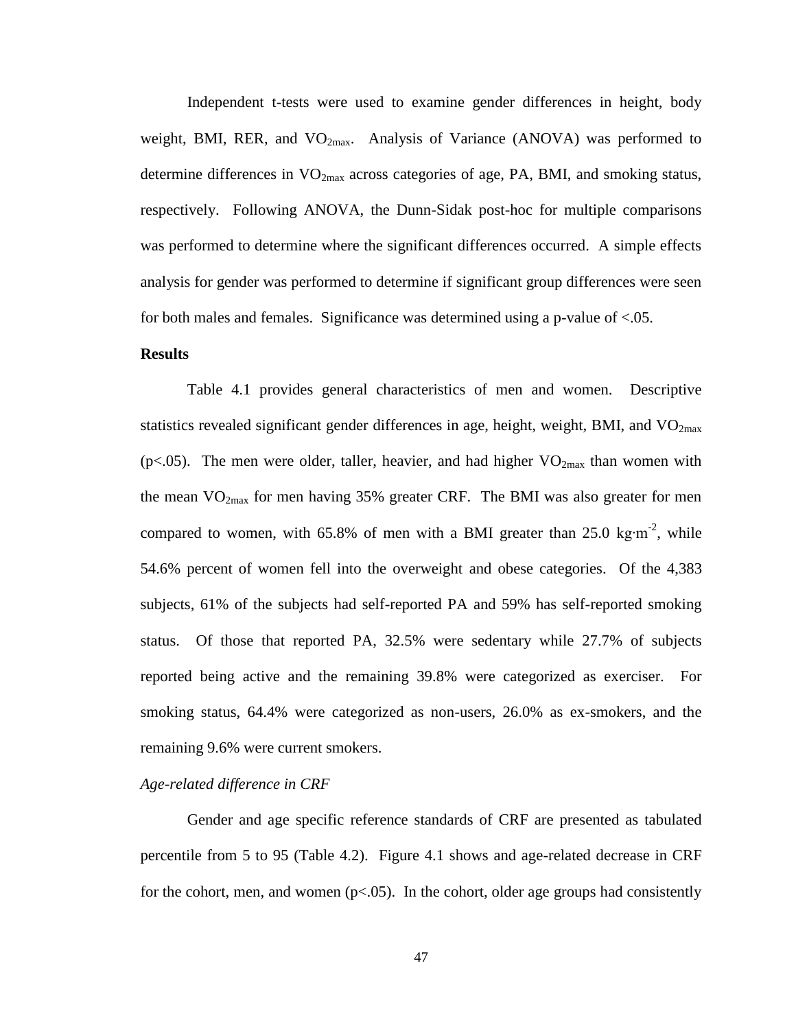Independent t-tests were used to examine gender differences in height, body weight, BMI, RER, and $VO_{2max}$. Analysis of Variance (ANOVA) was performed to determine differences in $VO_{2max}$ across categories of age, PA, BMI, and smoking status, respectively. Following ANOVA, the Dunn-Sidak post-hoc for multiple comparisons was performed to determine where the significant differences occurred. A simple effects analysis for gender was performed to determine if significant group differences were seen for both males and females. Significance was determined using a p-value of <.05.

**Results**

Table 4.1 provides general characteristics of men and women. Descriptive statistics revealed significant gender differences in age, height, weight, BMI, and $VO_{2max}$ ($p<.05$). The men were older, taller, heavier, and had higher $VO_{2max}$ than women with the mean $VO_{2max}$ for men having 35% greater CRF. The BMI was also greater for men compared to women, with 65.8% of men with a BMI greater than 25.0 $kg \cdot m^{-2}$, while 54.6% percent of women fell into the overweight and obese categories. Of the 4,383 subjects, 61% of the subjects had self-reported PA and 59% has self-reported smoking status. Of those that reported PA, 32.5% were sedentary while 27.7% of subjects reported being active and the remaining 39.8% were categorized as exerciser. For smoking status, 64.4% were categorized as non-users, 26.0% as ex-smokers, and the remaining 9.6% were current smokers.

*Age-related difference in CRF*

Gender and age specific reference standards of CRF are presented as tabulated percentile from 5 to 95 (Table 4.2). Figure 4.1 shows and age-related decrease in CRF for the cohort, men, and women ($p<.05$). In the cohort, older age groups had consistently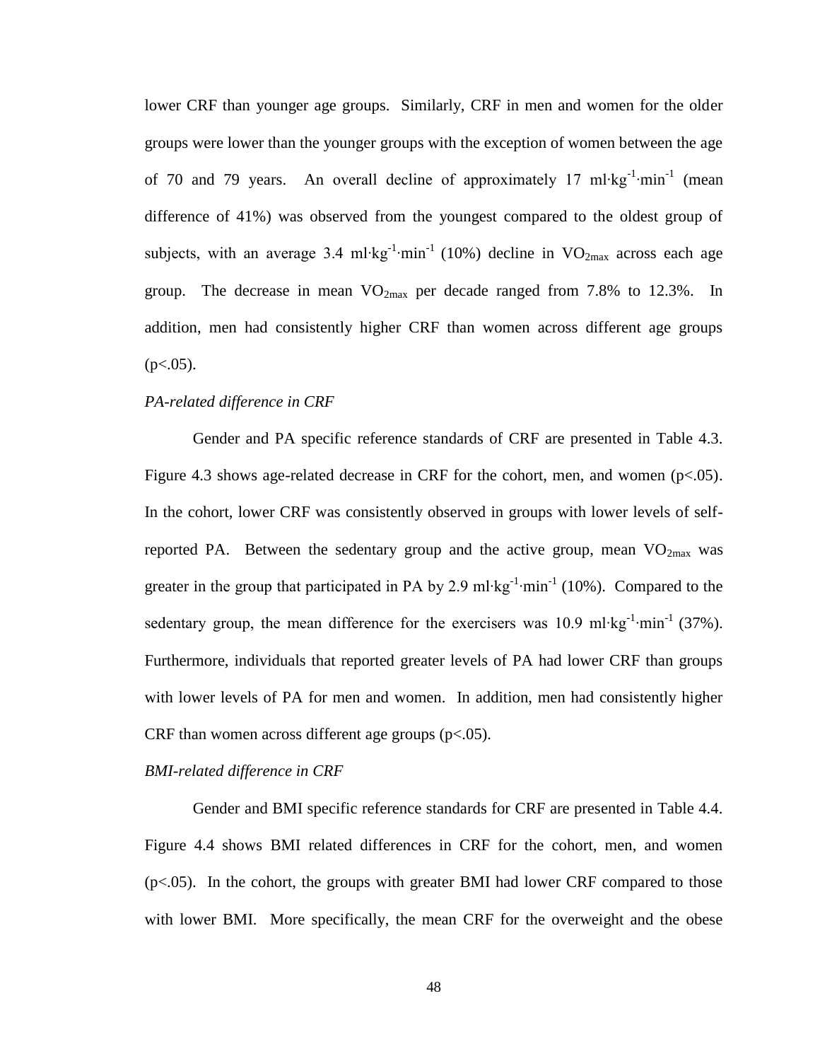lower CRF than younger age groups. Similarly, CRF in men and women for the older groups were lower than the younger groups with the exception of women between the age of 70 and 79 years. An overall decline of approximately 17 $ml \cdot kg^{-1} \cdot min^{-1}$ (mean difference of 41%) was observed from the youngest compared to the oldest group of subjects, with an average 3.4 $ml \cdot kg^{-1} \cdot min^{-1}$ (10%) decline in $VO_{2max}$ across each age group. The decrease in mean $VO_{2max}$ per decade ranged from 7.8% to 12.3%. In addition, men had consistently higher CRF than women across different age groups ($p<.05$).

*PA-related difference in CRF*

Gender and PA specific reference standards of CRF are presented in Table 4.3. Figure 4.3 shows age-related decrease in CRF for the cohort, men, and women ($p<.05$). In the cohort, lower CRF was consistently observed in groups with lower levels of self-reported PA. Between the sedentary group and the active group, mean $VO_{2max}$ was greater in the group that participated in PA by 2.9 $ml \cdot kg^{-1} \cdot min^{-1}$ (10%). Compared to the sedentary group, the mean difference for the exercisers was 10.9 $ml \cdot kg^{-1} \cdot min^{-1}$ (37%). Furthermore, individuals that reported greater levels of PA had lower CRF than groups with lower levels of PA for men and women. In addition, men had consistently higher CRF than women across different age groups ($p<.05$).

*BMI-related difference in CRF*

Gender and BMI specific reference standards for CRF are presented in Table 4.4. Figure 4.4 shows BMI related differences in CRF for the cohort, men, and women ($p<.05$). In the cohort, the groups with greater BMI had lower CRF compared to those with lower BMI. More specifically, the mean CRF for the overweight and the obese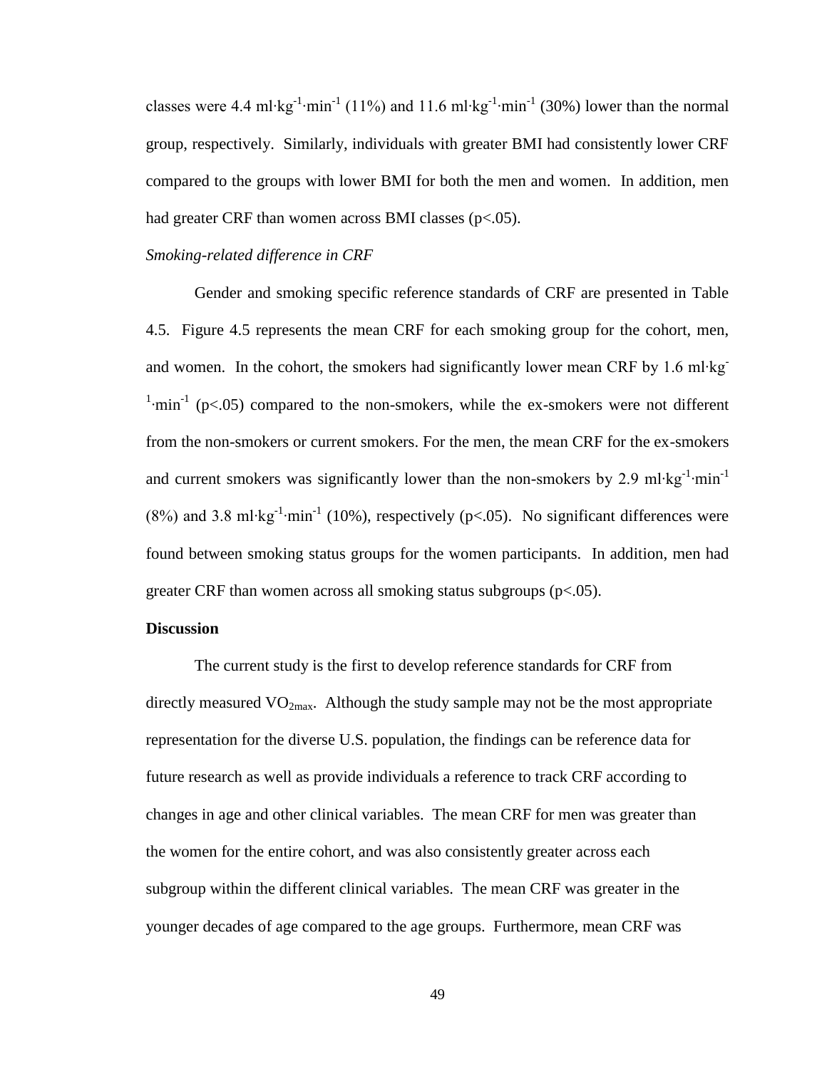classes were 4.4 $ml \cdot kg^{-1} \cdot min^{-1}$ (11%) and 11.6 $ml \cdot kg^{-1} \cdot min^{-1}$ (30%) lower than the normal group, respectively. Similarly, individuals with greater BMI had consistently lower CRF compared to the groups with lower BMI for both the men and women. In addition, men had greater CRF than women across BMI classes ($p<.05$).

*Smoking-related difference in CRF*

Gender and smoking specific reference standards of CRF are presented in Table 4.5. Figure 4.5 represents the mean CRF for each smoking group for the cohort, men, and women. In the cohort, the smokers had significantly lower mean CRF by 1.6 $ml \cdot kg^{-1} \cdot min^{-1}$ ($p<.05$) compared to the non-smokers, while the ex-smokers were not different from the non-smokers or current smokers. For the men, the mean CRF for the ex-smokers and current smokers was significantly lower than the non-smokers by 2.9 $ml \cdot kg^{-1} \cdot min^{-1}$ (8%) and 3.8 $ml \cdot kg^{-1} \cdot min^{-1}$ (10%), respectively ($p<.05$). No significant differences were found between smoking status groups for the women participants. In addition, men had greater CRF than women across all smoking status subgroups ($p<.05$).

**Discussion**

The current study is the first to develop reference standards for CRF from directly measured $VO_{2max}$. Although the study sample may not be the most appropriate representation for the diverse U.S. population, the findings can be reference data for future research as well as provide individuals a reference to track CRF according to changes in age and other clinical variables. The mean CRF for men was greater than the women for the entire cohort, and was also consistently greater across each subgroup within the different clinical variables. The mean CRF was greater in the younger decades of age compared to the age groups. Furthermore, mean CRF was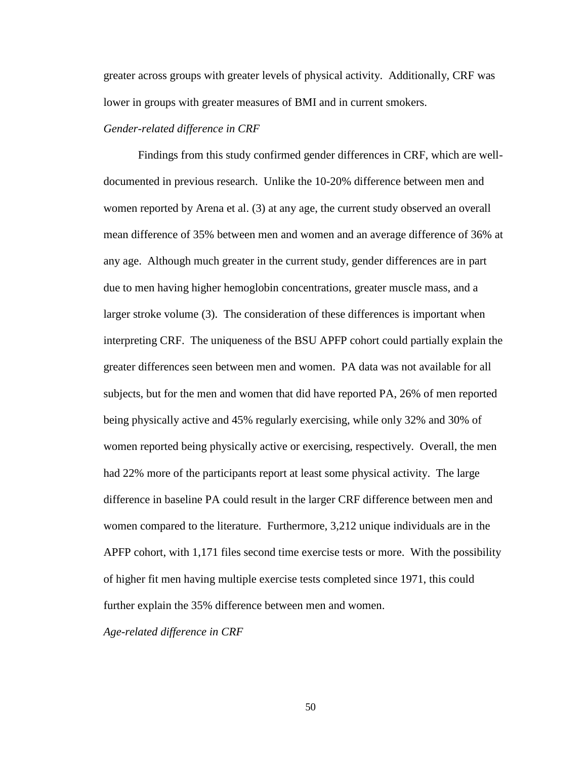greater across groups with greater levels of physical activity. Additionally, CRF was lower in groups with greater measures of BMI and in current smokers.

*Gender-related difference in CRF*

Findings from this study confirmed gender differences in CRF, which are well-documented in previous research. Unlike the 10-20% difference between men and women reported by Arena et al. (3) at any age, the current study observed an overall mean difference of 35% between men and women and an average difference of 36% at any age. Although much greater in the current study, gender differences are in part due to men having higher hemoglobin concentrations, greater muscle mass, and a larger stroke volume (3). The consideration of these differences is important when interpreting CRF. The uniqueness of the BSU APFP cohort could partially explain the greater differences seen between men and women. PA data was not available for all subjects, but for the men and women that did have reported PA, 26% of men reported being physically active and 45% regularly exercising, while only 32% and 30% of women reported being physically active or exercising, respectively. Overall, the men had 22% more of the participants report at least some physical activity. The large difference in baseline PA could result in the larger CRF difference between men and women compared to the literature. Furthermore, 3,212 unique individuals are in the APFP cohort, with 1,171 files second time exercise tests or more. With the possibility of higher fit men having multiple exercise tests completed since 1971, this could further explain the 35% difference between men and women.

*Age-related difference in CRF*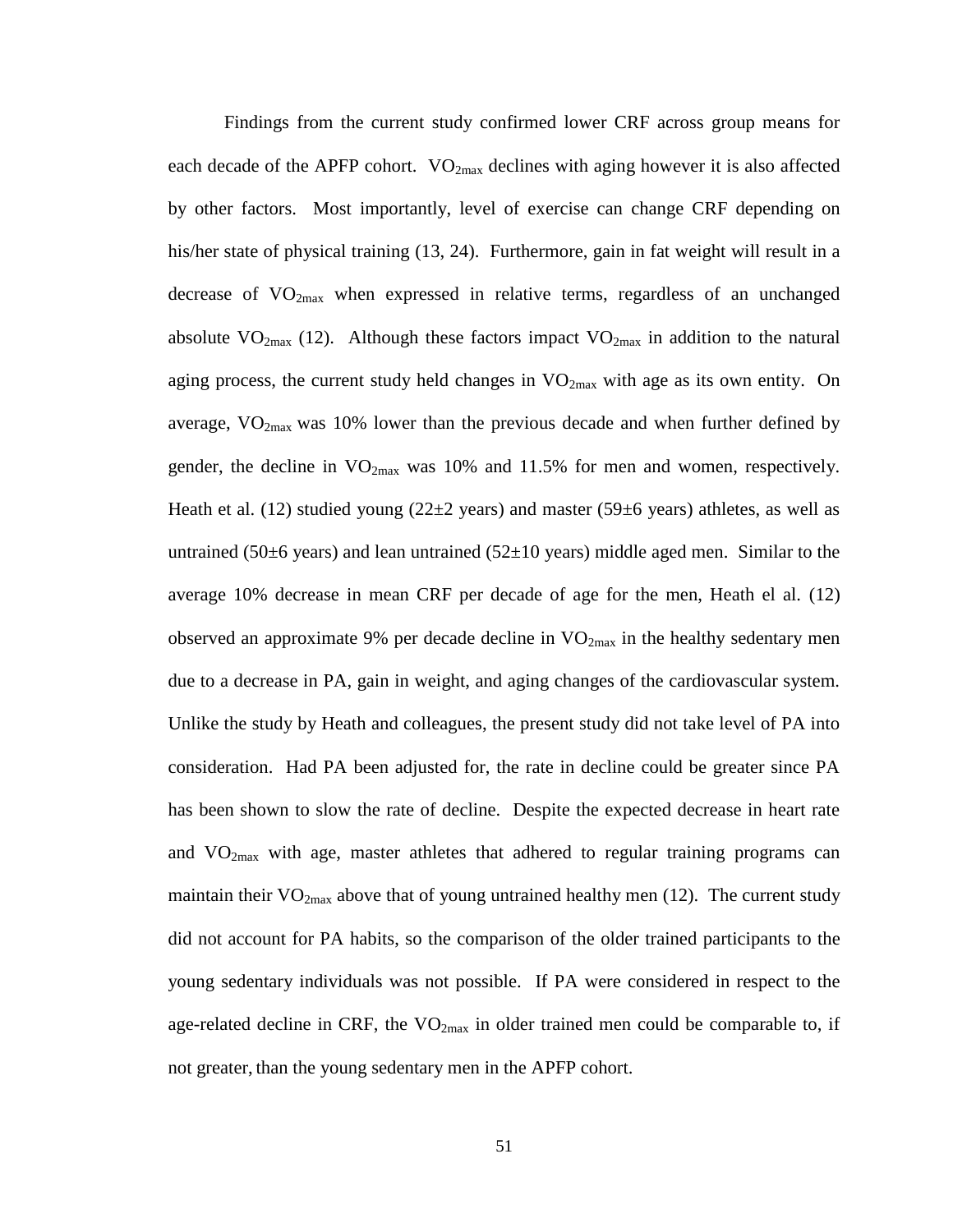Findings from the current study confirmed lower CRF across group means for each decade of the APFP cohort. $VO_{2max}$ declines with aging however it is also affected by other factors. Most importantly, level of exercise can change CRF depending on his/her state of physical training (13, 24). Furthermore, gain in fat weight will result in a decrease of $VO_{2max}$ when expressed in relative terms, regardless of an unchanged absolute $VO_{2max}$ (12). Although these factors impact $VO_{2max}$ in addition to the natural aging process, the current study held changes in $VO_{2max}$ with age as its own entity. On average, $VO_{2max}$ was 10% lower than the previous decade and when further defined by gender, the decline in $VO_{2max}$ was 10% and 11.5% for men and women, respectively. Heath et al. (12) studied young (22±2 years) and master (59±6 years) athletes, as well as untrained (50±6 years) and lean untrained (52±10 years) middle aged men. Similar to the average 10% decrease in mean CRF per decade of age for the men, Heath el al. (12) observed an approximate 9% per decade decline in $VO_{2max}$ in the healthy sedentary men due to a decrease in PA, gain in weight, and aging changes of the cardiovascular system. Unlike the study by Heath and colleagues, the present study did not take level of PA into consideration. Had PA been adjusted for, the rate in decline could be greater since PA has been shown to slow the rate of decline. Despite the expected decrease in heart rate and $VO_{2max}$ with age, master athletes that adhered to regular training programs can maintain their $VO_{2max}$ above that of young untrained healthy men (12). The current study did not account for PA habits, so the comparison of the older trained participants to the young sedentary individuals was not possible. If PA were considered in respect to the age-related decline in CRF, the $VO_{2max}$ in older trained men could be comparable to, if not greater, than the young sedentary men in the APFP cohort.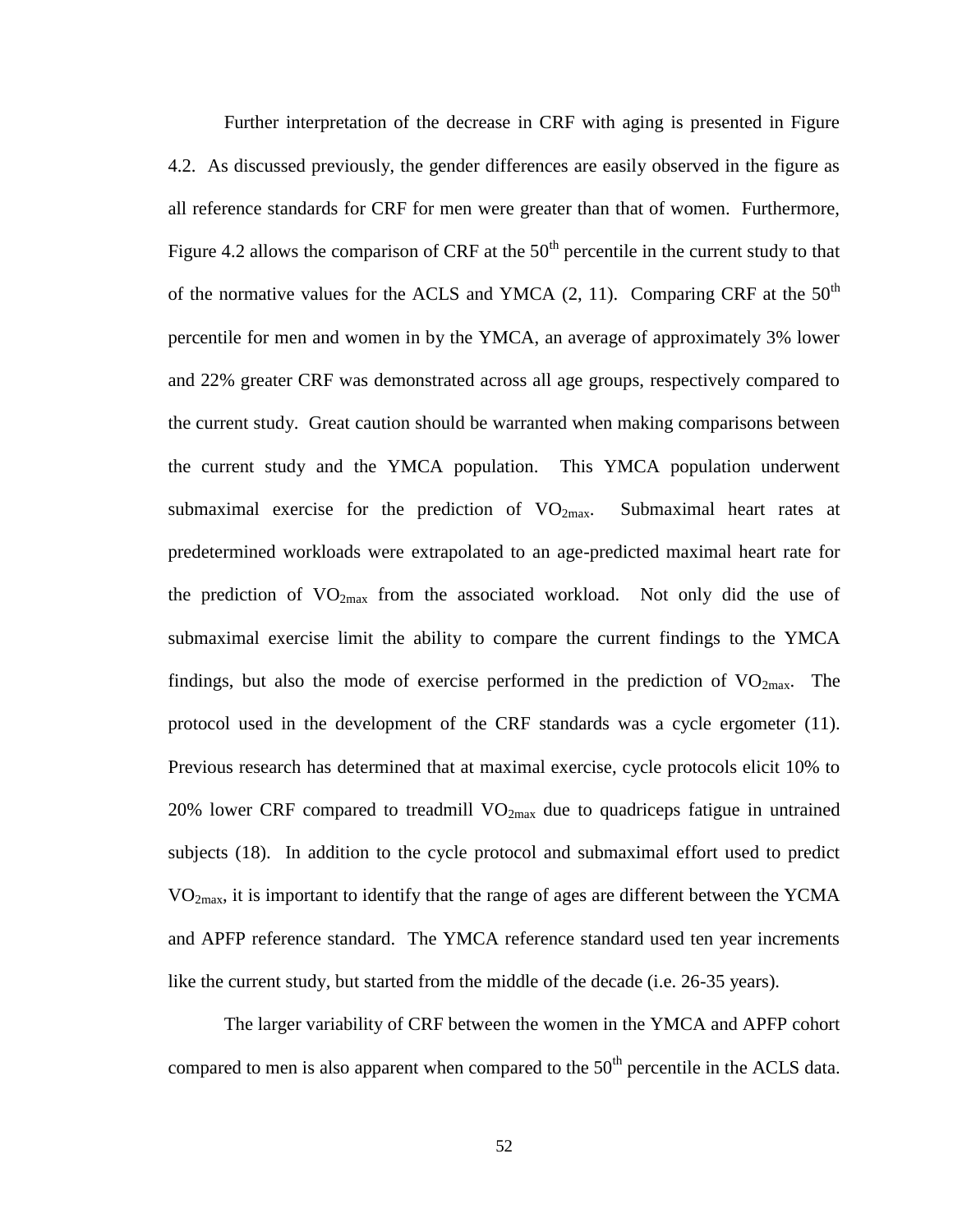Further interpretation of the decrease in CRF with aging is presented in Figure 4.2. As discussed previously, the gender differences are easily observed in the figure as all reference standards for CRF for men were greater than that of women. Furthermore, Figure 4.2 allows the comparison of CRF at the 50$^{th}$ percentile in the current study to that of the normative values for the ACLS and YMCA (2, 11). Comparing CRF at the 50$^{th}$ percentile for men and women in by the YMCA, an average of approximately 3% lower and 22% greater CRF was demonstrated across all age groups, respectively compared to the current study. Great caution should be warranted when making comparisons between the current study and the YMCA population. This YMCA population underwent submaximal exercise for the prediction of $VO_{2max}$. Submaximal heart rates at predetermined workloads were extrapolated to an age-predicted maximal heart rate for the prediction of $VO_{2max}$ from the associated workload. Not only did the use of submaximal exercise limit the ability to compare the current findings to the YMCA findings, but also the mode of exercise performed in the prediction of $VO_{2max}$. The protocol used in the development of the CRF standards was a cycle ergometer (11). Previous research has determined that at maximal exercise, cycle protocols elicit 10% to 20% lower CRF compared to treadmill $VO_{2max}$ due to quadriceps fatigue in untrained subjects (18). In addition to the cycle protocol and submaximal effort used to predict $VO_{2max}$, it is important to identify that the range of ages are different between the YCMA and APFP reference standard. The YMCA reference standard used ten year increments like the current study, but started from the middle of the decade (i.e. 26-35 years).

The larger variability of CRF between the women in the YMCA and APFP cohort compared to men is also apparent when compared to the 50$^{th}$ percentile in the ACLS data.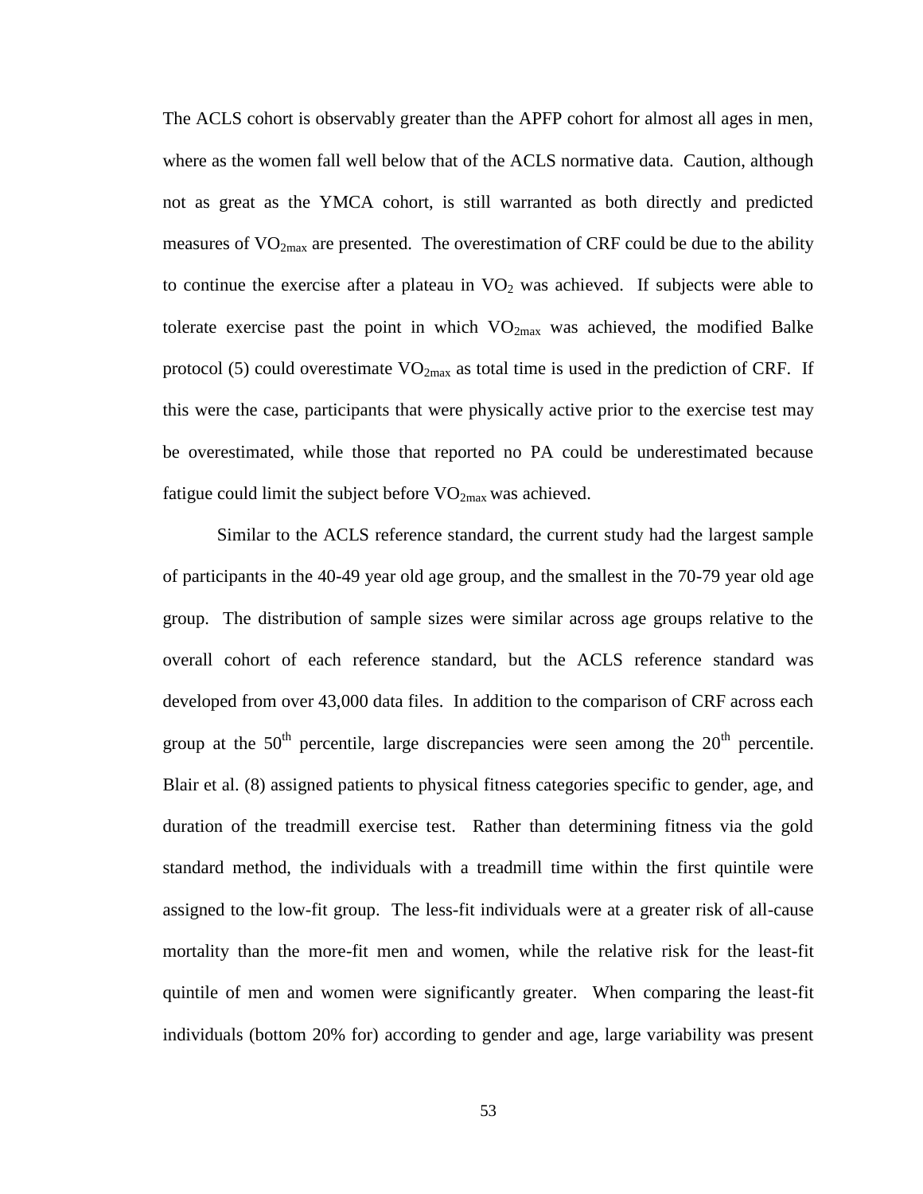The ACLS cohort is observably greater than the APFP cohort for almost all ages in men, where as the women fall well below that of the ACLS normative data. Caution, although not as great as the YMCA cohort, is still warranted as both directly and predicted measures of $VO_{2max}$ are presented. The overestimation of CRF could be due to the ability to continue the exercise after a plateau in $VO_2$ was achieved. If subjects were able to tolerate exercise past the point in which $VO_{2max}$ was achieved, the modified Balke protocol (5) could overestimate $VO_{2max}$ as total time is used in the prediction of CRF. If this were the case, participants that were physically active prior to the exercise test may be overestimated, while those that reported no PA could be underestimated because fatigue could limit the subject before $VO_{2max}$ was achieved.

Similar to the ACLS reference standard, the current study had the largest sample of participants in the 40-49 year old age group, and the smallest in the 70-79 year old age group. The distribution of sample sizes were similar across age groups relative to the overall cohort of each reference standard, but the ACLS reference standard was developed from over 43,000 data files. In addition to the comparison of CRF across each group at the $50^{th}$ percentile, large discrepancies were seen among the $20^{th}$ percentile. Blair et al. (8) assigned patients to physical fitness categories specific to gender, age, and duration of the treadmill exercise test. Rather than determining fitness via the gold standard method, the individuals with a treadmill time within the first quintile were assigned to the low-fit group. The less-fit individuals were at a greater risk of all-cause mortality than the more-fit men and women, while the relative risk for the least-fit quintile of men and women were significantly greater. When comparing the least-fit individuals (bottom 20% for) according to gender and age, large variability was present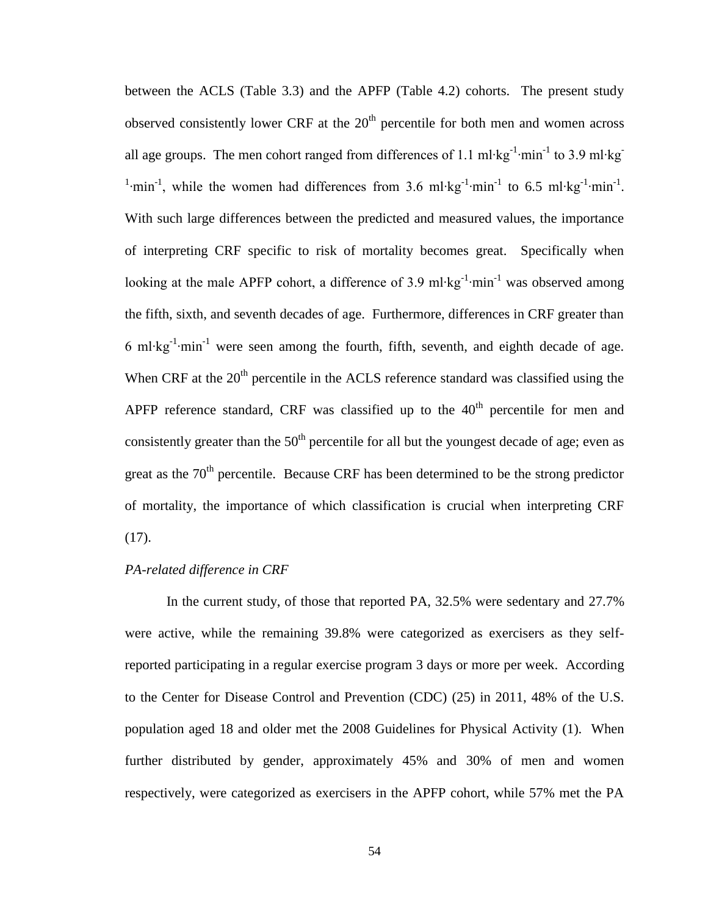between the ACLS (Table 3.3) and the APFP (Table 4.2) cohorts. The present study observed consistently lower CRF at the 20th percentile for both men and women across all age groups. The men cohort ranged from differences of 1.1 $ml \cdot kg^{-1} \cdot min^{-1}$ to 3.9 $ml \cdot kg^{-1} \cdot min^{-1}$, while the women had differences from 3.6 $ml \cdot kg^{-1} \cdot min^{-1}$ to 6.5 $ml \cdot kg^{-1} \cdot min^{-1}$. With such large differences between the predicted and measured values, the importance of interpreting CRF specific to risk of mortality becomes great. Specifically when looking at the male APFP cohort, a difference of 3.9 $ml \cdot kg^{-1} \cdot min^{-1}$ was observed among the fifth, sixth, and seventh decades of age. Furthermore, differences in CRF greater than 6 $ml \cdot kg^{-1} \cdot min^{-1}$ were seen among the fourth, fifth, seventh, and eighth decade of age. When CRF at the 20th percentile in the ACLS reference standard was classified using the APFP reference standard, CRF was classified up to the 40th percentile for men and consistently greater than the 50th percentile for all but the youngest decade of age; even as great as the 70th percentile. Because CRF has been determined to be the strong predictor of mortality, the importance of which classification is crucial when interpreting CRF (17).

*PA-related difference in CRF*

In the current study, of those that reported PA, 32.5% were sedentary and 27.7% were active, while the remaining 39.8% were categorized as exercisers as they self-reported participating in a regular exercise program 3 days or more per week. According to the Center for Disease Control and Prevention (CDC) (25) in 2011, 48% of the U.S. population aged 18 and older met the 2008 Guidelines for Physical Activity (1). When further distributed by gender, approximately 45% and 30% of men and women respectively, were categorized as exercisers in the APFP cohort, while 57% met the PA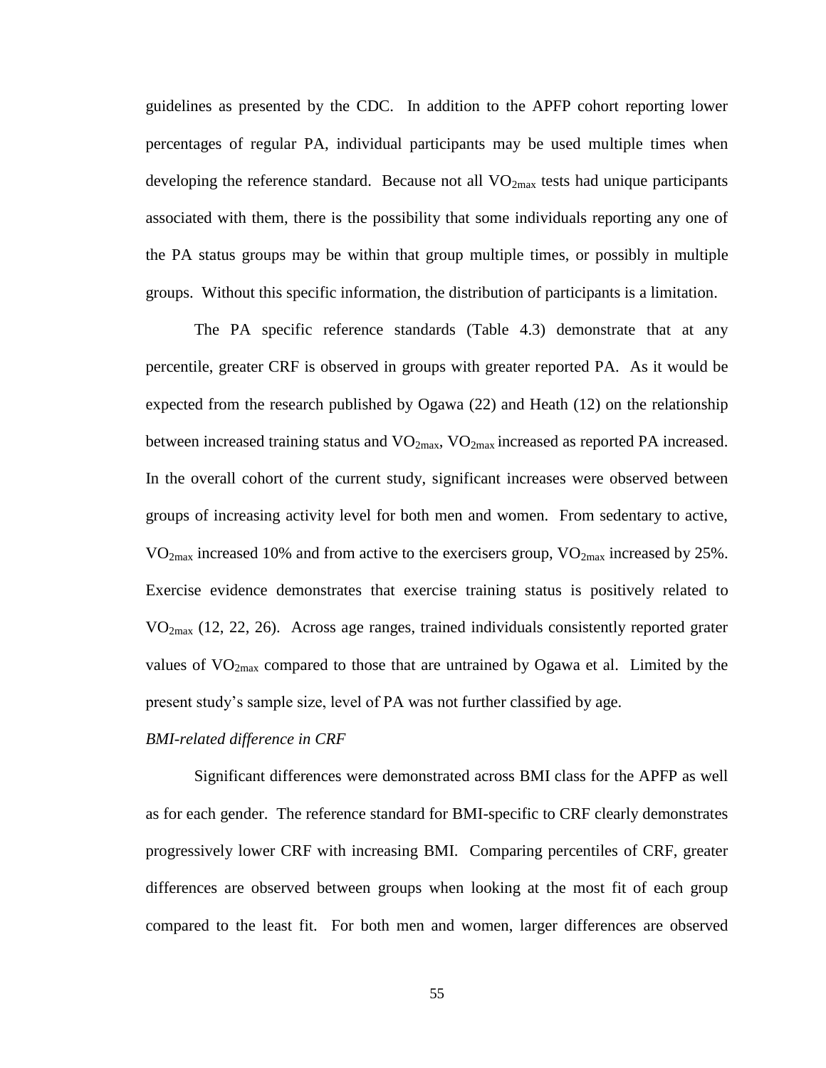guidelines as presented by the CDC. In addition to the APFP cohort reporting lower percentages of regular PA, individual participants may be used multiple times when developing the reference standard. Because not all $VO_{2max}$ tests had unique participants associated with them, there is the possibility that some individuals reporting any one of the PA status groups may be within that group multiple times, or possibly in multiple groups. Without this specific information, the distribution of participants is a limitation.

The PA specific reference standards (Table 4.3) demonstrate that at any percentile, greater CRF is observed in groups with greater reported PA. As it would be expected from the research published by Ogawa (22) and Heath (12) on the relationship between increased training status and $VO_{2max}$, $VO_{2max}$ increased as reported PA increased. In the overall cohort of the current study, significant increases were observed between groups of increasing activity level for both men and women. From sedentary to active, $VO_{2max}$ increased 10% and from active to the exercisers group, $VO_{2max}$ increased by 25%. Exercise evidence demonstrates that exercise training status is positively related to $VO_{2max}$ (12, 22, 26). Across age ranges, trained individuals consistently reported grater values of $VO_{2max}$ compared to those that are untrained by Ogawa et al. Limited by the present study's sample size, level of PA was not further classified by age.

*BMI-related difference in CRF*

Significant differences were demonstrated across BMI class for the APFP as well as for each gender. The reference standard for BMI-specific to CRF clearly demonstrates progressively lower CRF with increasing BMI. Comparing percentiles of CRF, greater differences are observed between groups when looking at the most fit of each group compared to the least fit. For both men and women, larger differences are observed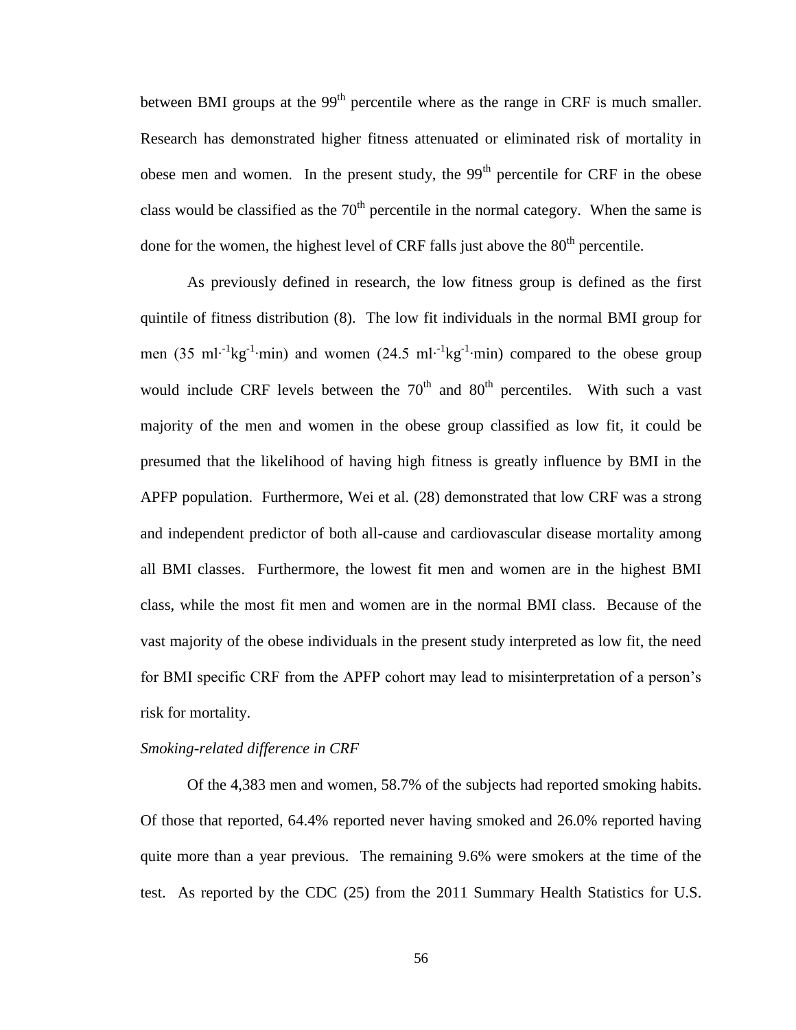between BMI groups at the 99th percentile where as the range in CRF is much smaller. Research has demonstrated higher fitness attenuated or eliminated risk of mortality in obese men and women. In the present study, the 99th percentile for CRF in the obese class would be classified as the 70th percentile in the normal category. When the same is done for the women, the highest level of CRF falls just above the 80th percentile.

As previously defined in research, the low fitness group is defined as the first quintile of fitness distribution (8). The low fit individuals in the normal BMI group for men (35 $ml^{\cdot -1}kg^{-1}\cdot min$) and women (24.5 $ml^{\cdot -1}kg^{-1}\cdot min$) compared to the obese group would include CRF levels between the 70th and 80th percentiles. With such a vast majority of the men and women in the obese group classified as low fit, it could be presumed that the likelihood of having high fitness is greatly influence by BMI in the APFP population. Furthermore, Wei et al. (28) demonstrated that low CRF was a strong and independent predictor of both all-cause and cardiovascular disease mortality among all BMI classes. Furthermore, the lowest fit men and women are in the highest BMI class, while the most fit men and women are in the normal BMI class. Because of the vast majority of the obese individuals in the present study interpreted as low fit, the need for BMI specific CRF from the APFP cohort may lead to misinterpretation of a person's risk for mortality.

*Smoking-related difference in CRF*

Of the 4,383 men and women, 58.7% of the subjects had reported smoking habits. Of those that reported, 64.4% reported never having smoked and 26.0% reported having quite more than a year previous. The remaining 9.6% were smokers at the time of the test. As reported by the CDC (25) from the 2011 Summary Health Statistics for U.S.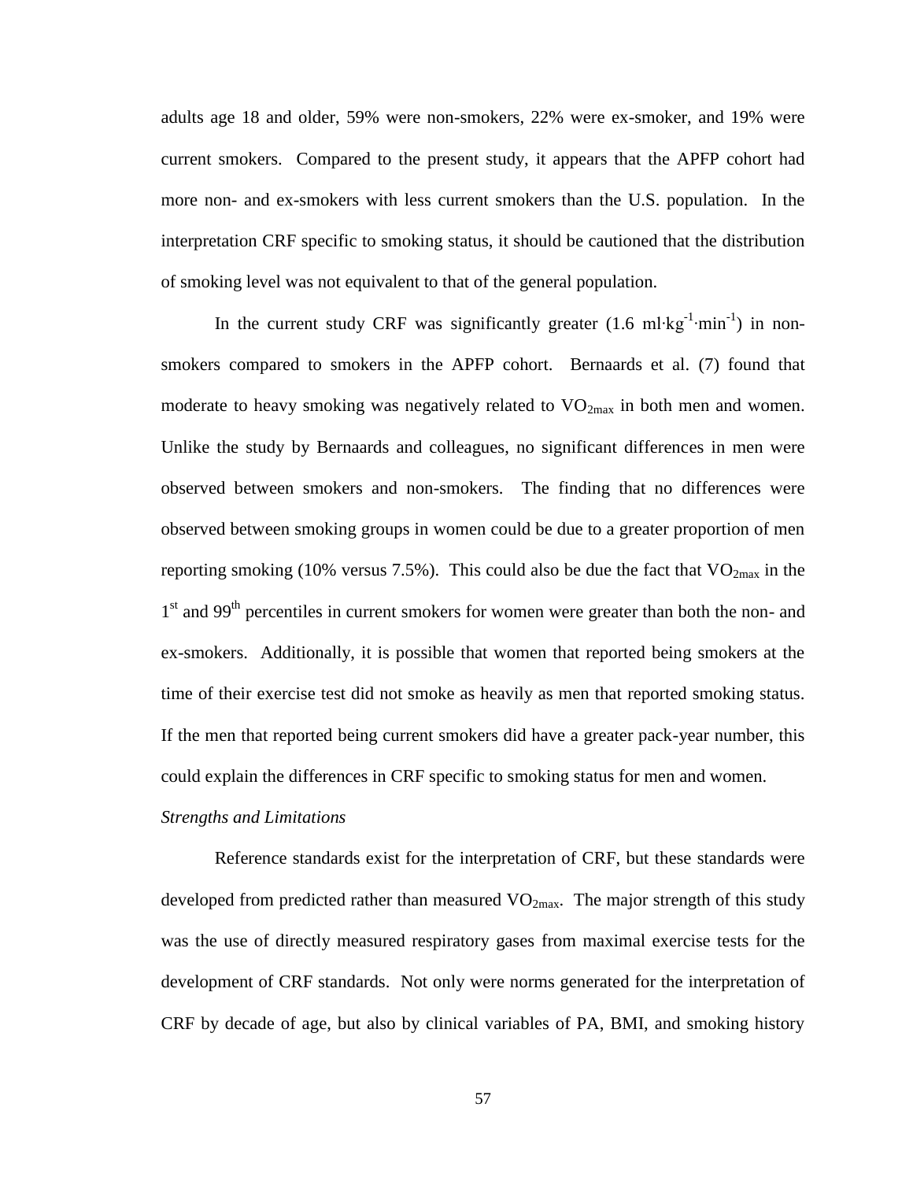adults age 18 and older, 59% were non-smokers, 22% were ex-smoker, and 19% were current smokers. Compared to the present study, it appears that the APFP cohort had more non- and ex-smokers with less current smokers than the U.S. population. In the interpretation CRF specific to smoking status, it should be cautioned that the distribution of smoking level was not equivalent to that of the general population.

In the current study CRF was significantly greater (1.6 $ml \cdot kg^{-1} \cdot min^{-1}$) in non-smokers compared to smokers in the APFP cohort. Bernaards et al. (7) found that moderate to heavy smoking was negatively related to $VO_{2max}$ in both men and women. Unlike the study by Bernaards and colleagues, no significant differences in men were observed between smokers and non-smokers. The finding that no differences were observed between smoking groups in women could be due to a greater proportion of men reporting smoking (10% versus 7.5%). This could also be due the fact that $VO_{2max}$ in the 1st and 99th percentiles in current smokers for women were greater than both the non- and ex-smokers. Additionally, it is possible that women that reported being smokers at the time of their exercise test did not smoke as heavily as men that reported smoking status. If the men that reported being current smokers did have a greater pack-year number, this could explain the differences in CRF specific to smoking status for men and women.

*Strengths and Limitations*

Reference standards exist for the interpretation of CRF, but these standards were developed from predicted rather than measured $VO_{2max}$. The major strength of this study was the use of directly measured respiratory gases from maximal exercise tests for the development of CRF standards. Not only were norms generated for the interpretation of CRF by decade of age, but also by clinical variables of PA, BMI, and smoking history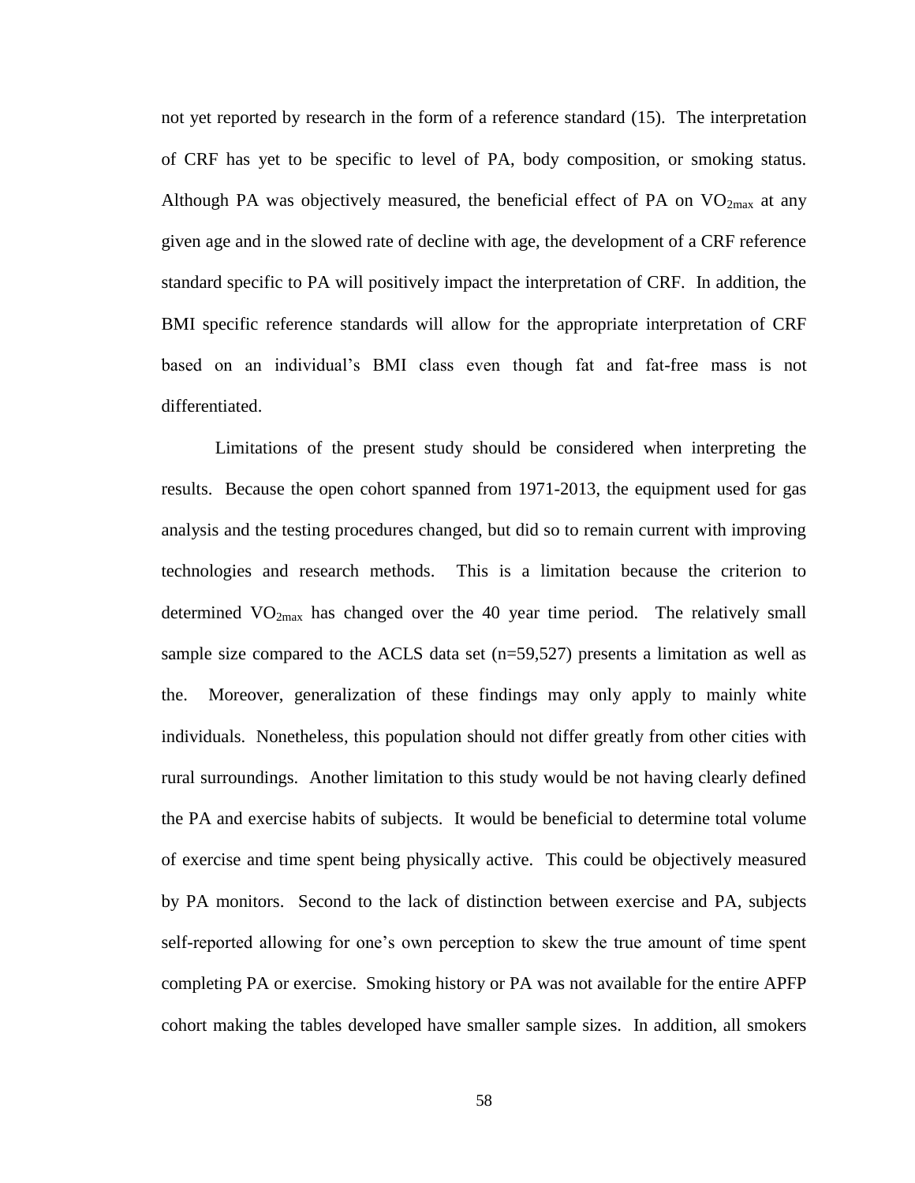not yet reported by research in the form of a reference standard (15). The interpretation of CRF has yet to be specific to level of PA, body composition, or smoking status. Although PA was objectively measured, the beneficial effect of PA on $VO_{2max}$ at any given age and in the slowed rate of decline with age, the development of a CRF reference standard specific to PA will positively impact the interpretation of CRF. In addition, the BMI specific reference standards will allow for the appropriate interpretation of CRF based on an individual's BMI class even though fat and fat-free mass is not differentiated.

Limitations of the present study should be considered when interpreting the results. Because the open cohort spanned from 1971-2013, the equipment used for gas analysis and the testing procedures changed, but did so to remain current with improving technologies and research methods. This is a limitation because the criterion to determined $VO_{2max}$ has changed over the 40 year time period. The relatively small sample size compared to the ACLS data set (n=59,527) presents a limitation as well as the. Moreover, generalization of these findings may only apply to mainly white individuals. Nonetheless, this population should not differ greatly from other cities with rural surroundings. Another limitation to this study would be not having clearly defined the PA and exercise habits of subjects. It would be beneficial to determine total volume of exercise and time spent being physically active. This could be objectively measured by PA monitors. Second to the lack of distinction between exercise and PA, subjects self-reported allowing for one's own perception to skew the true amount of time spent completing PA or exercise. Smoking history or PA was not available for the entire APFP cohort making the tables developed have smaller sample sizes. In addition, all smokers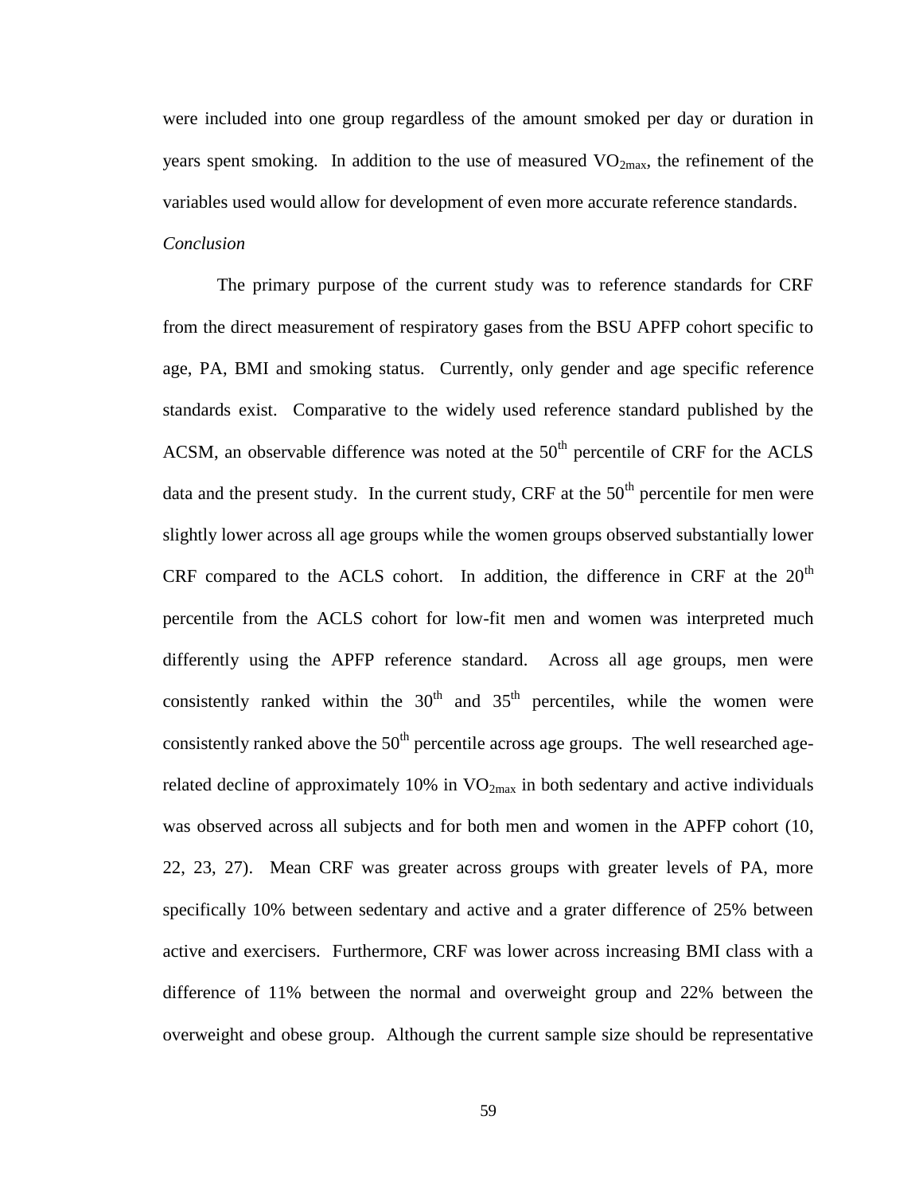were included into one group regardless of the amount smoked per day or duration in years spent smoking. In addition to the use of measured $VO_{2max}$, the refinement of the variables used would allow for development of even more accurate reference standards.

*Conclusion*

The primary purpose of the current study was to reference standards for CRF from the direct measurement of respiratory gases from the BSU APFP cohort specific to age, PA, BMI and smoking status. Currently, only gender and age specific reference standards exist. Comparative to the widely used reference standard published by the ACSM, an observable difference was noted at the 50$^{th}$ percentile of CRF for the ACLS data and the present study. In the current study, CRF at the 50$^{th}$ percentile for men were slightly lower across all age groups while the women groups observed substantially lower CRF compared to the ACLS cohort. In addition, the difference in CRF at the 20$^{th}$ percentile from the ACLS cohort for low-fit men and women was interpreted much differently using the APFP reference standard. Across all age groups, men were consistently ranked within the 30$^{th}$ and 35$^{th}$ percentiles, while the women were consistently ranked above the 50$^{th}$ percentile across age groups. The well researched age-related decline of approximately 10% in $VO_{2max}$ in both sedentary and active individuals was observed across all subjects and for both men and women in the APFP cohort (10, 22, 23, 27). Mean CRF was greater across groups with greater levels of PA, more specifically 10% between sedentary and active and a grater difference of 25% between active and exercisers. Furthermore, CRF was lower across increasing BMI class with a difference of 11% between the normal and overweight group and 22% between the overweight and obese group. Although the current sample size should be representative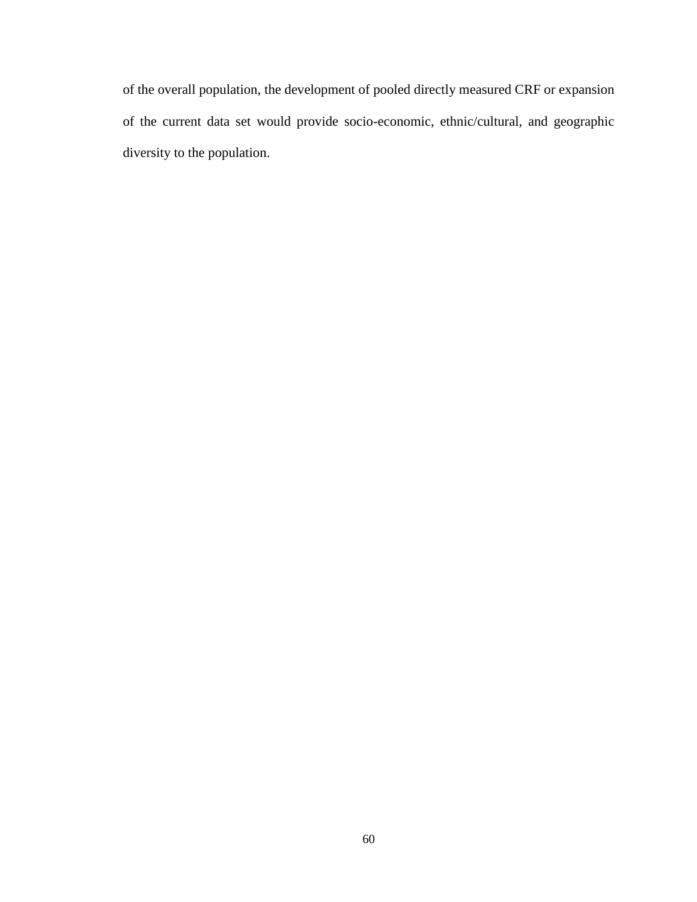of the overall population, the development of pooled directly measured CRF or expansion of the current data set would provide socio-economic, ethnic/cultural, and geographic diversity to the population.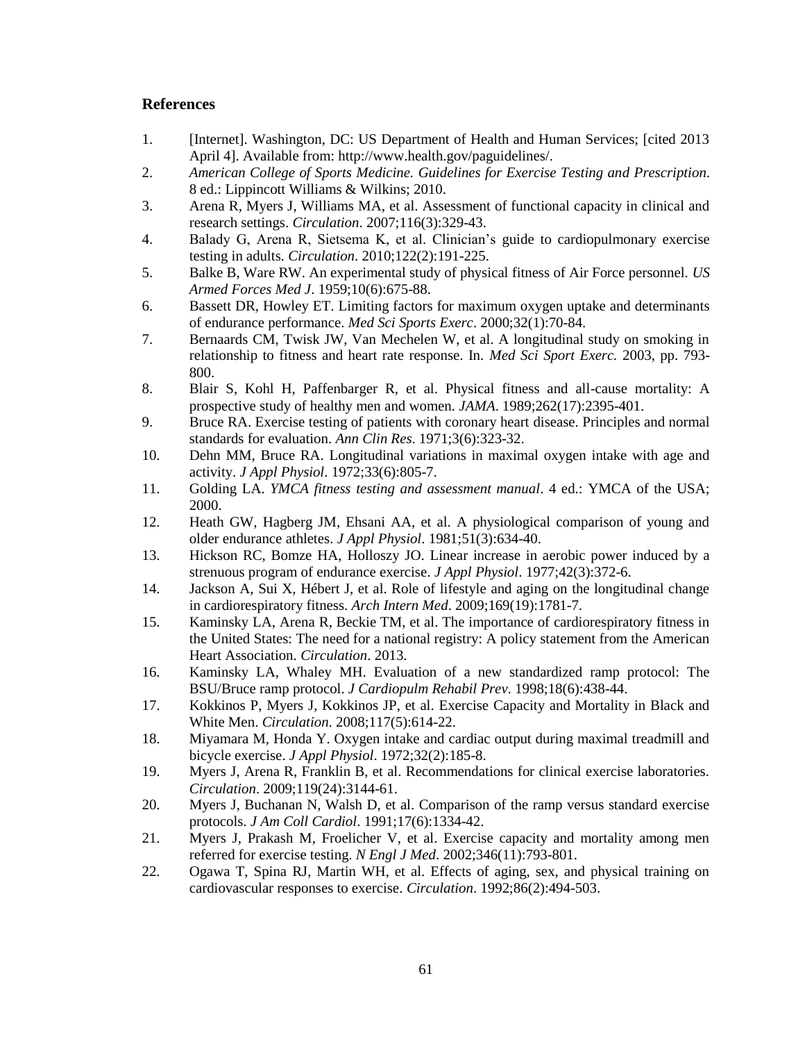## References

1. [Internet]. Washington, DC: US Department of Health and Human Services; [cited 2013 April 4]. Available from: http://www.health.gov/paguidelines/.
2. *American College of Sports Medicine. Guidelines for Exercise Testing and Prescription.* 8 ed.: Lippincott Williams & Wilkins; 2010.
3. Arena R, Myers J, Williams MA, et al. Assessment of functional capacity in clinical and research settings. *Circulation*. 2007;116(3):329-43.
4. Balady G, Arena R, Sietsema K, et al. Clinician's guide to cardiopulmonary exercise testing in adults. *Circulation*. 2010;122(2):191-225.
5. Balke B, Ware RW. An experimental study of physical fitness of Air Force personnel. *US Armed Forces Med J*. 1959;10(6):675-88.
6. Bassett DR, Howley ET. Limiting factors for maximum oxygen uptake and determinants of endurance performance. *Med Sci Sports Exerc*. 2000;32(1):70-84.
7. Bernaards CM, Twisk JW, Van Mechelen W, et al. A longitudinal study on smoking in relationship to fitness and heart rate response. In. *Med Sci Sport Exerc.* 2003, pp. 793-800.
8. Blair S, Kohl H, Paffenbarger R, et al. Physical fitness and all-cause mortality: A prospective study of healthy men and women. *JAMA*. 1989;262(17):2395-401.
9. Bruce RA. Exercise testing of patients with coronary heart disease. Principles and normal standards for evaluation. *Ann Clin Res*. 1971;3(6):323-32.
10. Dehn MM, Bruce RA. Longitudinal variations in maximal oxygen intake with age and activity. *J Appl Physiol*. 1972;33(6):805-7.
11. Golding LA. *YMCA fitness testing and assessment manual*. 4 ed.: YMCA of the USA; 2000.
12. Heath GW, Hagberg JM, Ehsani AA, et al. A physiological comparison of young and older endurance athletes. *J Appl Physiol*. 1981;51(3):634-40.
13. Hickson RC, Bomze HA, Holloszy JO. Linear increase in aerobic power induced by a strenuous program of endurance exercise. *J Appl Physiol*. 1977;42(3):372-6.
14. Jackson A, Sui X, Hébert J, et al. Role of lifestyle and aging on the longitudinal change in cardiorespiratory fitness. *Arch Intern Med*. 2009;169(19):1781-7.
15. Kaminsky LA, Arena R, Beckie TM, et al. The importance of cardiorespiratory fitness in the United States: The need for a national registry: A policy statement from the American Heart Association. *Circulation*. 2013.
16. Kaminsky LA, Whaley MH. Evaluation of a new standardized ramp protocol: The BSU/Bruce ramp protocol. *J Cardiopulm Rehabil Prev*. 1998;18(6):438-44.
17. Kokkinos P, Myers J, Kokkinos JP, et al. Exercise Capacity and Mortality in Black and White Men. *Circulation.* 2008;117(5):614-22.
18. Miyamara M, Honda Y. Oxygen intake and cardiac output during maximal treadmill and bicycle exercise. *J Appl Physiol*. 1972;32(2):185-8.
19. Myers J, Arena R, Franklin B, et al. Recommendations for clinical exercise laboratories. *Circulation*. 2009;119(24):3144-61.
20. Myers J, Buchanan N, Walsh D, et al. Comparison of the ramp versus standard exercise protocols. *J Am Coll Cardiol*. 1991;17(6):1334-42.
21. Myers J, Prakash M, Froelicher V, et al. Exercise capacity and mortality among men referred for exercise testing. *N Engl J Med*. 2002;346(11):793-801.
22. Ogawa T, Spina RJ, Martin WH, et al. Effects of aging, sex, and physical training on cardiovascular responses to exercise. *Circulation*. 1992;86(2):494-503.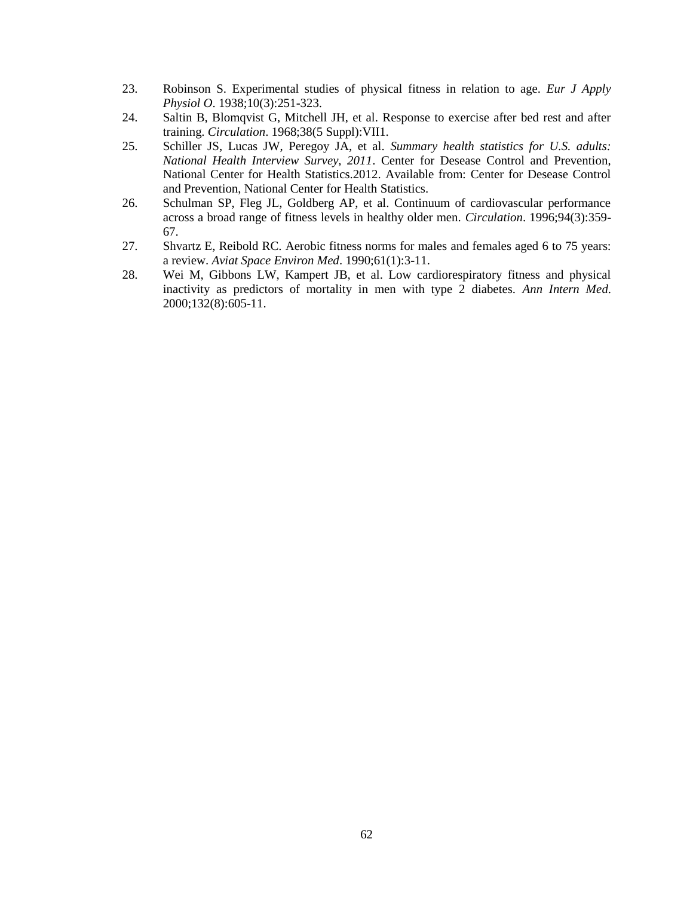23. Robinson S. Experimental studies of physical fitness in relation to age. *Eur J Apply Physiol O*. 1938;10(3):251-323.
24. Saltin B, Blomqvist G, Mitchell JH, et al. Response to exercise after bed rest and after training. *Circulation*. 1968;38(5 Suppl):VII1.
25. Schiller JS, Lucas JW, Peregoy JA, et al. *Summary health statistics for U.S. adults: National Health Interview Survey, 2011*. Center for Desease Control and Prevention, National Center for Health Statistics.2012. Available from: Center for Desease Control and Prevention, National Center for Health Statistics.
26. Schulman SP, Fleg JL, Goldberg AP, et al. Continuum of cardiovascular performance across a broad range of fitness levels in healthy older men. *Circulation*. 1996;94(3):359-67.
27. Shvartz E, Reibold RC. Aerobic fitness norms for males and females aged 6 to 75 years: a review. *Aviat Space Environ Med*. 1990;61(1):3-11.
28. Wei M, Gibbons LW, Kampert JB, et al. Low cardiorespiratory fitness and physical inactivity as predictors of mortality in men with type 2 diabetes. *Ann Intern Med*. 2000;132(8):605-11.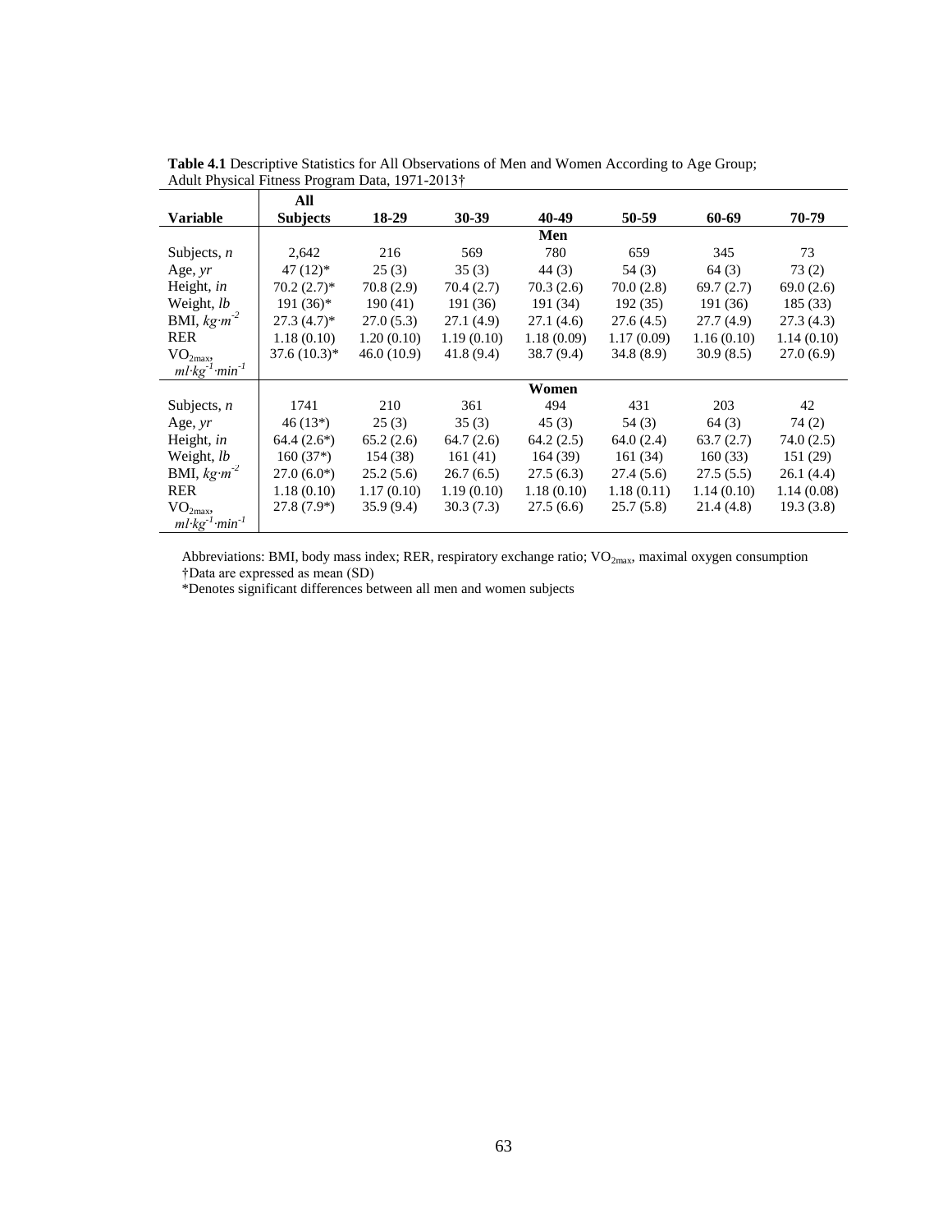**Table 4.1** Descriptive Statistics for All Observations of Men and Women According to Age Group; Adult Physical Fitness Program Data, 1971-2013†

| Variable | All Subjects | 18-29 | 30-39 | 40-49 | 50-59 | 60-69 | 70-79 |
|---|---|---|---|---|---|---|---|
| | | | | **Men** | | | |
| Subjects, *n* | 2,642 | 216 | 569 | 780 | 659 | 345 | 73 |
| Age, *yr* | 47 (12)* | 25 (3) | 35 (3) | 44 (3) | 54 (3) | 64 (3) | 73 (2) |
| Height, *in* | 70.2 (2.7)* | 70.8 (2.9) | 70.4 (2.7) | 70.3 (2.6) | 70.0 (2.8) | 69.7 (2.7) | 69.0 (2.6) |
| Weight, *lb* | 191 (36)* | 190 (41) | 191 (36) | 191 (34) | 192 (35) | 191 (36) | 185 (33) |
| BMI, $kg{\cdot}m^{-2}$ | 27.3 (4.7)* | 27.0 (5.3) | 27.1 (4.9) | 27.1 (4.6) | 27.6 (4.5) | 27.7 (4.9) | 27.3 (4.3) |
| RER | 1.18 (0.10) | 1.20 (0.10) | 1.19 (0.10) | 1.18 (0.09) | 1.17 (0.09) | 1.16 (0.10) | 1.14 (0.10) |
| $VO_{2max}$, $ml{\cdot}kg^{-1}{\cdot}min^{-1}$ | 37.6 (10.3)* | 46.0 (10.9) | 41.8 (9.4) | 38.7 (9.4) | 34.8 (8.9) | 30.9 (8.5) | 27.0 (6.9) |
| | | | | **Women** | | | |
| Subjects, *n* | 1741 | 210 | 361 | 494 | 431 | 203 | 42 |
| Age, *yr* | 46 (13*) | 25 (3) | 35 (3) | 45 (3) | 54 (3) | 64 (3) | 74 (2) |
| Height, *in* | 64.4 (2.6*) | 65.2 (2.6) | 64.7 (2.6) | 64.2 (2.5) | 64.0 (2.4) | 63.7 (2.7) | 74.0 (2.5) |
| Weight, *lb* | 160 (37*) | 154 (38) | 161 (41) | 164 (39) | 161 (34) | 160 (33) | 151 (29) |
| BMI, $kg{\cdot}m^{-2}$ | 27.0 (6.0*) | 25.2 (5.6) | 26.7 (6.5) | 27.5 (6.3) | 27.4 (5.6) | 27.5 (5.5) | 26.1 (4.4) |
| RER | 1.18 (0.10) | 1.17 (0.10) | 1.19 (0.10) | 1.18 (0.10) | 1.18 (0.11) | 1.14 (0.10) | 1.14 (0.08) |
| $VO_{2max}$, $ml{\cdot}kg^{-1}{\cdot}min^{-1}$ | 27.8 (7.9*) | 35.9 (9.4) | 30.3 (7.3) | 27.5 (6.6) | 25.7 (5.8) | 21.4 (4.8) | 19.3 (3.8) |

Abbreviations: BMI, body mass index; RER, respiratory exchange ratio; $VO_{2max}$, maximal oxygen consumption
†Data are expressed as mean (SD)
*Denotes significant differences between all men and women subjects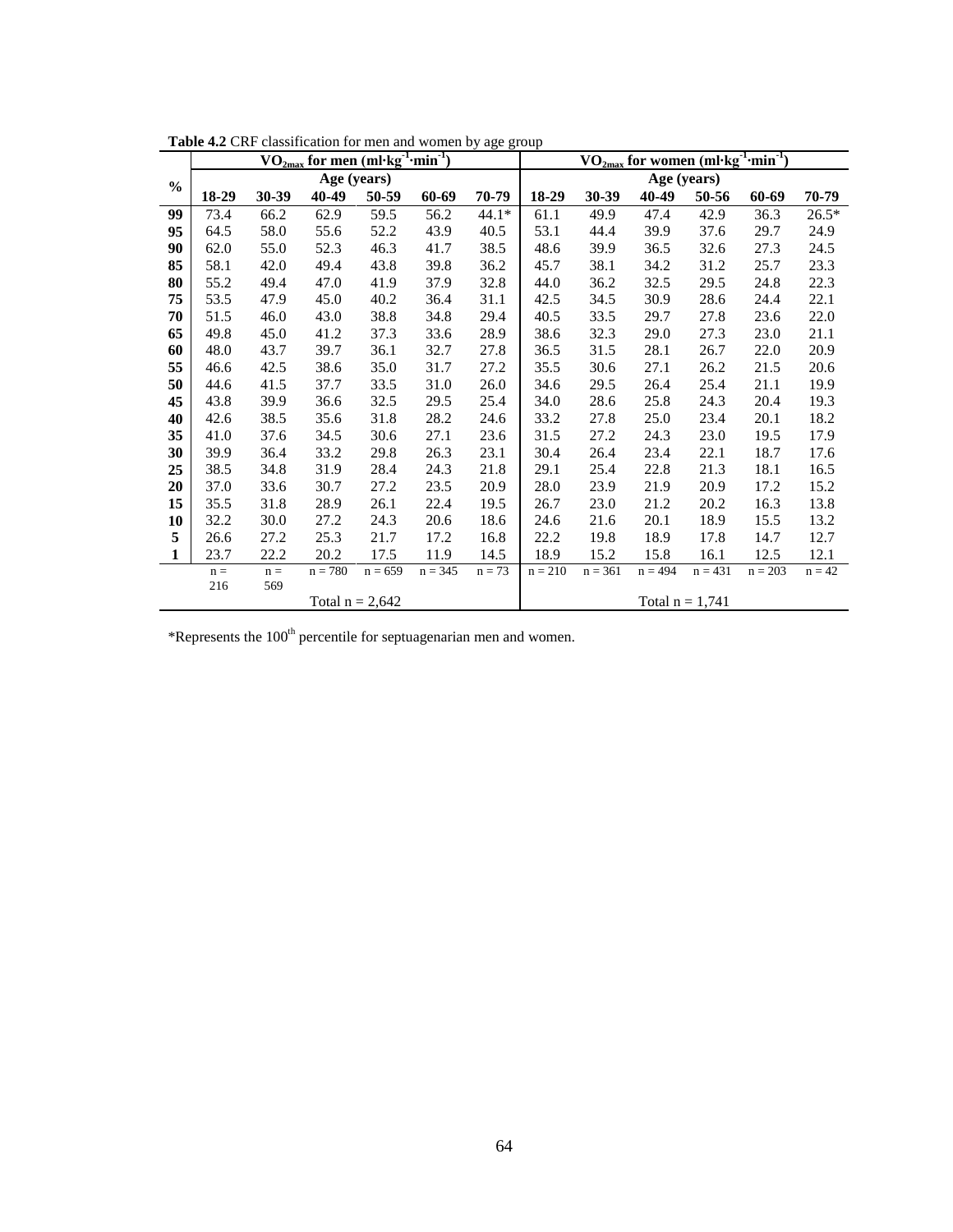**Table 4.2** CRF classification for men and women by age group

| % | $VO_{2max}$ for men ($ml \cdot kg^{-1} \cdot min^{-1}$) | | | | | | $VO_{2max}$ for women ($ml \cdot kg^{-1} \cdot min^{-1}$) | | | | | |
|---|---|---|---|---|---|---|---|---|---|---|---|---|
| | Age (years) | | | | | | Age (years) | | | | | |
| | **18-29** | **30-39** | **40-49** | **50-59** | **60-69** | **70-79** | **18-29** | **30-39** | **40-49** | **50-56** | **60-69** | **70-79** |
| **99** | 73.4 | 66.2 | 62.9 | 59.5 | 56.2 | 44.1* | 61.1 | 49.9 | 47.4 | 42.9 | 36.3 | 26.5* |
| **95** | 64.5 | 58.0 | 55.6 | 52.2 | 43.9 | 40.5 | 53.1 | 44.4 | 39.9 | 37.6 | 29.7 | 24.9 |
| **90** | 62.0 | 55.0 | 52.3 | 46.3 | 41.7 | 38.5 | 48.6 | 39.9 | 36.5 | 32.6 | 27.3 | 24.5 |
| **85** | 58.1 | 42.0 | 49.4 | 43.8 | 39.8 | 36.2 | 45.7 | 38.1 | 34.2 | 31.2 | 25.7 | 23.3 |
| **80** | 55.2 | 49.4 | 47.0 | 41.9 | 37.9 | 32.8 | 44.0 | 36.2 | 32.5 | 29.5 | 24.8 | 22.3 |
| **75** | 53.5 | 47.9 | 45.0 | 40.2 | 36.4 | 31.1 | 42.5 | 34.5 | 30.9 | 28.6 | 24.4 | 22.1 |
| **70** | 51.5 | 46.0 | 43.0 | 38.8 | 34.8 | 29.4 | 40.5 | 33.5 | 29.7 | 27.8 | 23.6 | 22.0 |
| **65** | 49.8 | 45.0 | 41.2 | 37.3 | 33.6 | 28.9 | 38.6 | 32.3 | 29.0 | 27.3 | 23.0 | 21.1 |
| **60** | 48.0 | 43.7 | 39.7 | 36.1 | 32.7 | 27.8 | 36.5 | 31.5 | 28.1 | 26.7 | 22.0 | 20.9 |
| **55** | 46.6 | 42.5 | 38.6 | 35.0 | 31.7 | 27.2 | 35.5 | 30.6 | 27.1 | 26.2 | 21.5 | 20.6 |
| **50** | 44.6 | 41.5 | 37.7 | 33.5 | 31.0 | 26.0 | 34.6 | 29.5 | 26.4 | 25.4 | 21.1 | 19.9 |
| **45** | 43.8 | 39.9 | 36.6 | 32.5 | 29.5 | 25.4 | 34.0 | 28.6 | 25.8 | 24.3 | 20.4 | 19.3 |
| **40** | 42.6 | 38.5 | 35.6 | 31.8 | 28.2 | 24.6 | 33.2 | 27.8 | 25.0 | 23.4 | 20.1 | 18.2 |
| **35** | 41.0 | 37.6 | 34.5 | 30.6 | 27.1 | 23.6 | 31.5 | 27.2 | 24.3 | 23.0 | 19.5 | 17.9 |
| **30** | 39.9 | 36.4 | 33.2 | 29.8 | 26.3 | 23.1 | 30.4 | 26.4 | 23.4 | 22.1 | 18.7 | 17.6 |
| **25** | 38.5 | 34.8 | 31.9 | 28.4 | 24.3 | 21.8 | 29.1 | 25.4 | 22.8 | 21.3 | 18.1 | 16.5 |
| **20** | 37.0 | 33.6 | 30.7 | 27.2 | 23.5 | 20.9 | 28.0 | 23.9 | 21.9 | 20.9 | 17.2 | 15.2 |
| **15** | 35.5 | 31.8 | 28.9 | 26.1 | 22.4 | 19.5 | 26.7 | 23.0 | 21.2 | 20.2 | 16.3 | 13.8 |
| **10** | 32.2 | 30.0 | 27.2 | 24.3 | 20.6 | 18.6 | 24.6 | 21.6 | 20.1 | 18.9 | 15.5 | 13.2 |
| **5** | 26.6 | 27.2 | 25.3 | 21.7 | 17.2 | 16.8 | 22.2 | 19.8 | 18.9 | 17.8 | 14.7 | 12.7 |
| **1** | 23.7 | 22.2 | 20.2 | 17.5 | 11.9 | 14.5 | 18.9 | 15.2 | 15.8 | 16.1 | 12.5 | 12.1 |
| | n = 216 | n = 569 | n = 780 | n = 659 | n = 345 | n = 73 | n = 210 | n = 361 | n = 494 | n = 431 | n = 203 | n = 42 |
| | Total n = 2,642 | | | | | | Total n = 1,741 | | | | | |

*Represents the 100th percentile for septuagenarian men and women.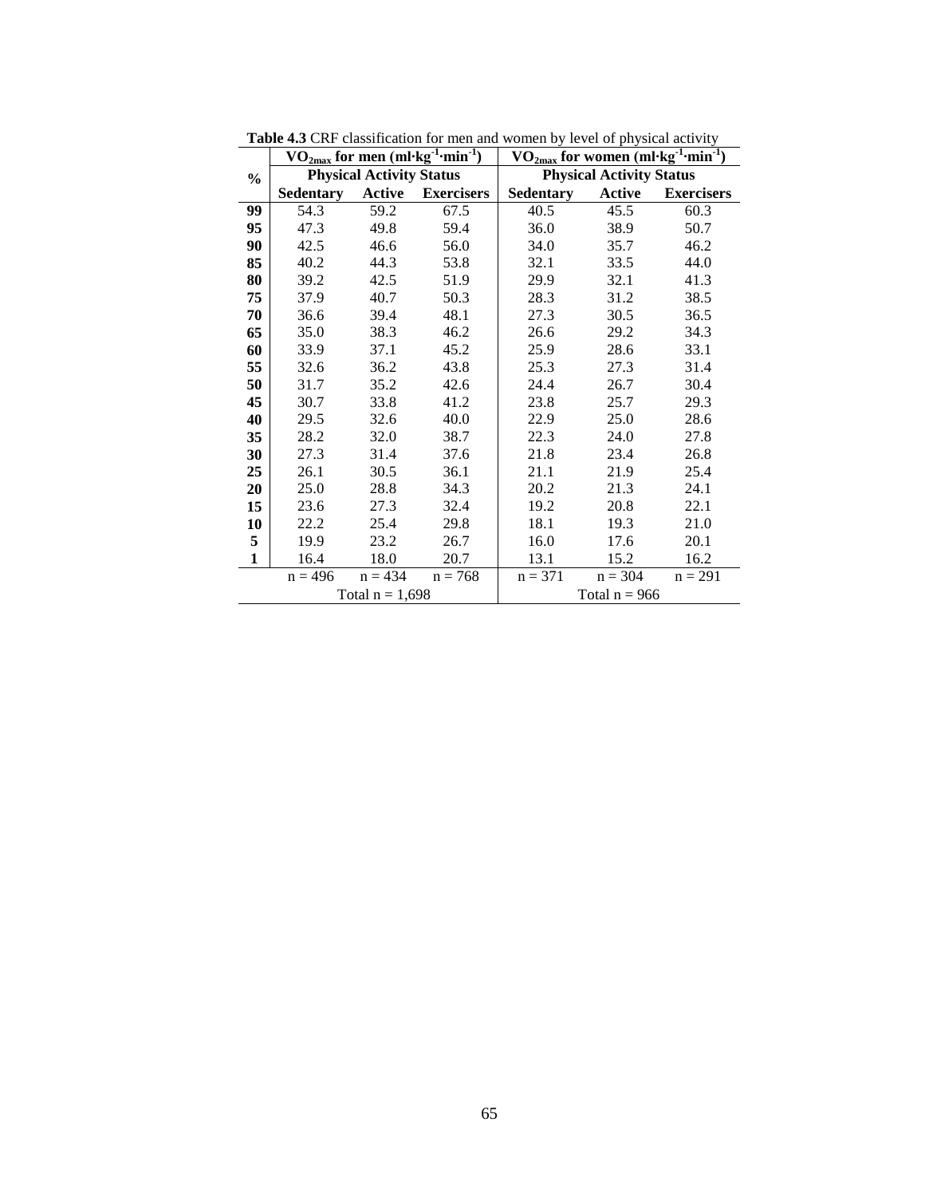**Table 4.3** CRF classification for men and women by level of physical activity

| % | $VO_{2max}$ for men ($ml \cdot kg^{-1} \cdot min^{-1}$) | | | $VO_{2max}$ for women ($ml \cdot kg^{-1} \cdot min^{-1}$) | | |
|---|---|---|---|---|---|---|
| | **Physical Activity Status** | | | **Physical Activity Status** | | |
| | **Sedentary** | **Active** | **Exercisers** | **Sedentary** | **Active** | **Exercisers** |
| **99** | 54.3 | 59.2 | 67.5 | 40.5 | 45.5 | 60.3 |
| **95** | 47.3 | 49.8 | 59.4 | 36.0 | 38.9 | 50.7 |
| **90** | 42.5 | 46.6 | 56.0 | 34.0 | 35.7 | 46.2 |
| **85** | 40.2 | 44.3 | 53.8 | 32.1 | 33.5 | 44.0 |
| **80** | 39.2 | 42.5 | 51.9 | 29.9 | 32.1 | 41.3 |
| **75** | 37.9 | 40.7 | 50.3 | 28.3 | 31.2 | 38.5 |
| **70** | 36.6 | 39.4 | 48.1 | 27.3 | 30.5 | 36.5 |
| **65** | 35.0 | 38.3 | 46.2 | 26.6 | 29.2 | 34.3 |
| **60** | 33.9 | 37.1 | 45.2 | 25.9 | 28.6 | 33.1 |
| **55** | 32.6 | 36.2 | 43.8 | 25.3 | 27.3 | 31.4 |
| **50** | 31.7 | 35.2 | 42.6 | 24.4 | 26.7 | 30.4 |
| **45** | 30.7 | 33.8 | 41.2 | 23.8 | 25.7 | 29.3 |
| **40** | 29.5 | 32.6 | 40.0 | 22.9 | 25.0 | 28.6 |
| **35** | 28.2 | 32.0 | 38.7 | 22.3 | 24.0 | 27.8 |
| **30** | 27.3 | 31.4 | 37.6 | 21.8 | 23.4 | 26.8 |
| **25** | 26.1 | 30.5 | 36.1 | 21.1 | 21.9 | 25.4 |
| **20** | 25.0 | 28.8 | 34.3 | 20.2 | 21.3 | 24.1 |
| **15** | 23.6 | 27.3 | 32.4 | 19.2 | 20.8 | 22.1 |
| **10** | 22.2 | 25.4 | 29.8 | 18.1 | 19.3 | 21.0 |
| **5** | 19.9 | 23.2 | 26.7 | 16.0 | 17.6 | 20.1 |
| **1** | 16.4 | 18.0 | 20.7 | 13.1 | 15.2 | 16.2 |
| | n = 496 | n = 434 | n = 768 | n = 371 | n = 304 | n = 291 |
| | Total n = 1,698 | | | Total n = 966 | | |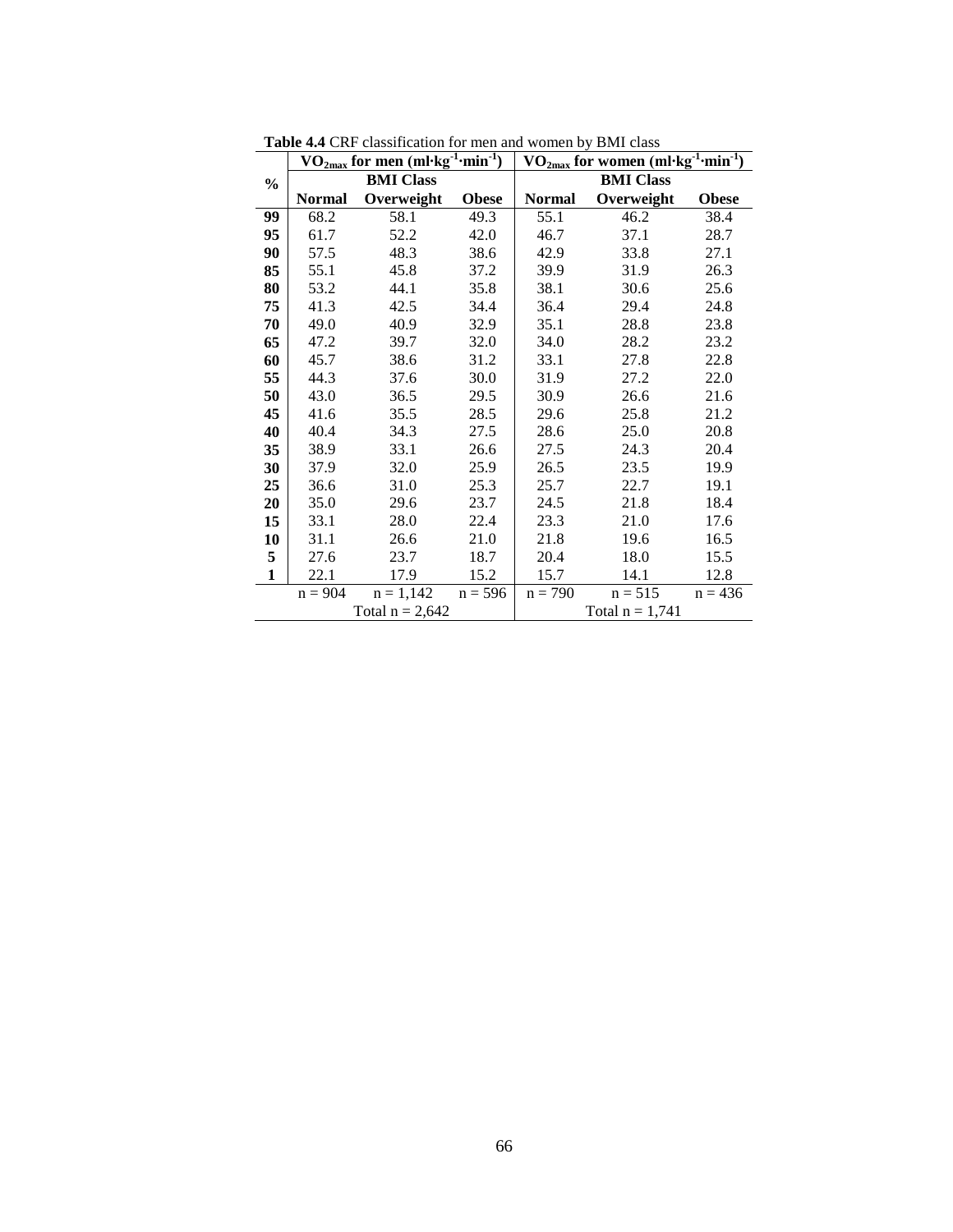**Table 4.4** CRF classification for men and women by BMI class

| % | $VO_{2max}$ for men ($ml \cdot kg^{-1} \cdot min^{-1}$) | | | $VO_{2max}$ for women ($ml \cdot kg^{-1} \cdot min^{-1}$) | | |
|---|---|---|---|---|---|---|
| | **BMI Class** | | | **BMI Class** | | |
| | **Normal** | **Overweight** | **Obese** | **Normal** | **Overweight** | **Obese** |
| **99** | 68.2 | 58.1 | 49.3 | 55.1 | 46.2 | 38.4 |
| **95** | 61.7 | 52.2 | 42.0 | 46.7 | 37.1 | 28.7 |
| **90** | 57.5 | 48.3 | 38.6 | 42.9 | 33.8 | 27.1 |
| **85** | 55.1 | 45.8 | 37.2 | 39.9 | 31.9 | 26.3 |
| **80** | 53.2 | 44.1 | 35.8 | 38.1 | 30.6 | 25.6 |
| **75** | 41.3 | 42.5 | 34.4 | 36.4 | 29.4 | 24.8 |
| **70** | 49.0 | 40.9 | 32.9 | 35.1 | 28.8 | 23.8 |
| **65** | 47.2 | 39.7 | 32.0 | 34.0 | 28.2 | 23.2 |
| **60** | 45.7 | 38.6 | 31.2 | 33.1 | 27.8 | 22.8 |
| **55** | 44.3 | 37.6 | 30.0 | 31.9 | 27.2 | 22.0 |
| **50** | 43.0 | 36.5 | 29.5 | 30.9 | 26.6 | 21.6 |
| **45** | 41.6 | 35.5 | 28.5 | 29.6 | 25.8 | 21.2 |
| **40** | 40.4 | 34.3 | 27.5 | 28.6 | 25.0 | 20.8 |
| **35** | 38.9 | 33.1 | 26.6 | 27.5 | 24.3 | 20.4 |
| **30** | 37.9 | 32.0 | 25.9 | 26.5 | 23.5 | 19.9 |
| **25** | 36.6 | 31.0 | 25.3 | 25.7 | 22.7 | 19.1 |
| **20** | 35.0 | 29.6 | 23.7 | 24.5 | 21.8 | 18.4 |
| **15** | 33.1 | 28.0 | 22.4 | 23.3 | 21.0 | 17.6 |
| **10** | 31.1 | 26.6 | 21.0 | 21.8 | 19.6 | 16.5 |
| **5** | 27.6 | 23.7 | 18.7 | 20.4 | 18.0 | 15.5 |
| **1** | 22.1 | 17.9 | 15.2 | 15.7 | 14.1 | 12.8 |
| | n = 904 | n = 1,142 | n = 596 | n = 790 | n = 515 | n = 436 |
| | Total n = 2,642 | | | Total n = 1,741 | | |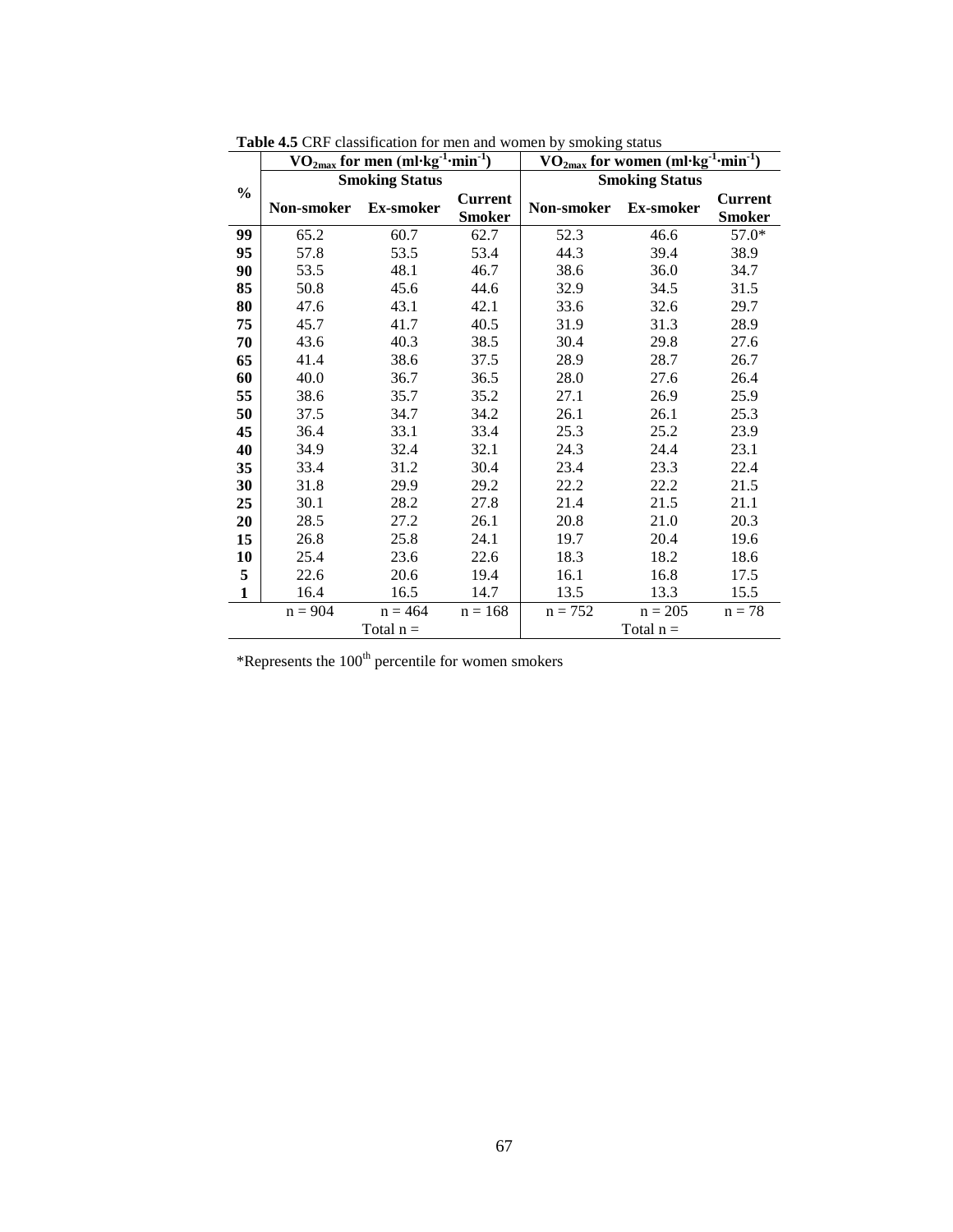**Table 4.5** CRF classification for men and women by smoking status

| % | $VO_{2max}$ for men ($ml \cdot kg^{-1} \cdot min^{-1}$) | | | $VO_{2max}$ for women ($ml \cdot kg^{-1} \cdot min^{-1}$) | | |
|---|---|---|---|---|---|---|
| | **Smoking Status** | | | **Smoking Status** | | |
| | **Non-smoker** | **Ex-smoker** | **Current Smoker** | **Non-smoker** | **Ex-smoker** | **Current Smoker** |
| **99** | 65.2 | 60.7 | 62.7 | 52.3 | 46.6 | 57.0* |
| **95** | 57.8 | 53.5 | 53.4 | 44.3 | 39.4 | 38.9 |
| **90** | 53.5 | 48.1 | 46.7 | 38.6 | 36.0 | 34.7 |
| **85** | 50.8 | 45.6 | 44.6 | 32.9 | 34.5 | 31.5 |
| **80** | 47.6 | 43.1 | 42.1 | 33.6 | 32.6 | 29.7 |
| **75** | 45.7 | 41.7 | 40.5 | 31.9 | 31.3 | 28.9 |
| **70** | 43.6 | 40.3 | 38.5 | 30.4 | 29.8 | 27.6 |
| **65** | 41.4 | 38.6 | 37.5 | 28.9 | 28.7 | 26.7 |
| **60** | 40.0 | 36.7 | 36.5 | 28.0 | 27.6 | 26.4 |
| **55** | 38.6 | 35.7 | 35.2 | 27.1 | 26.9 | 25.9 |
| **50** | 37.5 | 34.7 | 34.2 | 26.1 | 26.1 | 25.3 |
| **45** | 36.4 | 33.1 | 33.4 | 25.3 | 25.2 | 23.9 |
| **40** | 34.9 | 32.4 | 32.1 | 24.3 | 24.4 | 23.1 |
| **35** | 33.4 | 31.2 | 30.4 | 23.4 | 23.3 | 22.4 |
| **30** | 31.8 | 29.9 | 29.2 | 22.2 | 22.2 | 21.5 |
| **25** | 30.1 | 28.2 | 27.8 | 21.4 | 21.5 | 21.1 |
| **20** | 28.5 | 27.2 | 26.1 | 20.8 | 21.0 | 20.3 |
| **15** | 26.8 | 25.8 | 24.1 | 19.7 | 20.4 | 19.6 |
| **10** | 25.4 | 23.6 | 22.6 | 18.3 | 18.2 | 18.6 |
| **5** | 22.6 | 20.6 | 19.4 | 16.1 | 16.8 | 17.5 |
| **1** | 16.4 | 16.5 | 14.7 | 13.5 | 13.3 | 15.5 |
| | n = 904 | n = 464 | n = 168 | n = 752 | n = 205 | n = 78 |
| | Total n = | | | Total n = | | |

*Represents the 100th percentile for women smokers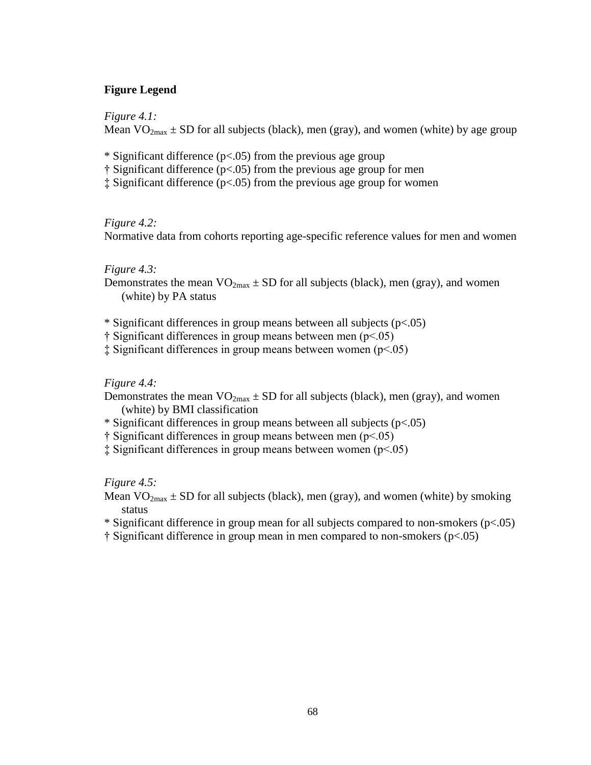**Figure Legend**

*Figure 4.1:*
Mean $VO_{2max}$ ± SD for all subjects (black), men (gray), and women (white) by age group

* Significant difference ($p<.05$) from the previous age group
† Significant difference ($p<.05$) from the previous age group for men
‡ Significant difference ($p<.05$) from the previous age group for women

*Figure 4.2:*
Normative data from cohorts reporting age-specific reference values for men and women

*Figure 4.3:*
Demonstrates the mean $VO_{2max}$ ± SD for all subjects (black), men (gray), and women (white) by PA status

* Significant differences in group means between all subjects ($p<.05$)
† Significant differences in group means between men ($p<.05$)
‡ Significant differences in group means between women ($p<.05$)

*Figure 4.4:*
Demonstrates the mean $VO_{2max}$ ± SD for all subjects (black), men (gray), and women (white) by BMI classification
* Significant differences in group means between all subjects ($p<.05$)
† Significant differences in group means between men ($p<.05$)
‡ Significant differences in group means between women ($p<.05$)

*Figure 4.5:*
Mean $VO_{2max}$ ± SD for all subjects (black), men (gray), and women (white) by smoking status
* Significant difference in group mean for all subjects compared to non-smokers ($p<.05$)
† Significant difference in group mean in men compared to non-smokers ($p<.05$)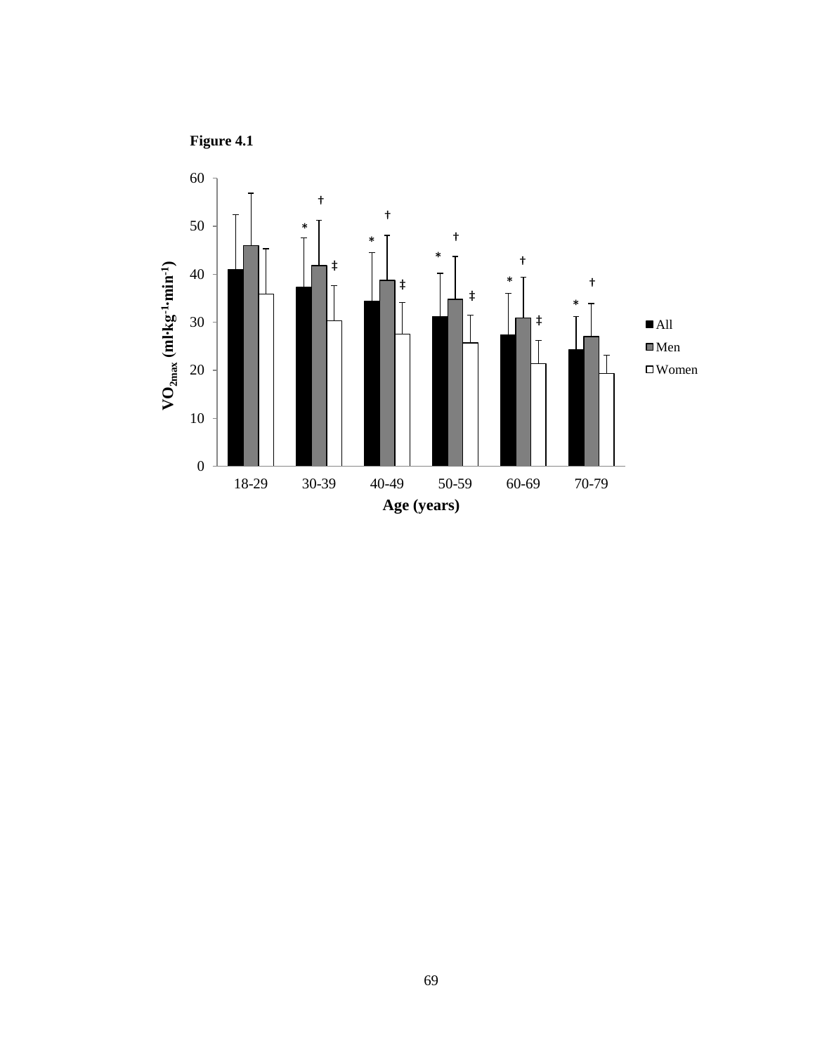**Figure 4.1**

60

50

40

30

20

10

0

$VO_{2max}$ (ml·kg$^{-1}$·min$^{-1}$)

18-29 30-39 40-49 50-59 60-69 70-79

**Age (years)**

■ All
■ Men
□ Women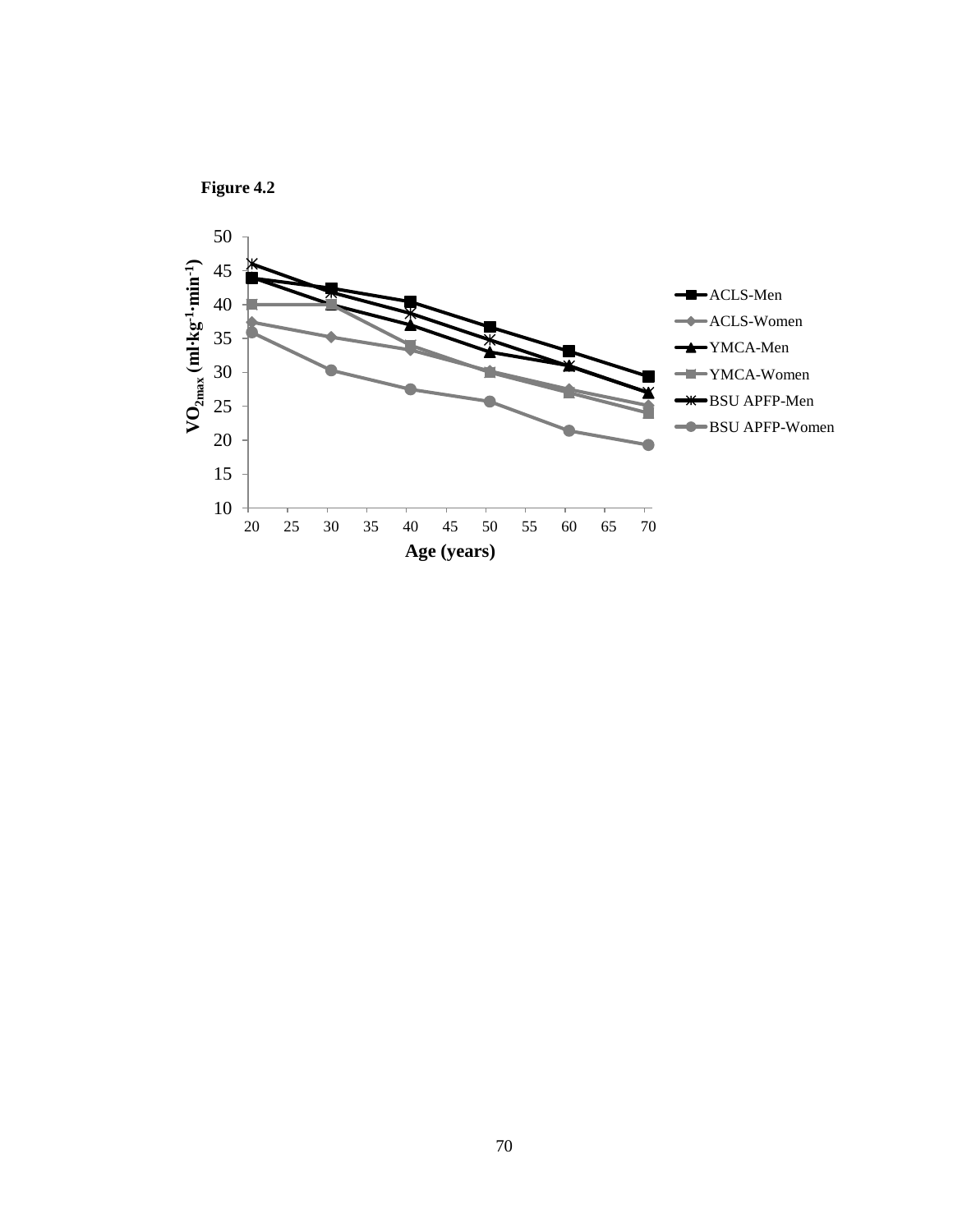**Figure 4.2**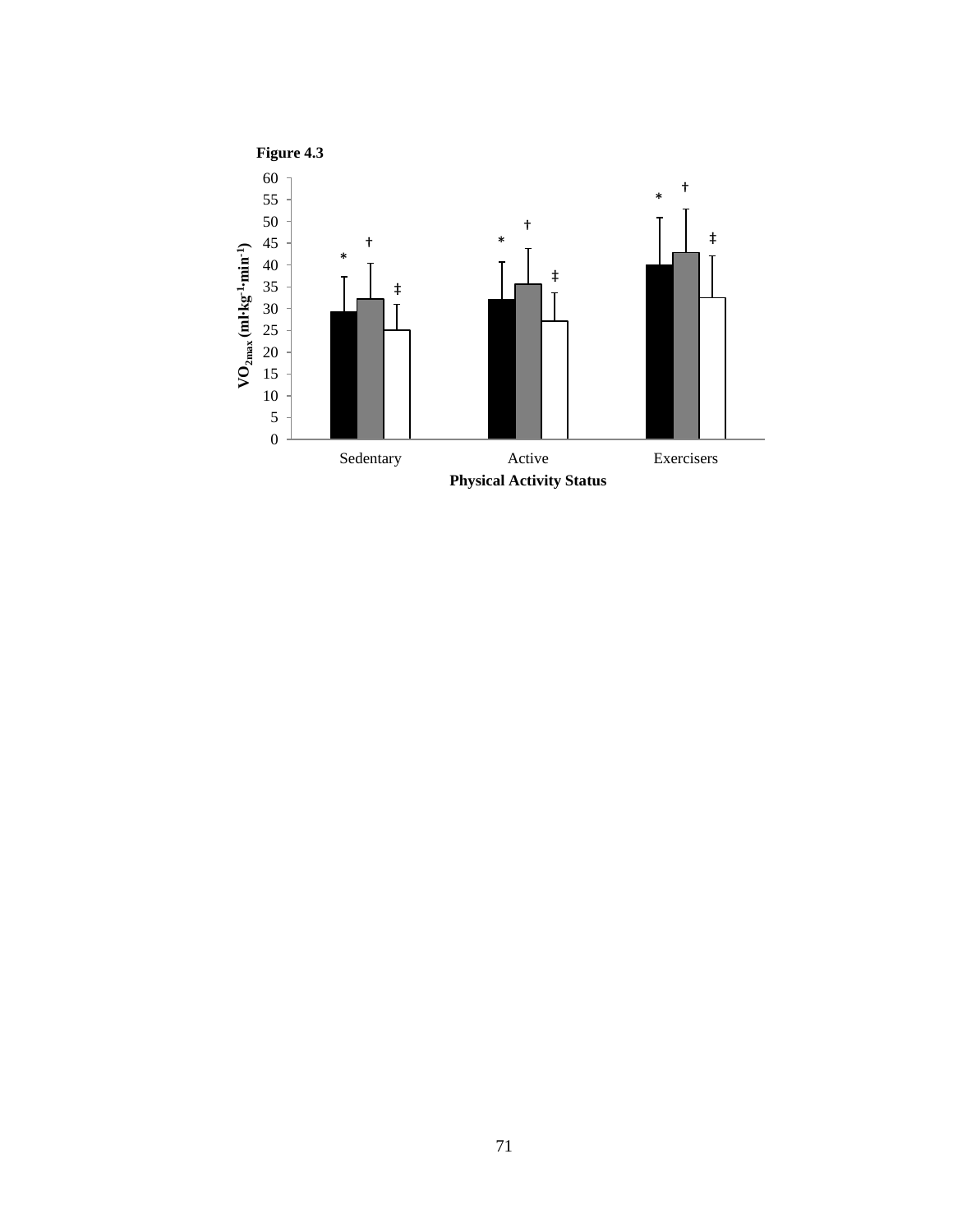**Figure 4.3**

VO$_{2max}$ (ml·kg$^{-1}$·min$^{-1}$)

Physical Activity Status

Sedentary    Active    Exercisers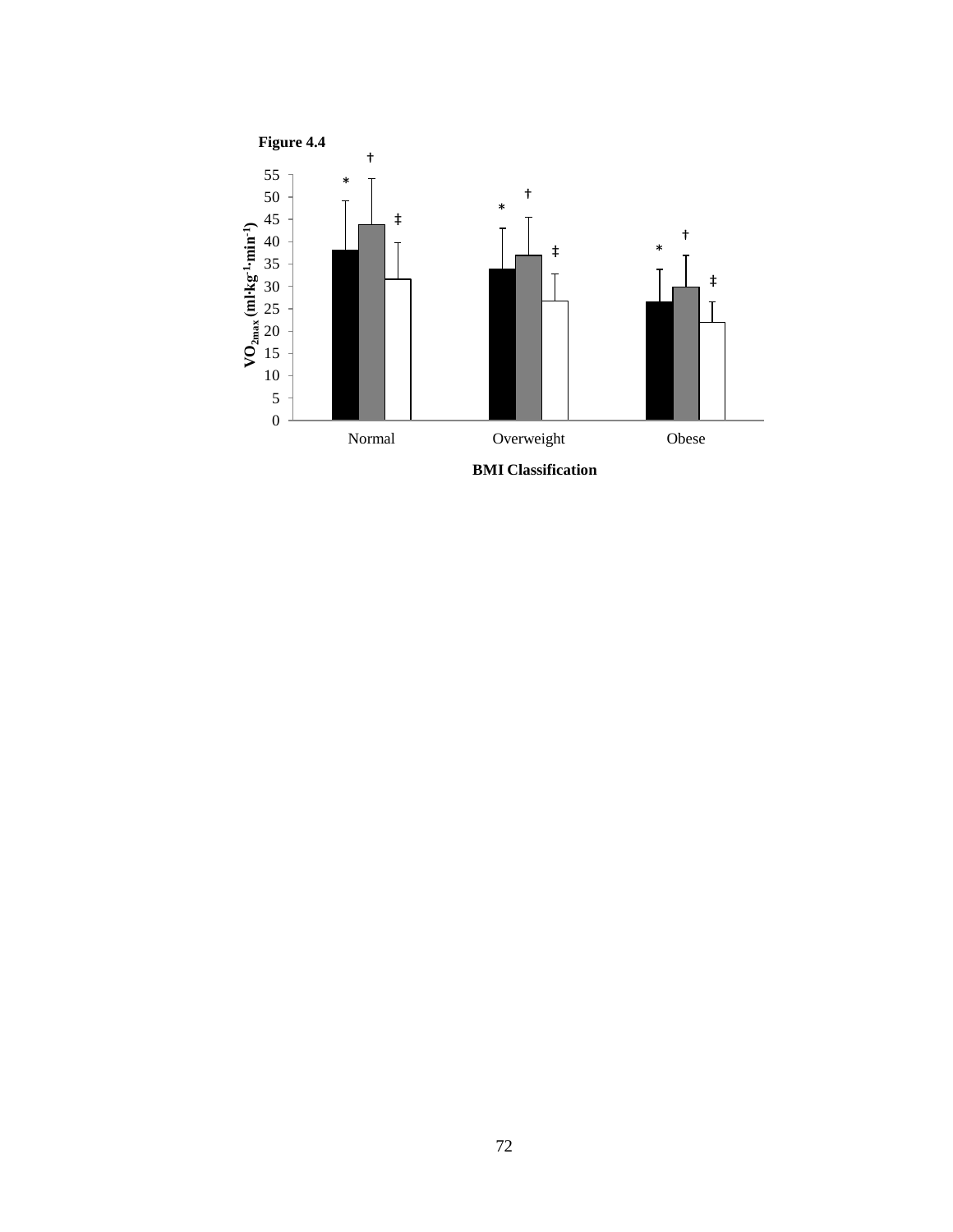**Figure 4.4**

| BMI Classification | Black bar | Gray bar | White bar |
|---|---|---|---|
| Normal | * | † | ‡ |
| Overweight | * | † | ‡ |
| Obese | * | † | ‡ |

$VO_{2max}$ (ml·kg$^{-1}$·min$^{-1}$)

BMI Classification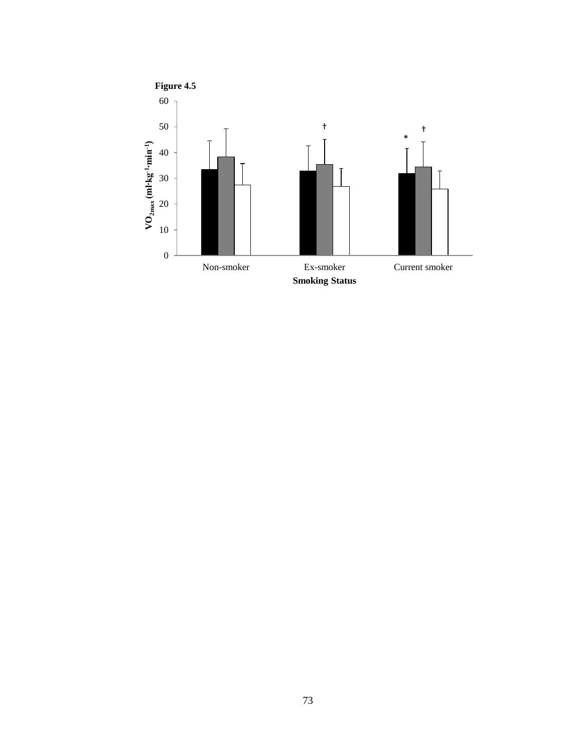**Figure 4.5**

| | | | | |
|---|---|---|---|---|
| 60 | | | | |
| 50 | | † | † | |
| 40 | | | * | |
| 30 | | | | |
| 20 | | | | |
| 10 | | | | |
| 0 | | | | |
| | Non-smoker | Ex-smoker | Current smoker | |

$VO_{2max}$ (ml·kg$^{-1}$·min$^{-1}$)

**Smoking Status**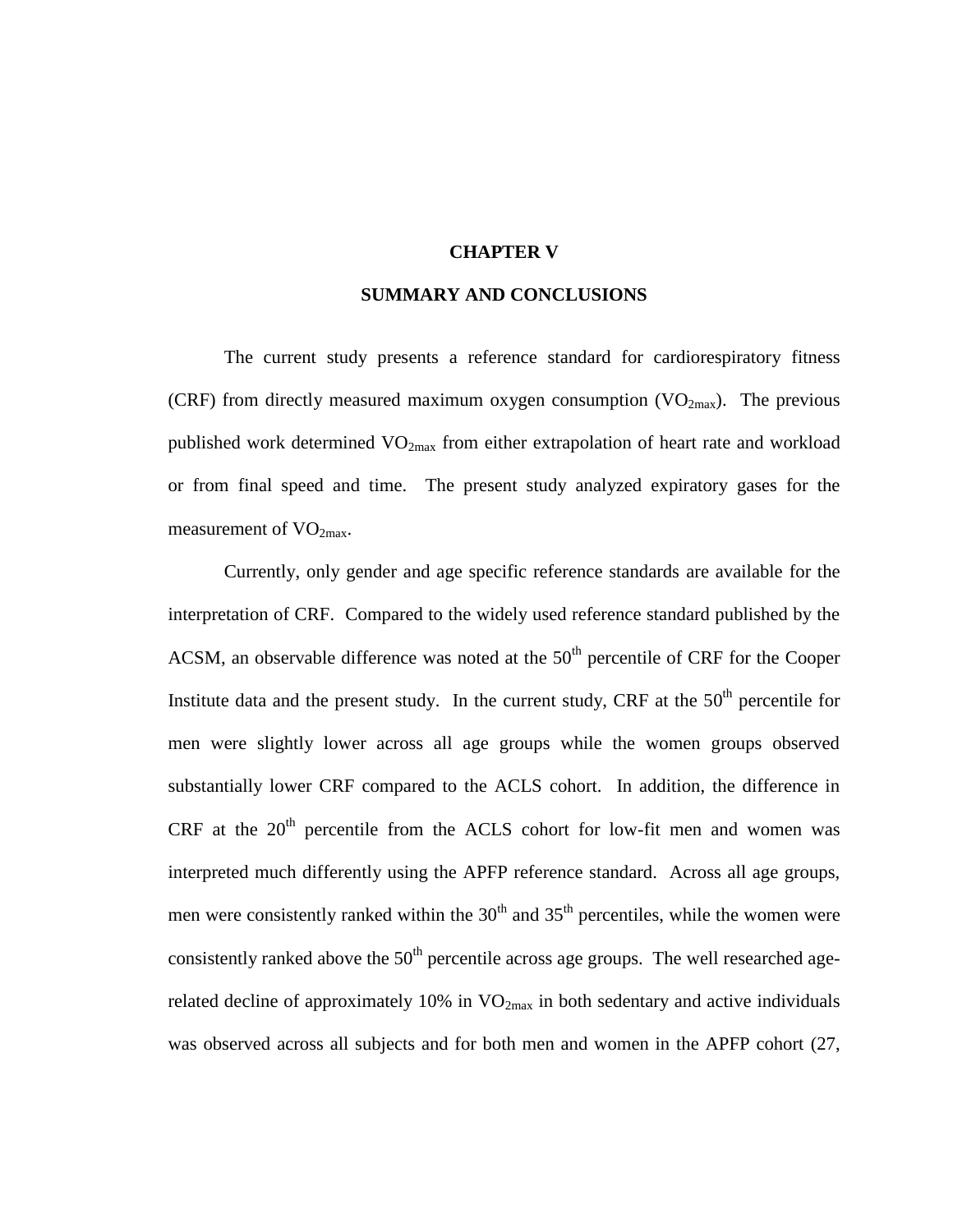# CHAPTER V

## SUMMARY AND CONCLUSIONS

The current study presents a reference standard for cardiorespiratory fitness (CRF) from directly measured maximum oxygen consumption ($VO_{2max}$). The previous published work determined $VO_{2max}$ from either extrapolation of heart rate and workload or from final speed and time. The present study analyzed expiratory gases for the measurement of $VO_{2max}$.

Currently, only gender and age specific reference standards are available for the interpretation of CRF. Compared to the widely used reference standard published by the ACSM, an observable difference was noted at the $50^{th}$ percentile of CRF for the Cooper Institute data and the present study. In the current study, CRF at the $50^{th}$ percentile for men were slightly lower across all age groups while the women groups observed substantially lower CRF compared to the ACLS cohort. In addition, the difference in CRF at the $20^{th}$ percentile from the ACLS cohort for low-fit men and women was interpreted much differently using the APFP reference standard. Across all age groups, men were consistently ranked within the $30^{th}$ and $35^{th}$ percentiles, while the women were consistently ranked above the $50^{th}$ percentile across age groups. The well researched age-related decline of approximately 10% in $VO_{2max}$ in both sedentary and active individuals was observed across all subjects and for both men and women in the APFP cohort (27,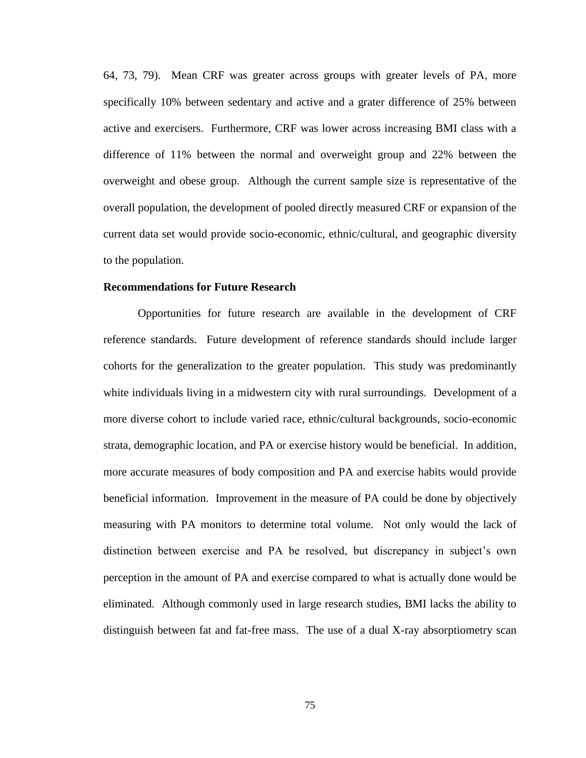64, 73, 79). Mean CRF was greater across groups with greater levels of PA, more specifically 10% between sedentary and active and a grater difference of 25% between active and exercisers. Furthermore, CRF was lower across increasing BMI class with a difference of 11% between the normal and overweight group and 22% between the overweight and obese group. Although the current sample size is representative of the overall population, the development of pooled directly measured CRF or expansion of the current data set would provide socio-economic, ethnic/cultural, and geographic diversity to the population.

**Recommendations for Future Research**

Opportunities for future research are available in the development of CRF reference standards. Future development of reference standards should include larger cohorts for the generalization to the greater population. This study was predominantly white individuals living in a midwestern city with rural surroundings. Development of a more diverse cohort to include varied race, ethnic/cultural backgrounds, socio-economic strata, demographic location, and PA or exercise history would be beneficial. In addition, more accurate measures of body composition and PA and exercise habits would provide beneficial information. Improvement in the measure of PA could be done by objectively measuring with PA monitors to determine total volume. Not only would the lack of distinction between exercise and PA be resolved, but discrepancy in subject's own perception in the amount of PA and exercise compared to what is actually done would be eliminated. Although commonly used in large research studies, BMI lacks the ability to distinguish between fat and fat-free mass. The use of a dual X-ray absorptiometry scan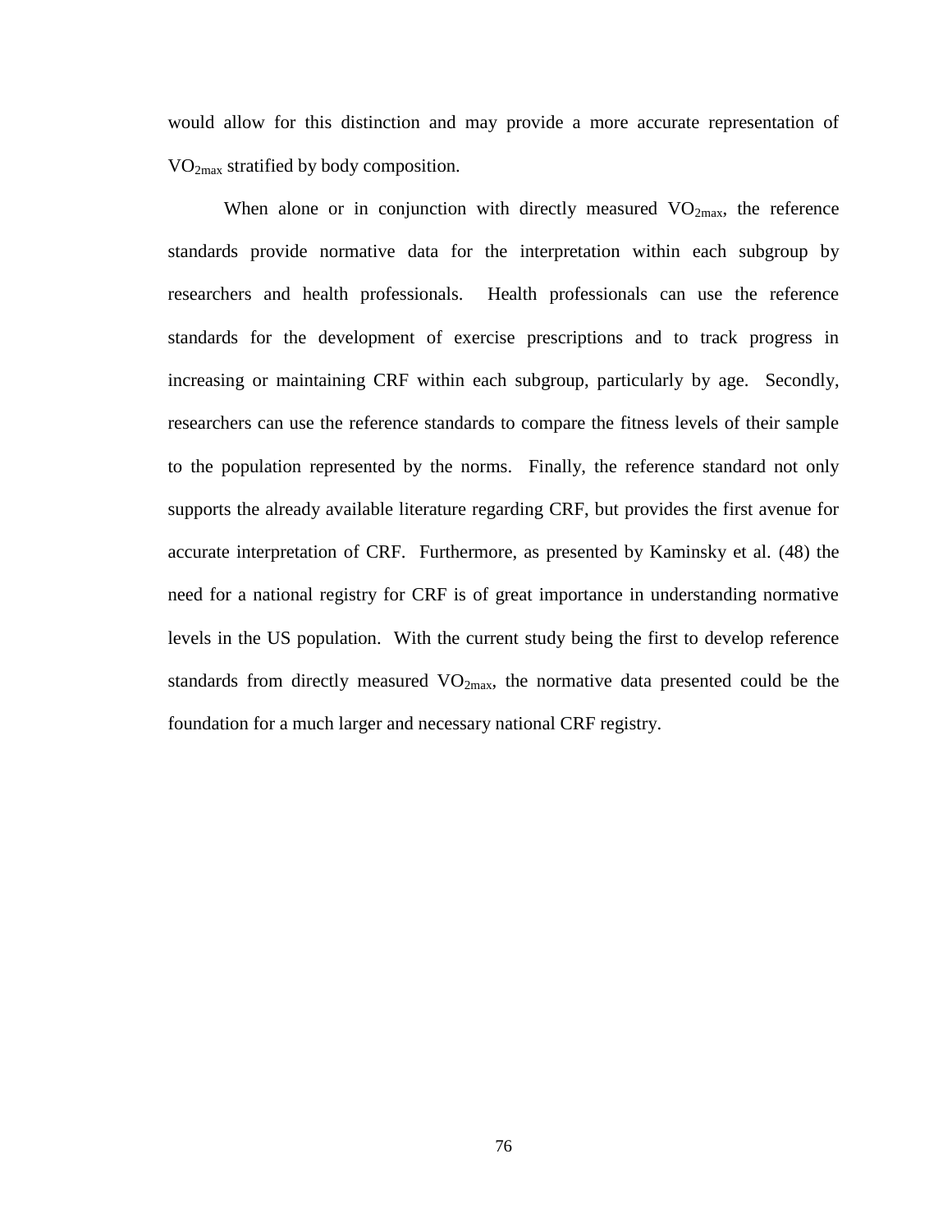would allow for this distinction and may provide a more accurate representation of $VO_{2max}$ stratified by body composition.

When alone or in conjunction with directly measured $VO_{2max}$, the reference standards provide normative data for the interpretation within each subgroup by researchers and health professionals. Health professionals can use the reference standards for the development of exercise prescriptions and to track progress in increasing or maintaining CRF within each subgroup, particularly by age. Secondly, researchers can use the reference standards to compare the fitness levels of their sample to the population represented by the norms. Finally, the reference standard not only supports the already available literature regarding CRF, but provides the first avenue for accurate interpretation of CRF. Furthermore, as presented by Kaminsky et al. (48) the need for a national registry for CRF is of great importance in understanding normative levels in the US population. With the current study being the first to develop reference standards from directly measured $VO_{2max}$, the normative data presented could be the foundation for a much larger and necessary national CRF registry.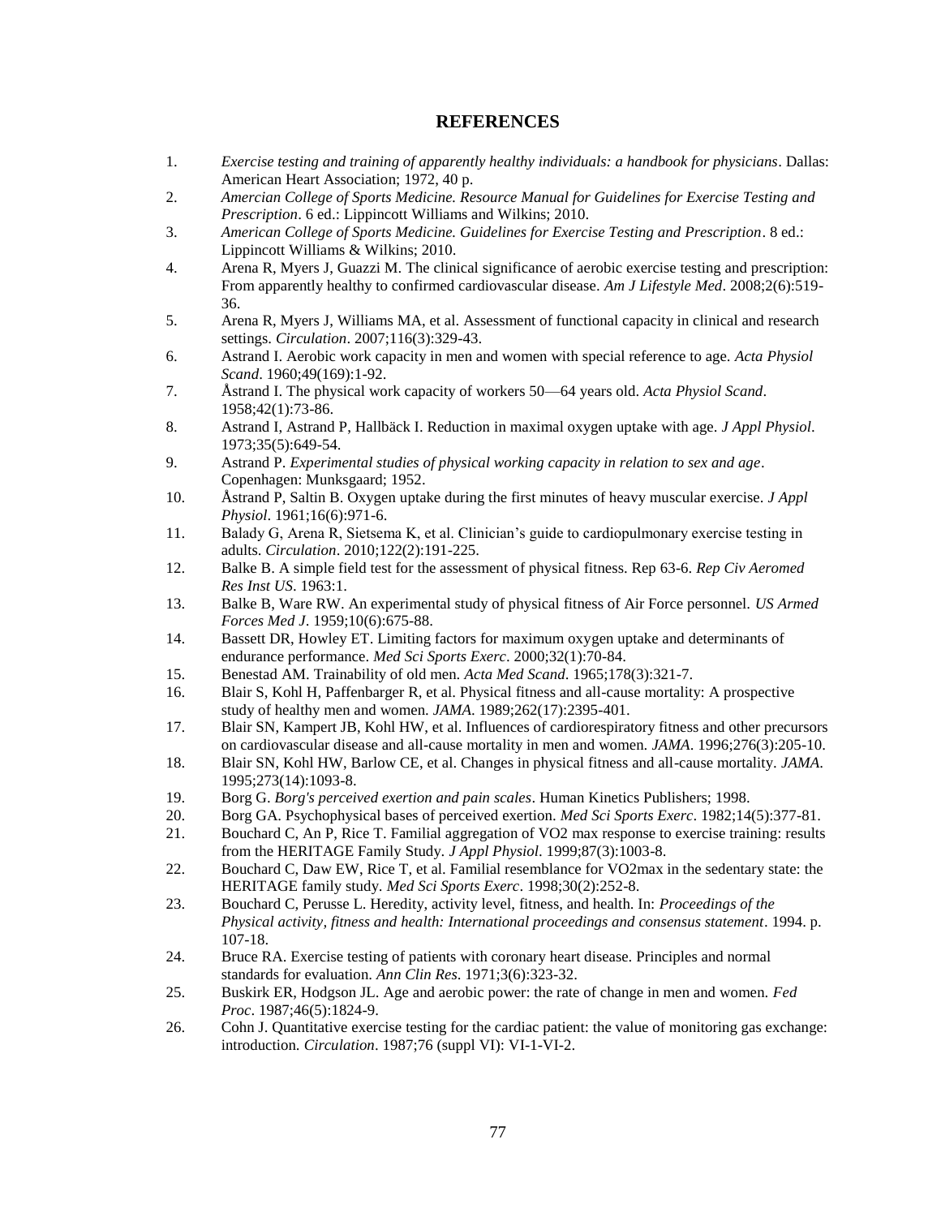# REFERENCES

1. *Exercise testing and training of apparently healthy individuals: a handbook for physicians*. Dallas: American Heart Association; 1972, 40 p.
2. *Amercian College of Sports Medicine. Resource Manual for Guidelines for Exercise Testing and Prescription*. 6 ed.: Lippincott Williams and Wilkins; 2010.
3. *American College of Sports Medicine. Guidelines for Exercise Testing and Prescription*. 8 ed.: Lippincott Williams & Wilkins; 2010.
4. Arena R, Myers J, Guazzi M. The clinical significance of aerobic exercise testing and prescription: From apparently healthy to confirmed cardiovascular disease. *Am J Lifestyle Med*. 2008;2(6):519-36.
5. Arena R, Myers J, Williams MA, et al. Assessment of functional capacity in clinical and research settings. *Circulation*. 2007;116(3):329-43.
6. Astrand I. Aerobic work capacity in men and women with special reference to age. *Acta Physiol Scand*. 1960;49(169):1-92.
7. Åstrand I. The physical work capacity of workers 50—64 years old. *Acta Physiol Scand*. 1958;42(1):73-86.
8. Astrand I, Astrand P, Hallbäck I. Reduction in maximal oxygen uptake with age. *J Appl Physiol*. 1973;35(5):649-54.
9. Astrand P. *Experimental studies of physical working capacity in relation to sex and age*. Copenhagen: Munksgaard; 1952.
10. Åstrand P, Saltin B. Oxygen uptake during the first minutes of heavy muscular exercise. *J Appl Physiol*. 1961;16(6):971-6.
11. Balady G, Arena R, Sietsema K, et al. Clinician's guide to cardiopulmonary exercise testing in adults. *Circulation*. 2010;122(2):191-225.
12. Balke B. A simple field test for the assessment of physical fitness. Rep 63-6. *Rep Civ Aeromed Res Inst US*. 1963:1.
13. Balke B, Ware RW. An experimental study of physical fitness of Air Force personnel. *US Armed Forces Med J*. 1959;10(6):675-88.
14. Bassett DR, Howley ET. Limiting factors for maximum oxygen uptake and determinants of endurance performance. *Med Sci Sports Exerc*. 2000;32(1):70-84.
15. Benestad AM. Trainability of old men. *Acta Med Scand*. 1965;178(3):321-7.
16. Blair S, Kohl H, Paffenbarger R, et al. Physical fitness and all-cause mortality: A prospective study of healthy men and women. *JAMA*. 1989;262(17):2395-401.
17. Blair SN, Kampert JB, Kohl HW, et al. Influences of cardiorespiratory fitness and other precursors on cardiovascular disease and all-cause mortality in men and women. *JAMA*. 1996;276(3):205-10.
18. Blair SN, Kohl HW, Barlow CE, et al. Changes in physical fitness and all-cause mortality. *JAMA*. 1995;273(14):1093-8.
19. Borg G. *Borg's perceived exertion and pain scales*. Human Kinetics Publishers; 1998.
20. Borg GA. Psychophysical bases of perceived exertion. *Med Sci Sports Exerc*. 1982;14(5):377-81.
21. Bouchard C, An P, Rice T. Familial aggregation of VO2 max response to exercise training: results from the HERITAGE Family Study. *J Appl Physiol*. 1999;87(3):1003-8.
22. Bouchard C, Daw EW, Rice T, et al. Familial resemblance for VO2max in the sedentary state: the HERITAGE family study. *Med Sci Sports Exerc*. 1998;30(2):252-8.
23. Bouchard C, Perusse L. Heredity, activity level, fitness, and health. In: *Proceedings of the Physical activity, fitness and health: International proceedings and consensus statement*. 1994. p. 107-18.
24. Bruce RA. Exercise testing of patients with coronary heart disease. Principles and normal standards for evaluation. *Ann Clin Res*. 1971;3(6):323-32.
25. Buskirk ER, Hodgson JL. Age and aerobic power: the rate of change in men and women. *Fed Proc*. 1987;46(5):1824-9.
26. Cohn J. Quantitative exercise testing for the cardiac patient: the value of monitoring gas exchange: introduction. *Circulation*. 1987;76 (suppl VI): VI-1-VI-2.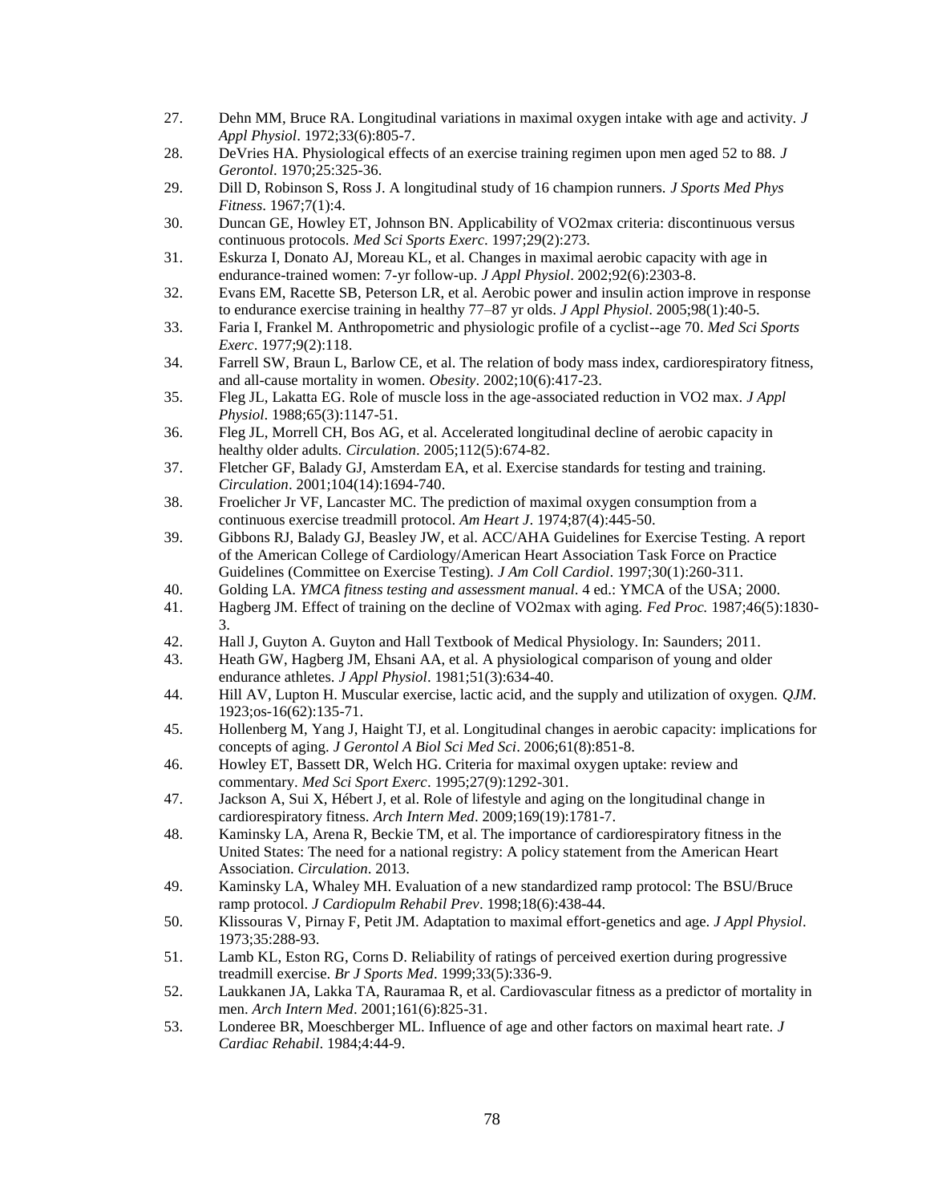27. Dehn MM, Bruce RA. Longitudinal variations in maximal oxygen intake with age and activity. *J Appl Physiol*. 1972;33(6):805-7.
28. DeVries HA. Physiological effects of an exercise training regimen upon men aged 52 to 88. *J Gerontol*. 1970;25:325-36.
29. Dill D, Robinson S, Ross J. A longitudinal study of 16 champion runners. *J Sports Med Phys Fitness*. 1967;7(1):4.
30. Duncan GE, Howley ET, Johnson BN. Applicability of VO2max criteria: discontinuous versus continuous protocols. *Med Sci Sports Exerc*. 1997;29(2):273.
31. Eskurza I, Donato AJ, Moreau KL, et al. Changes in maximal aerobic capacity with age in endurance-trained women: 7-yr follow-up. *J Appl Physiol*. 2002;92(6):2303-8.
32. Evans EM, Racette SB, Peterson LR, et al. Aerobic power and insulin action improve in response to endurance exercise training in healthy 77–87 yr olds. *J Appl Physiol*. 2005;98(1):40-5.
33. Faria I, Frankel M. Anthropometric and physiologic profile of a cyclist--age 70. *Med Sci Sports Exerc*. 1977;9(2):118.
34. Farrell SW, Braun L, Barlow CE, et al. The relation of body mass index, cardiorespiratory fitness, and all-cause mortality in women. *Obesity*. 2002;10(6):417-23.
35. Fleg JL, Lakatta EG. Role of muscle loss in the age-associated reduction in VO2 max. *J Appl Physiol*. 1988;65(3):1147-51.
36. Fleg JL, Morrell CH, Bos AG, et al. Accelerated longitudinal decline of aerobic capacity in healthy older adults. *Circulation*. 2005;112(5):674-82.
37. Fletcher GF, Balady GJ, Amsterdam EA, et al. Exercise standards for testing and training. *Circulation*. 2001;104(14):1694-740.
38. Froelicher Jr VF, Lancaster MC. The prediction of maximal oxygen consumption from a continuous exercise treadmill protocol. *Am Heart J*. 1974;87(4):445-50.
39. Gibbons RJ, Balady GJ, Beasley JW, et al. ACC/AHA Guidelines for Exercise Testing. A report of the American College of Cardiology/American Heart Association Task Force on Practice Guidelines (Committee on Exercise Testing). *J Am Coll Cardiol*. 1997;30(1):260-311.
40. Golding LA. *YMCA fitness testing and assessment manual*. 4 ed.: YMCA of the USA; 2000.
41. Hagberg JM. Effect of training on the decline of VO2max with aging. *Fed Proc*. 1987;46(5):1830-3.
42. Hall J, Guyton A. Guyton and Hall Textbook of Medical Physiology. In: Saunders; 2011.
43. Heath GW, Hagberg JM, Ehsani AA, et al. A physiological comparison of young and older endurance athletes. *J Appl Physiol*. 1981;51(3):634-40.
44. Hill AV, Lupton H. Muscular exercise, lactic acid, and the supply and utilization of oxygen. *QJM*. 1923;os-16(62):135-71.
45. Hollenberg M, Yang J, Haight TJ, et al. Longitudinal changes in aerobic capacity: implications for concepts of aging. *J Gerontol A Biol Sci Med Sci*. 2006;61(8):851-8.
46. Howley ET, Bassett DR, Welch HG. Criteria for maximal oxygen uptake: review and commentary. *Med Sci Sport Exerc*. 1995;27(9):1292-301.
47. Jackson A, Sui X, Hébert J, et al. Role of lifestyle and aging on the longitudinal change in cardiorespiratory fitness. *Arch Intern Med*. 2009;169(19):1781-7.
48. Kaminsky LA, Arena R, Beckie TM, et al. The importance of cardiorespiratory fitness in the United States: The need for a national registry: A policy statement from the American Heart Association. *Circulation*. 2013.
49. Kaminsky LA, Whaley MH. Evaluation of a new standardized ramp protocol: The BSU/Bruce ramp protocol. *J Cardiopulm Rehabil Prev*. 1998;18(6):438-44.
50. Klissouras V, Pirnay F, Petit JM. Adaptation to maximal effort-genetics and age. *J Appl Physiol*. 1973;35:288-93.
51. Lamb KL, Eston RG, Corns D. Reliability of ratings of perceived exertion during progressive treadmill exercise. *Br J Sports Med*. 1999;33(5):336-9.
52. Laukkanen JA, Lakka TA, Rauramaa R, et al. Cardiovascular fitness as a predictor of mortality in men. *Arch Intern Med*. 2001;161(6):825-31.
53. Londeree BR, Moeschberger ML. Influence of age and other factors on maximal heart rate. *J Cardiac Rehabil*. 1984;4:44-9.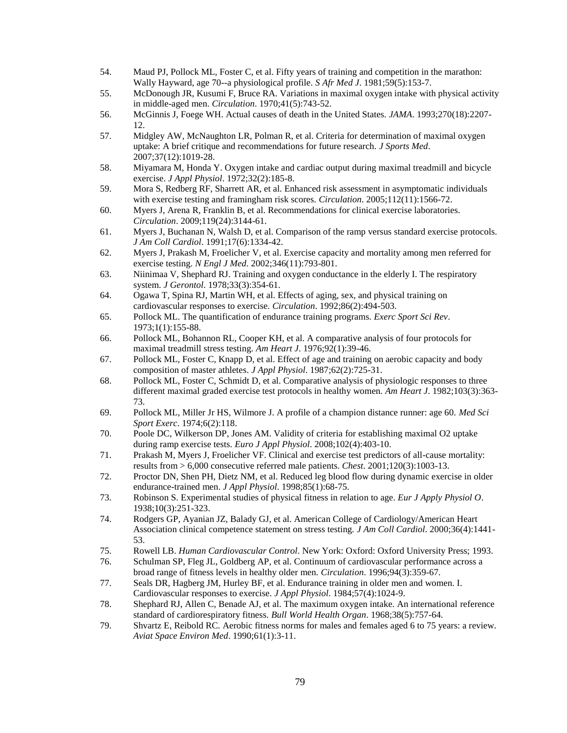54. Maud PJ, Pollock ML, Foster C, et al. Fifty years of training and competition in the marathon: Wally Hayward, age 70--a physiological profile. *S Afr Med J*. 1981;59(5):153-7.
55. McDonough JR, Kusumi F, Bruce RA. Variations in maximal oxygen intake with physical activity in middle-aged men. *Circulation*. 1970;41(5):743-52.
56. McGinnis J, Foege WH. Actual causes of death in the United States. *JAMA*. 1993;270(18):2207-12.
57. Midgley AW, McNaughton LR, Polman R, et al. Criteria for determination of maximal oxygen uptake: A brief critique and recommendations for future research. *J Sports Med*. 2007;37(12):1019-28.
58. Miyamara M, Honda Y. Oxygen intake and cardiac output during maximal treadmill and bicycle exercise. *J Appl Physiol*. 1972;32(2):185-8.
59. Mora S, Redberg RF, Sharrett AR, et al. Enhanced risk assessment in asymptomatic individuals with exercise testing and framingham risk scores. *Circulation*. 2005;112(11):1566-72.
60. Myers J, Arena R, Franklin B, et al. Recommendations for clinical exercise laboratories. *Circulation*. 2009;119(24):3144-61.
61. Myers J, Buchanan N, Walsh D, et al. Comparison of the ramp versus standard exercise protocols. *J Am Coll Cardiol*. 1991;17(6):1334-42.
62. Myers J, Prakash M, Froelicher V, et al. Exercise capacity and mortality among men referred for exercise testing. *N Engl J Med*. 2002;346(11):793-801.
63. Niinimaa V, Shephard RJ. Training and oxygen conductance in the elderly I. The respiratory system. *J Gerontol*. 1978;33(3):354-61.
64. Ogawa T, Spina RJ, Martin WH, et al. Effects of aging, sex, and physical training on cardiovascular responses to exercise. *Circulation*. 1992;86(2):494-503.
65. Pollock ML. The quantification of endurance training programs. *Exerc Sport Sci Rev*. 1973;1(1):155-88.
66. Pollock ML, Bohannon RL, Cooper KH, et al. A comparative analysis of four protocols for maximal treadmill stress testing. *Am Heart J*. 1976;92(1):39-46.
67. Pollock ML, Foster C, Knapp D, et al. Effect of age and training on aerobic capacity and body composition of master athletes. *J Appl Physiol*. 1987;62(2):725-31.
68. Pollock ML, Foster C, Schmidt D, et al. Comparative analysis of physiologic responses to three different maximal graded exercise test protocols in healthy women. *Am Heart J*. 1982;103(3):363-73.
69. Pollock ML, Miller Jr HS, Wilmore J. A profile of a champion distance runner: age 60. *Med Sci Sport Exerc*. 1974;6(2):118.
70. Poole DC, Wilkerson DP, Jones AM. Validity of criteria for establishing maximal O2 uptake during ramp exercise tests. *Euro J Appl Physiol*. 2008;102(4):403-10.
71. Prakash M, Myers J, Froelicher VF. Clinical and exercise test predictors of all-cause mortality: results from > 6,000 consecutive referred male patients. *Chest*. 2001;120(3):1003-13.
72. Proctor DN, Shen PH, Dietz NM, et al. Reduced leg blood flow during dynamic exercise in older endurance-trained men. *J Appl Physiol*. 1998;85(1):68-75.
73. Robinson S. Experimental studies of physical fitness in relation to age. *Eur J Apply Physiol O*. 1938;10(3):251-323.
74. Rodgers GP, Ayanian JZ, Balady GJ, et al. American College of Cardiology/American Heart Association clinical competence statement on stress testing. *J Am Coll Cardiol*. 2000;36(4):1441-53.
75. Rowell LB. *Human Cardiovascular Control*. New York: Oxford: Oxford University Press; 1993.
76. Schulman SP, Fleg JL, Goldberg AP, et al. Continuum of cardiovascular performance across a broad range of fitness levels in healthy older men. *Circulation*. 1996;94(3):359-67.
77. Seals DR, Hagberg JM, Hurley BF, et al. Endurance training in older men and women. I. Cardiovascular responses to exercise. *J Appl Physiol*. 1984;57(4):1024-9.
78. Shephard RJ, Allen C, Benade AJ, et al. The maximum oxygen intake. An international reference standard of cardiorespiratory fitness. *Bull World Health Organ*. 1968;38(5):757-64.
79. Shvartz E, Reibold RC. Aerobic fitness norms for males and females aged 6 to 75 years: a review. *Aviat Space Environ Med*. 1990;61(1):3-11.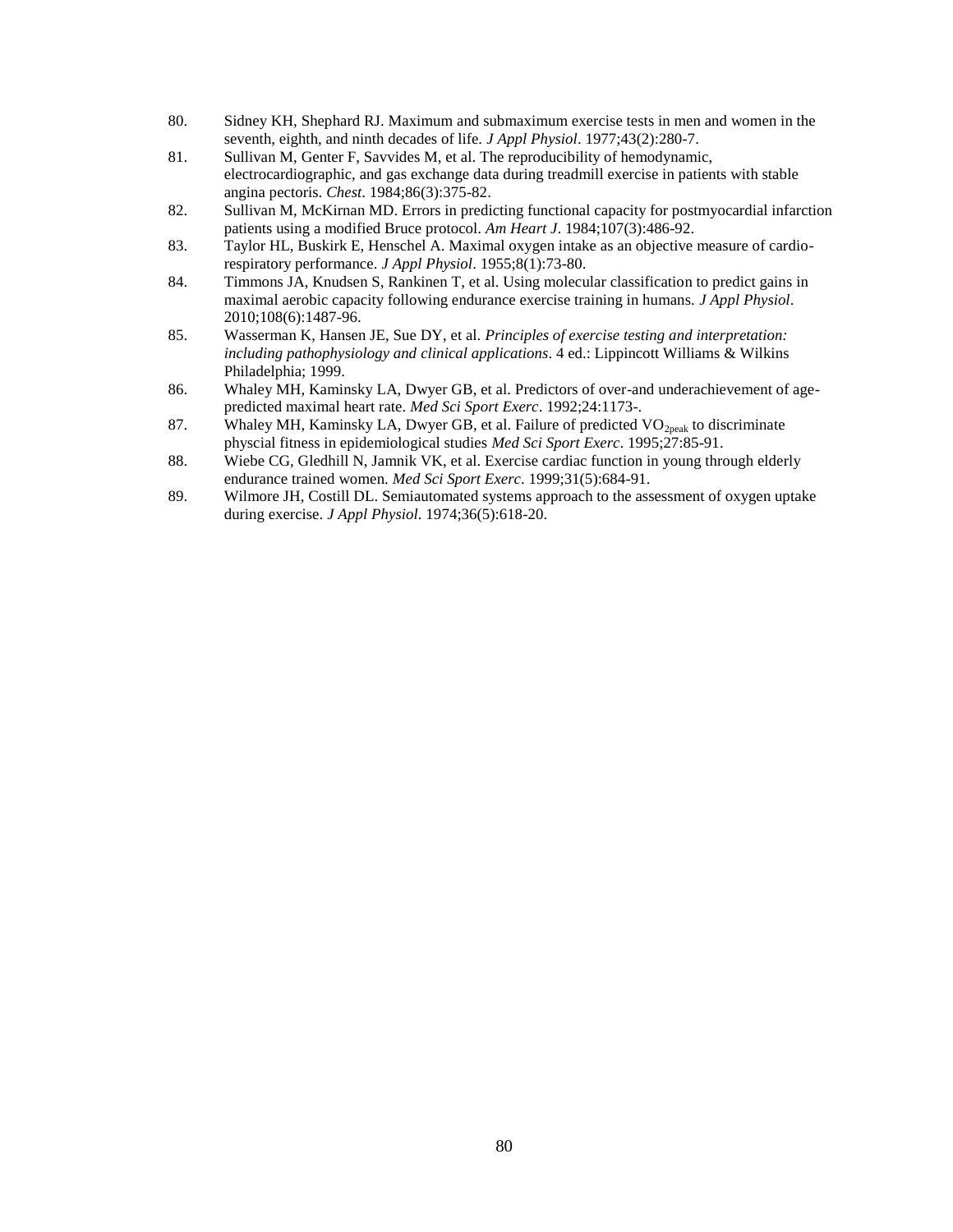80. Sidney KH, Shephard RJ. Maximum and submaximum exercise tests in men and women in the seventh, eighth, and ninth decades of life. *J Appl Physiol*. 1977;43(2):280-7.
81. Sullivan M, Genter F, Savvides M, et al. The reproducibility of hemodynamic, electrocardiographic, and gas exchange data during treadmill exercise in patients with stable angina pectoris. *Chest*. 1984;86(3):375-82.
82. Sullivan M, McKirnan MD. Errors in predicting functional capacity for postmyocardial infarction patients using a modified Bruce protocol. *Am Heart J*. 1984;107(3):486-92.
83. Taylor HL, Buskirk E, Henschel A. Maximal oxygen intake as an objective measure of cardio-respiratory performance. *J Appl Physiol*. 1955;8(1):73-80.
84. Timmons JA, Knudsen S, Rankinen T, et al. Using molecular classification to predict gains in maximal aerobic capacity following endurance exercise training in humans. *J Appl Physiol*. 2010;108(6):1487-96.
85. Wasserman K, Hansen JE, Sue DY, et al. *Principles of exercise testing and interpretation: including pathophysiology and clinical applications*. 4 ed.: Lippincott Williams & Wilkins Philadelphia; 1999.
86. Whaley MH, Kaminsky LA, Dwyer GB, et al. Predictors of over-and underachievement of age-predicted maximal heart rate. *Med Sci Sport Exerc*. 1992;24:1173-.
87. Whaley MH, Kaminsky LA, Dwyer GB, et al. Failure of predicted $VO_{2peak}$ to discriminate physcial fitness in epidemiological studies *Med Sci Sport Exerc*. 1995;27:85-91.
88. Wiebe CG, Gledhill N, Jamnik VK, et al. Exercise cardiac function in young through elderly endurance trained women. *Med Sci Sport Exerc*. 1999;31(5):684-91.
89. Wilmore JH, Costill DL. Semiautomated systems approach to the assessment of oxygen uptake during exercise. *J Appl Physiol*. 1974;36(5):618-20.